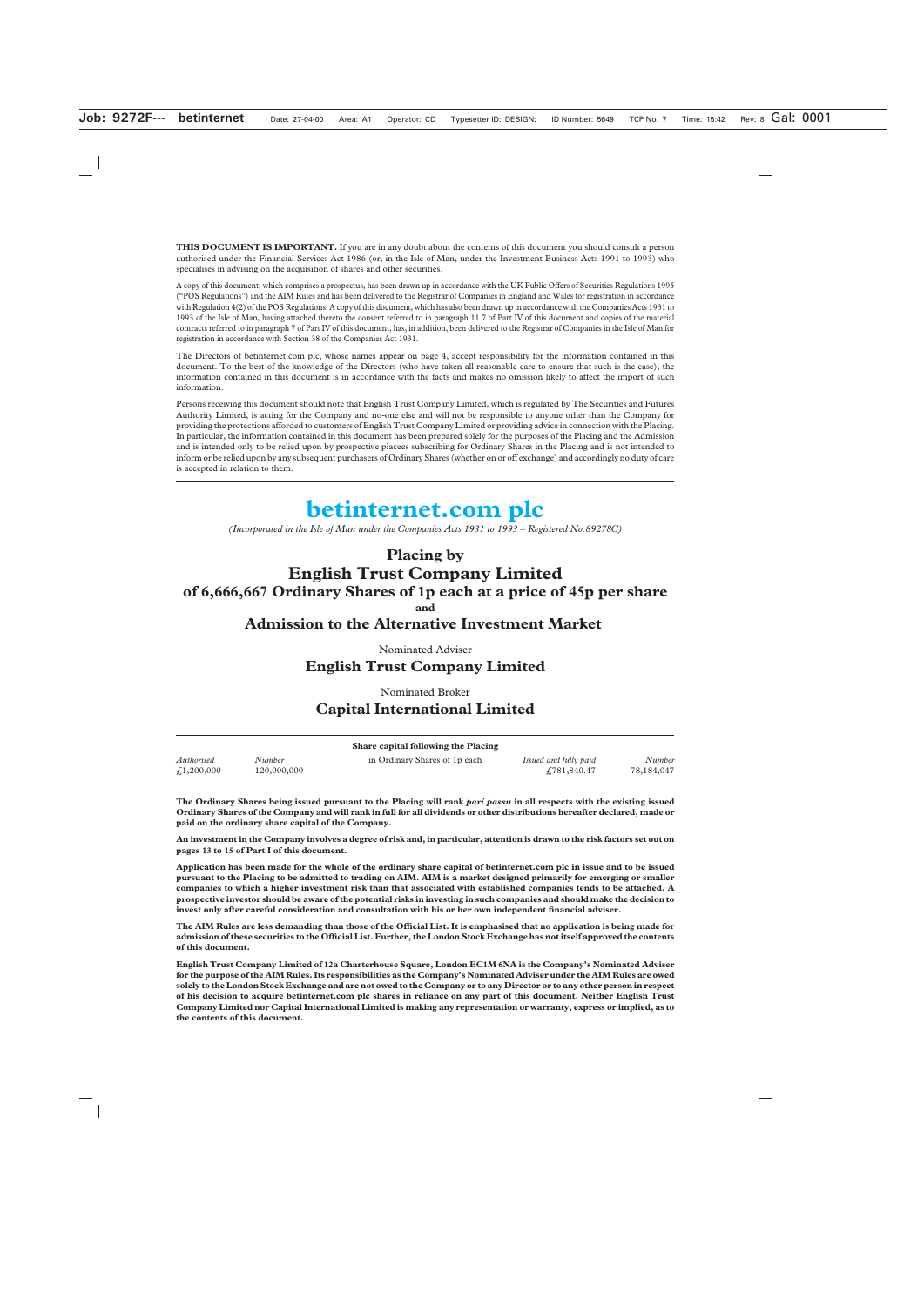**THIS DOCUMENT IS IMPORTANT.** If you are in any doubt about the contents of this document you should consult a person authorised under the Financial Services Act 1986 (or, in the Isle of Man, under the Investment Business Acts 1991 to 1993) who specialises in advising on the acquisition of shares and other securities.

A copy of this document, which comprises a prospectus, has been drawn up in accordance with the UK Public Offers of Securities Regulations 1995 ("POS Regulations") and the AIM Rules and has been delivered to the Registrar of Companies in England and Wales for registration in accordance with Regulation 4(2) of the POS Regulations. A copy of this document, which has also been drawn up in accordance with the Companies Acts 1931 to 1993 of the Isle of Man, having attached thereto the consent referred to in paragraph 11.7 of Part IV of this document and copies of the material contracts referred to in paragraph 7 of Part IV of this document, has, in addition, been delivered to the Registrar of Companies in the Isle of Man for registration in accordance with Section 38 of the Companies Act 1931.

The Directors of betinternet.com plc, whose names appear on page 4, accept responsibility for the information contained in this document. To the best of the knowledge of the Directors (who have taken all reasonable care to ensure that such is the case), the information contained in this document is in accordance with the facts and makes no omission likely to affect the import of such information.

Persons receiving this document should note that English Trust Company Limited, which is regulated by The Securities and Futures Authority Limited, is acting for the Company and no-one else and will not be responsible to anyone other than the Company for providing the protections afforded to customers of English Trust Company Limited or providing advice in connection with the Placing. In particular, the information contained in this document has been prepared solely for the purposes of the Placing and the Admission and is intended only to be relied upon by prospective placees subscribing for Ordinary Shares in the Placing and is not intended to inform or be relied upon by any subsequent purchasers of Ordinary Shares (whether on or off exchange) and accordingly no duty of care is accepted in relation to them.

# betinternet.com plc

*(Incorporated in the Isle of Man under the Companies Acts 1931 to 1993 – Registered No.89278C)*

## Placing by
## English Trust Company Limited
## of 6,666,667 Ordinary Shares of 1p each at a price of 45p per share
**and**
## Admission to the Alternative Investment Market

Nominated Adviser

**English Trust Company Limited**

Nominated Broker

**Capital International Limited**

| Share capital following the Placing | | | | |
|---|---|---|---|---|
| *Authorised* | *Number* | | *Issued and fully paid* | *Number* |
| £1,200,000 | 120,000,000 | in Ordinary Shares of 1p each | £781,840.47 | 78,184,047 |

**The Ordinary Shares being issued pursuant to the Placing will rank *pari passu* in all respects with the existing issued Ordinary Shares of the Company and will rank in full for all dividends or other distributions hereafter declared, made or paid on the ordinary share capital of the Company.**

**An investment in the Company involves a degree of risk and, in particular, attention is drawn to the risk factors set out on pages 13 to 15 of Part I of this document.**

**Application has been made for the whole of the ordinary share capital of betinternet.com plc in issue and to be issued pursuant to the Placing to be admitted to trading on AIM. AIM is a market designed primarily for emerging or smaller companies to which a higher investment risk than that associated with established companies tends to be attached. A prospective investor should be aware of the potential risks in investing in such companies and should make the decision to invest only after careful consideration and consultation with his or her own independent financial adviser.**

**The AIM Rules are less demanding than those of the Official List. It is emphasised that no application is being made for admission of these securities to the Official List. Further, the London Stock Exchange has not itself approved the contents of this document.**

**English Trust Company Limited of 12a Charterhouse Square, London EC1M 6NA is the Company's Nominated Adviser for the purpose of the AIM Rules. Its responsibilities as the Company's Nominated Adviser under the AIM Rules are owed solely to the London Stock Exchange and are not owed to the Company or to any Director or to any other person in respect of his decision to acquire betinternet.com plc shares in reliance on any part of this document. Neither English Trust Company Limited nor Capital International Limited is making any representation or warranty, express or implied, as to the contents of this document.**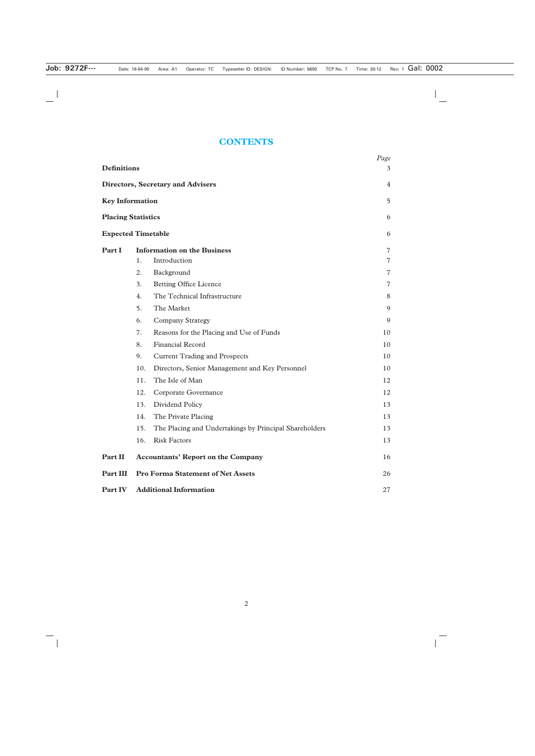# CONTENTS

| | | | Page |
|---|---|---|---|
| **Definitions** | | | 3 |
| **Directors, Secretary and Advisers** | | | 4 |
| **Key Information** | | | 5 |
| **Placing Statistics** | | | 6 |
| **Expected Timetable** | | | 6 |
| **Part I** | **Information on the Business** | | 7 |
| | 1. | Introduction | 7 |
| | 2. | Background | 7 |
| | 3. | Betting Office Licence | 7 |
| | 4. | The Technical Infrastructure | 8 |
| | 5. | The Market | 9 |
| | 6. | Company Strategy | 9 |
| | 7. | Reasons for the Placing and Use of Funds | 10 |
| | 8. | Financial Record | 10 |
| | 9. | Current Trading and Prospects | 10 |
| | 10. | Directors, Senior Management and Key Personnel | 10 |
| | 11. | The Isle of Man | 12 |
| | 12. | Corporate Governance | 12 |
| | 13. | Dividend Policy | 13 |
| | 14. | The Private Placing | 13 |
| | 15. | The Placing and Undertakings by Principal Shareholders | 13 |
| | 16. | Risk Factors | 13 |
| **Part II** | **Accountants' Report on the Company** | | 16 |
| **Part III** | **Pro Forma Statement of Net Assets** | | 26 |
| **Part IV** | **Additional Information** | | 27 |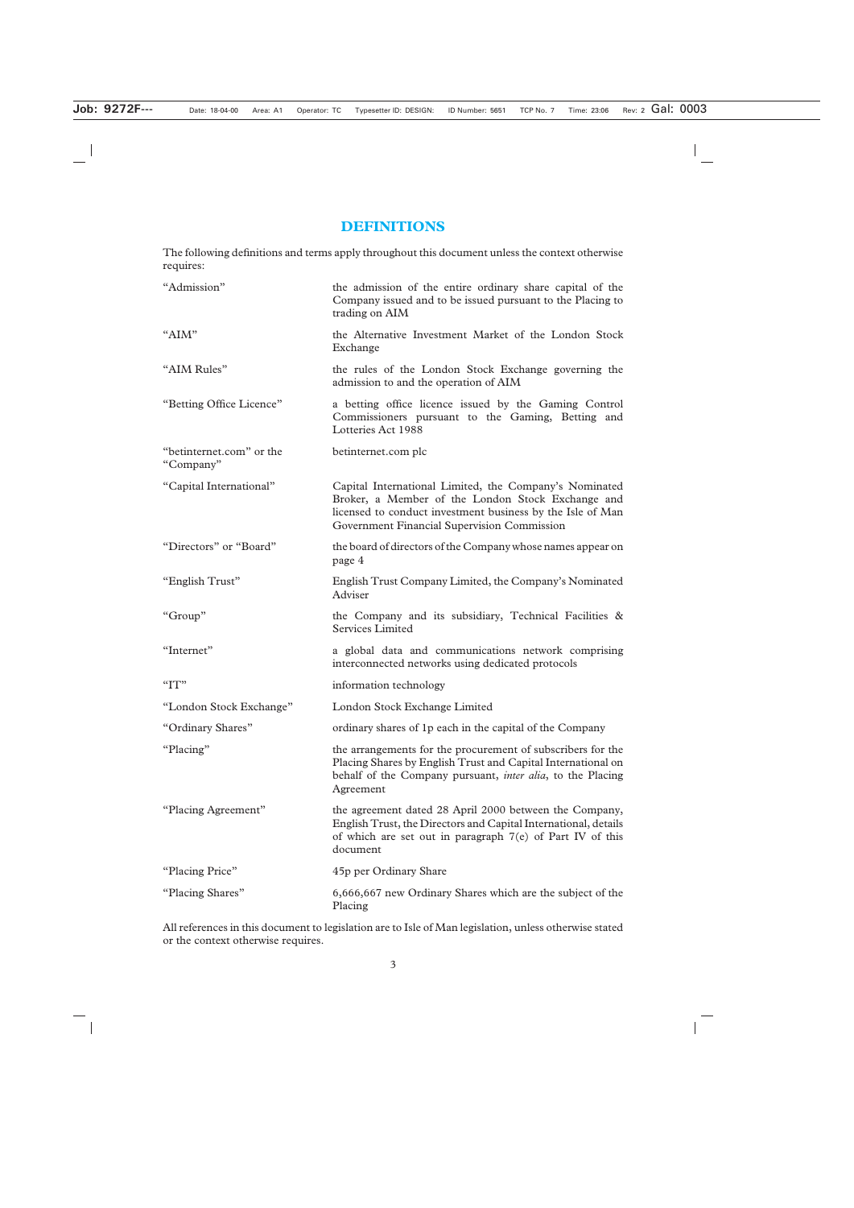# DEFINITIONS

The following definitions and terms apply throughout this document unless the context otherwise requires:

| | |
|---|---|
| "Admission" | the admission of the entire ordinary share capital of the Company issued and to be issued pursuant to the Placing to trading on AIM |
| "AIM" | the Alternative Investment Market of the London Stock Exchange |
| "AIM Rules" | the rules of the London Stock Exchange governing the admission to and the operation of AIM |
| "Betting Office Licence" | a betting office licence issued by the Gaming Control Commissioners pursuant to the Gaming, Betting and Lotteries Act 1988 |
| "betinternet.com" or the "Company" | betinternet.com plc |
| "Capital International" | Capital International Limited, the Company's Nominated Broker, a Member of the London Stock Exchange and licensed to conduct investment business by the Isle of Man Government Financial Supervision Commission |
| "Directors" or "Board" | the board of directors of the Company whose names appear on page 4 |
| "English Trust" | English Trust Company Limited, the Company's Nominated Adviser |
| "Group" | the Company and its subsidiary, Technical Facilities & Services Limited |
| "Internet" | a global data and communications network comprising interconnected networks using dedicated protocols |
| "IT" | information technology |
| "London Stock Exchange" | London Stock Exchange Limited |
| "Ordinary Shares" | ordinary shares of 1p each in the capital of the Company |
| "Placing" | the arrangements for the procurement of subscribers for the Placing Shares by English Trust and Capital International on behalf of the Company pursuant, *inter alia*, to the Placing Agreement |
| "Placing Agreement" | the agreement dated 28 April 2000 between the Company, English Trust, the Directors and Capital International, details of which are set out in paragraph 7(e) of Part IV of this document |
| "Placing Price" | 45p per Ordinary Share |
| "Placing Shares" | 6,666,667 new Ordinary Shares which are the subject of the Placing |

All references in this document to legislation are to Isle of Man legislation, unless otherwise stated or the context otherwise requires.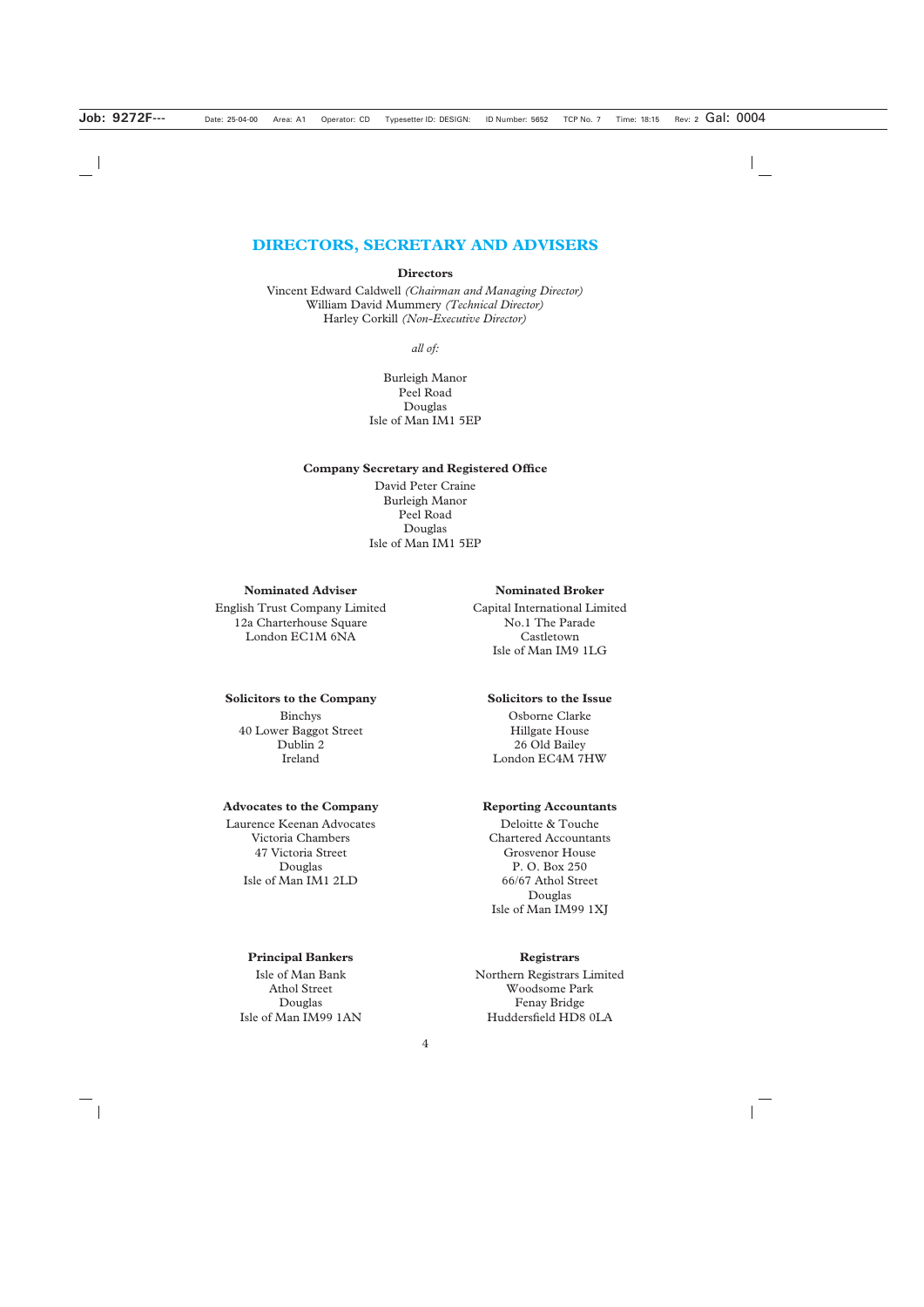# DIRECTORS, SECRETARY AND ADVISERS

**Directors**

Vincent Edward Caldwell *(Chairman and Managing Director)*
William David Mummery *(Technical Director)*
Harley Corkill *(Non-Executive Director)*

*all of:*

Burleigh Manor
Peel Road
Douglas
Isle of Man IM1 5EP

**Company Secretary and Registered Office**

David Peter Craine
Burleigh Manor
Peel Road
Douglas
Isle of Man IM1 5EP

**Nominated Adviser**

English Trust Company Limited
12a Charterhouse Square
London EC1M 6NA

**Nominated Broker**

Capital International Limited
No.1 The Parade
Castletown
Isle of Man IM9 1LG

**Solicitors to the Company**

Binchys
40 Lower Baggot Street
Dublin 2
Ireland

**Solicitors to the Issue**

Osborne Clarke
Hillgate House
26 Old Bailey
London EC4M 7HW

**Advocates to the Company**

Laurence Keenan Advocates
Victoria Chambers
47 Victoria Street
Douglas
Isle of Man IM1 2LD

**Reporting Accountants**

Deloitte & Touche
Chartered Accountants
Grosvenor House
P. O. Box 250
66/67 Athol Street
Douglas
Isle of Man IM99 1XJ

**Principal Bankers**

Isle of Man Bank
Athol Street
Douglas
Isle of Man IM99 1AN

**Registrars**

Northern Registrars Limited
Woodsome Park
Fenay Bridge
Huddersfield HD8 0LA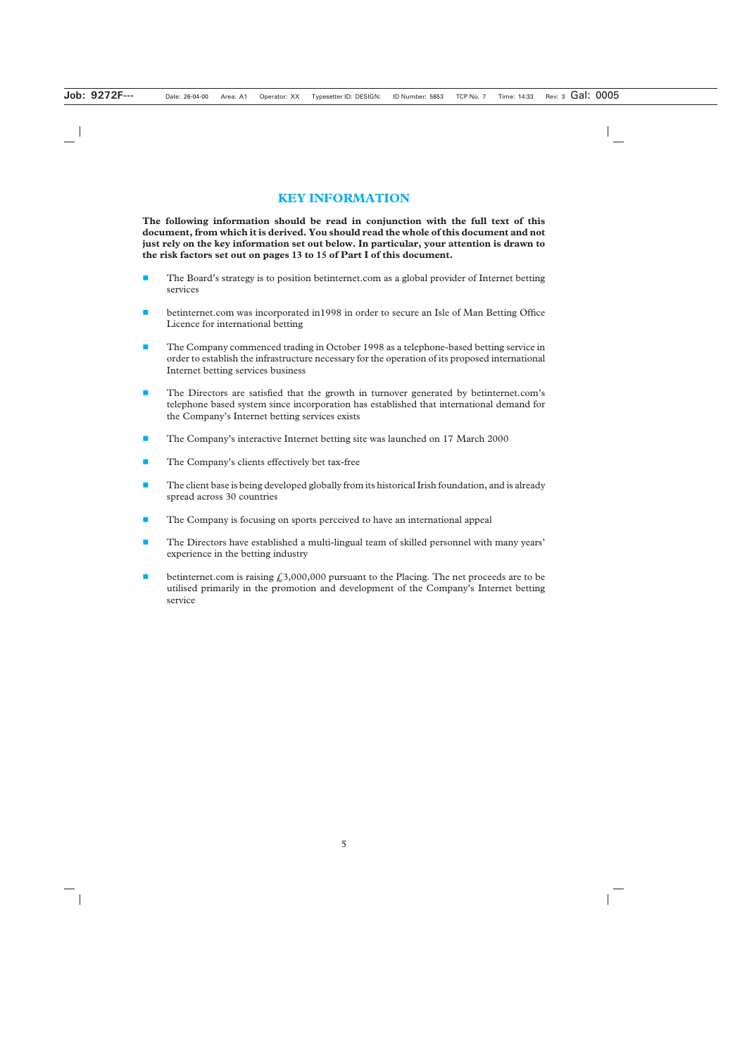# KEY INFORMATION

**The following information should be read in conjunction with the full text of this document, from which it is derived. You should read the whole of this document and not just rely on the key information set out below. In particular, your attention is drawn to the risk factors set out on pages 13 to 15 of Part I of this document.**

- The Board's strategy is to position betinternet.com as a global provider of Internet betting services
- betinternet.com was incorporated in1998 in order to secure an Isle of Man Betting Office Licence for international betting
- The Company commenced trading in October 1998 as a telephone-based betting service in order to establish the infrastructure necessary for the operation of its proposed international Internet betting services business
- The Directors are satisfied that the growth in turnover generated by betinternet.com's telephone based system since incorporation has established that international demand for the Company's Internet betting services exists
- The Company's interactive Internet betting site was launched on 17 March 2000
- The Company's clients effectively bet tax-free
- The client base is being developed globally from its historical Irish foundation, and is already spread across 30 countries
- The Company is focusing on sports perceived to have an international appeal
- The Directors have established a multi-lingual team of skilled personnel with many years' experience in the betting industry
- betinternet.com is raising £3,000,000 pursuant to the Placing. The net proceeds are to be utilised primarily in the promotion and development of the Company's Internet betting service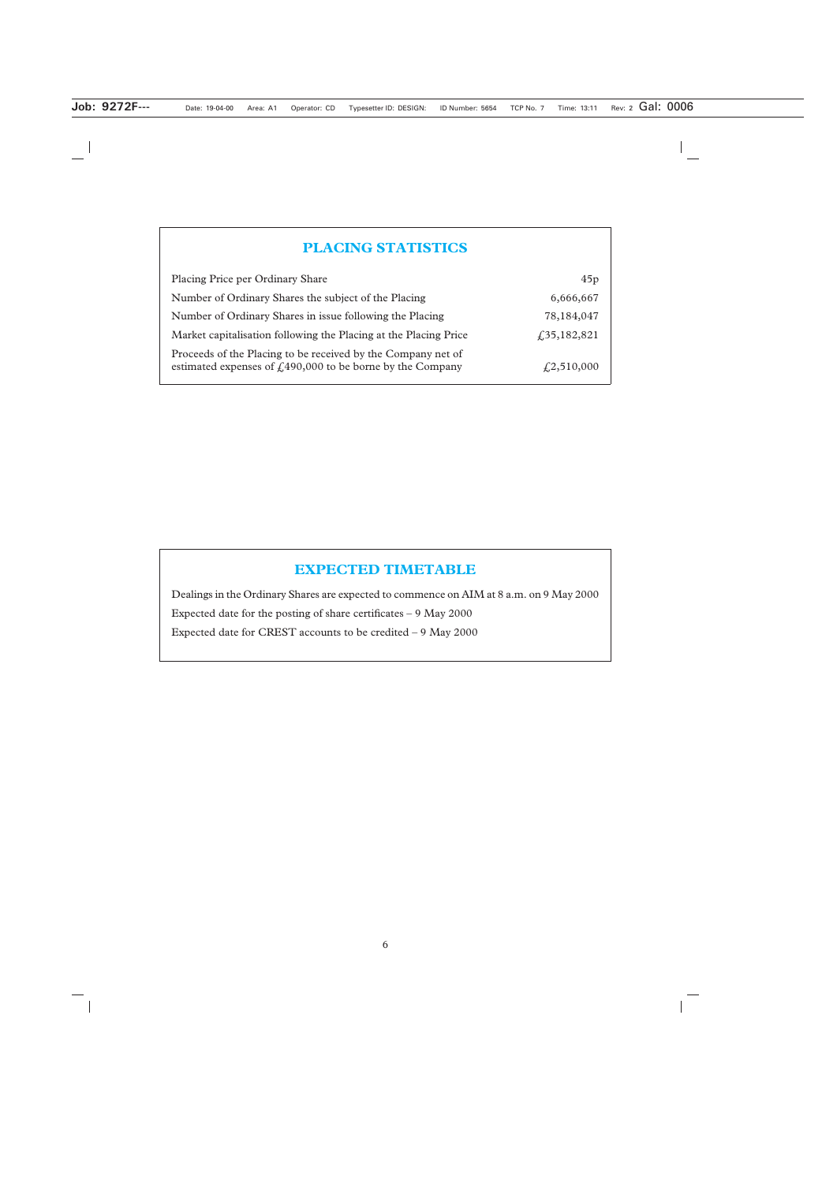## PLACING STATISTICS

| | |
|---|---|
| Placing Price per Ordinary Share | 45p |
| Number of Ordinary Shares the subject of the Placing | 6,666,667 |
| Number of Ordinary Shares in issue following the Placing | 78,184,047 |
| Market capitalisation following the Placing at the Placing Price | £35,182,821 |
| Proceeds of the Placing to be received by the Company net of estimated expenses of £490,000 to be borne by the Company | £2,510,000 |

## EXPECTED TIMETABLE

Dealings in the Ordinary Shares are expected to commence on AIM at 8 a.m. on 9 May 2000

Expected date for the posting of share certificates – 9 May 2000

Expected date for CREST accounts to be credited – 9 May 2000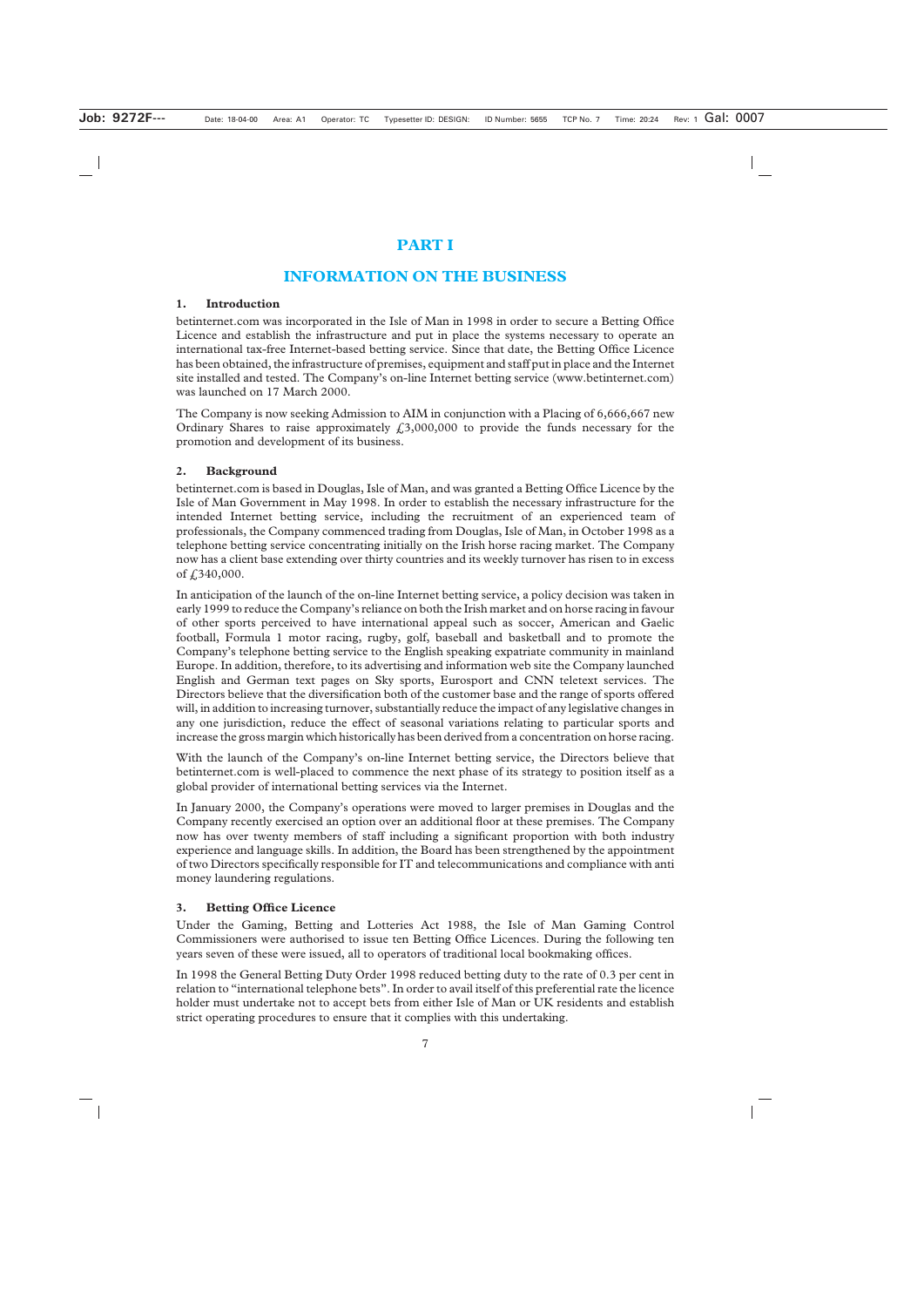# PART I

# INFORMATION ON THE BUSINESS

## 1. Introduction

betinternet.com was incorporated in the Isle of Man in 1998 in order to secure a Betting Office Licence and establish the infrastructure and put in place the systems necessary to operate an international tax-free Internet-based betting service. Since that date, the Betting Office Licence has been obtained, the infrastructure of premises, equipment and staff put in place and the Internet site installed and tested. The Company's on-line Internet betting service (www.betinternet.com) was launched on 17 March 2000.

The Company is now seeking Admission to AIM in conjunction with a Placing of 6,666,667 new Ordinary Shares to raise approximately £3,000,000 to provide the funds necessary for the promotion and development of its business.

## 2. Background

betinternet.com is based in Douglas, Isle of Man, and was granted a Betting Office Licence by the Isle of Man Government in May 1998. In order to establish the necessary infrastructure for the intended Internet betting service, including the recruitment of an experienced team of professionals, the Company commenced trading from Douglas, Isle of Man, in October 1998 as a telephone betting service concentrating initially on the Irish horse racing market. The Company now has a client base extending over thirty countries and its weekly turnover has risen to in excess of £340,000.

In anticipation of the launch of the on-line Internet betting service, a policy decision was taken in early 1999 to reduce the Company's reliance on both the Irish market and on horse racing in favour of other sports perceived to have international appeal such as soccer, American and Gaelic football, Formula 1 motor racing, rugby, golf, baseball and basketball and to promote the Company's telephone betting service to the English speaking expatriate community in mainland Europe. In addition, therefore, to its advertising and information web site the Company launched English and German text pages on Sky sports, Eurosport and CNN teletext services. The Directors believe that the diversification both of the customer base and the range of sports offered will, in addition to increasing turnover, substantially reduce the impact of any legislative changes in any one jurisdiction, reduce the effect of seasonal variations relating to particular sports and increase the gross margin which historically has been derived from a concentration on horse racing.

With the launch of the Company's on-line Internet betting service, the Directors believe that betinternet.com is well-placed to commence the next phase of its strategy to position itself as a global provider of international betting services via the Internet.

In January 2000, the Company's operations were moved to larger premises in Douglas and the Company recently exercised an option over an additional floor at these premises. The Company now has over twenty members of staff including a significant proportion with both industry experience and language skills. In addition, the Board has been strengthened by the appointment of two Directors specifically responsible for IT and telecommunications and compliance with anti money laundering regulations.

## 3. Betting Office Licence

Under the Gaming, Betting and Lotteries Act 1988, the Isle of Man Gaming Control Commissioners were authorised to issue ten Betting Office Licences. During the following ten years seven of these were issued, all to operators of traditional local bookmaking offices.

In 1998 the General Betting Duty Order 1998 reduced betting duty to the rate of 0.3 per cent in relation to "international telephone bets". In order to avail itself of this preferential rate the licence holder must undertake not to accept bets from either Isle of Man or UK residents and establish strict operating procedures to ensure that it complies with this undertaking.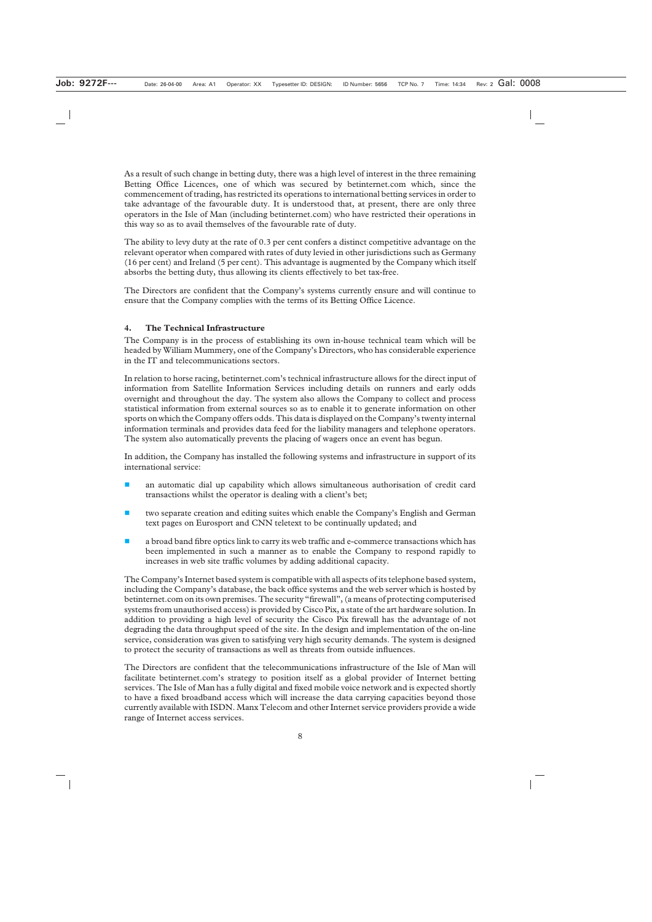As a result of such change in betting duty, there was a high level of interest in the three remaining Betting Office Licences, one of which was secured by betinternet.com which, since the commencement of trading, has restricted its operations to international betting services in order to take advantage of the favourable duty. It is understood that, at present, there are only three operators in the Isle of Man (including betinternet.com) who have restricted their operations in this way so as to avail themselves of the favourable rate of duty.

The ability to levy duty at the rate of 0.3 per cent confers a distinct competitive advantage on the relevant operator when compared with rates of duty levied in other jurisdictions such as Germany (16 per cent) and Ireland (5 per cent). This advantage is augmented by the Company which itself absorbs the betting duty, thus allowing its clients effectively to bet tax-free.

The Directors are confident that the Company's systems currently ensure and will continue to ensure that the Company complies with the terms of its Betting Office Licence.

## 4. The Technical Infrastructure

The Company is in the process of establishing its own in-house technical team which will be headed by William Mummery, one of the Company's Directors, who has considerable experience in the IT and telecommunications sectors.

In relation to horse racing, betinternet.com's technical infrastructure allows for the direct input of information from Satellite Information Services including details on runners and early odds overnight and throughout the day. The system also allows the Company to collect and process statistical information from external sources so as to enable it to generate information on other sports on which the Company offers odds. This data is displayed on the Company's twenty internal information terminals and provides data feed for the liability managers and telephone operators. The system also automatically prevents the placing of wagers once an event has begun.

In addition, the Company has installed the following systems and infrastructure in support of its international service:

- an automatic dial up capability which allows simultaneous authorisation of credit card transactions whilst the operator is dealing with a client's bet;
- two separate creation and editing suites which enable the Company's English and German text pages on Eurosport and CNN teletext to be continually updated; and
- a broad band fibre optics link to carry its web traffic and e-commerce transactions which has been implemented in such a manner as to enable the Company to respond rapidly to increases in web site traffic volumes by adding additional capacity.

The Company's Internet based system is compatible with all aspects of its telephone based system, including the Company's database, the back office systems and the web server which is hosted by betinternet.com on its own premises. The security "firewall", (a means of protecting computerised systems from unauthorised access) is provided by Cisco Pix, a state of the art hardware solution. In addition to providing a high level of security the Cisco Pix firewall has the advantage of not degrading the data throughput speed of the site. In the design and implementation of the on-line service, consideration was given to satisfying very high security demands. The system is designed to protect the security of transactions as well as threats from outside influences.

The Directors are confident that the telecommunications infrastructure of the Isle of Man will facilitate betinternet.com's strategy to position itself as a global provider of Internet betting services. The Isle of Man has a fully digital and fixed mobile voice network and is expected shortly to have a fixed broadband access which will increase the data carrying capacities beyond those currently available with ISDN. Manx Telecom and other Internet service providers provide a wide range of Internet access services.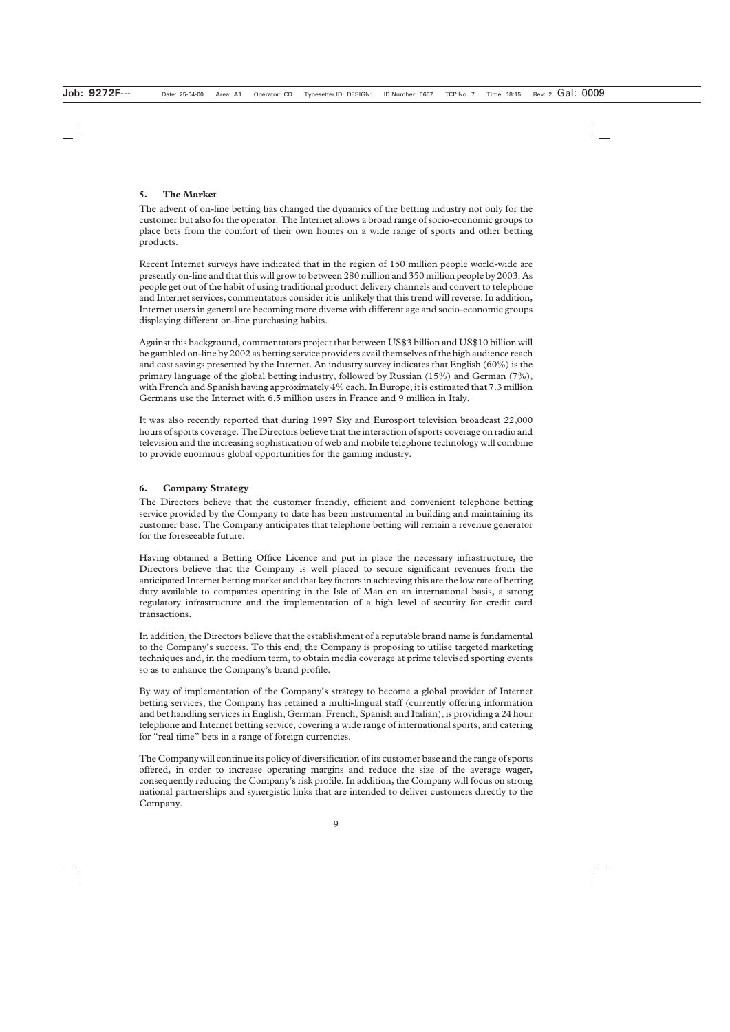## 5. The Market

The advent of on-line betting has changed the dynamics of the betting industry not only for the customer but also for the operator. The Internet allows a broad range of socio-economic groups to place bets from the comfort of their own homes on a wide range of sports and other betting products.

Recent Internet surveys have indicated that in the region of 150 million people world-wide are presently on-line and that this will grow to between 280 million and 350 million people by 2003. As people get out of the habit of using traditional product delivery channels and convert to telephone and Internet services, commentators consider it is unlikely that this trend will reverse. In addition, Internet users in general are becoming more diverse with different age and socio-economic groups displaying different on-line purchasing habits.

Against this background, commentators project that between US$3 billion and US$10 billion will be gambled on-line by 2002 as betting service providers avail themselves of the high audience reach and cost savings presented by the Internet. An industry survey indicates that English (60%) is the primary language of the global betting industry, followed by Russian (15%) and German (7%), with French and Spanish having approximately 4% each. In Europe, it is estimated that 7.3 million Germans use the Internet with 6.5 million users in France and 9 million in Italy.

It was also recently reported that during 1997 Sky and Eurosport television broadcast 22,000 hours of sports coverage. The Directors believe that the interaction of sports coverage on radio and television and the increasing sophistication of web and mobile telephone technology will combine to provide enormous global opportunities for the gaming industry.

## 6. Company Strategy

The Directors believe that the customer friendly, efficient and convenient telephone betting service provided by the Company to date has been instrumental in building and maintaining its customer base. The Company anticipates that telephone betting will remain a revenue generator for the foreseeable future.

Having obtained a Betting Office Licence and put in place the necessary infrastructure, the Directors believe that the Company is well placed to secure significant revenues from the anticipated Internet betting market and that key factors in achieving this are the low rate of betting duty available to companies operating in the Isle of Man on an international basis, a strong regulatory infrastructure and the implementation of a high level of security for credit card transactions.

In addition, the Directors believe that the establishment of a reputable brand name is fundamental to the Company's success. To this end, the Company is proposing to utilise targeted marketing techniques and, in the medium term, to obtain media coverage at prime televised sporting events so as to enhance the Company's brand profile.

By way of implementation of the Company's strategy to become a global provider of Internet betting services, the Company has retained a multi-lingual staff (currently offering information and bet handling services in English, German, French, Spanish and Italian), is providing a 24 hour telephone and Internet betting service, covering a wide range of international sports, and catering for "real time" bets in a range of foreign currencies.

The Company will continue its policy of diversification of its customer base and the range of sports offered, in order to increase operating margins and reduce the size of the average wager, consequently reducing the Company's risk profile. In addition, the Company will focus on strong national partnerships and synergistic links that are intended to deliver customers directly to the Company.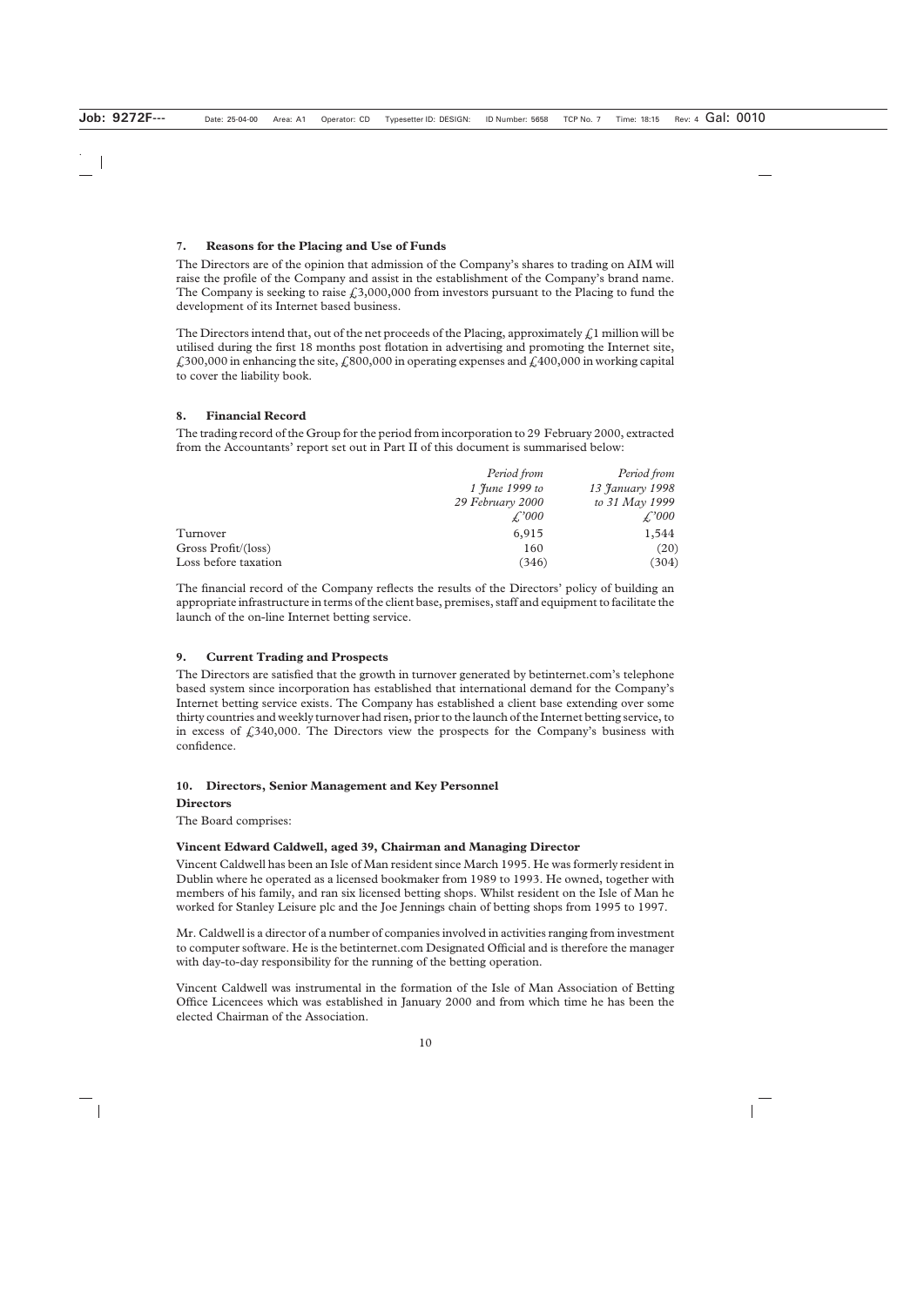## 7. Reasons for the Placing and Use of Funds

The Directors are of the opinion that admission of the Company's shares to trading on AIM will raise the profile of the Company and assist in the establishment of the Company's brand name. The Company is seeking to raise £3,000,000 from investors pursuant to the Placing to fund the development of its Internet based business.

The Directors intend that, out of the net proceeds of the Placing, approximately £1 million will be utilised during the first 18 months post flotation in advertising and promoting the Internet site, £300,000 in enhancing the site, £800,000 in operating expenses and £400,000 in working capital to cover the liability book.

## 8. Financial Record

The trading record of the Group for the period from incorporation to 29 February 2000, extracted from the Accountants' report set out in Part II of this document is summarised below:

| | *Period from 1 June 1999 to 29 February 2000* | *Period from 13 January 1998 to 31 May 1999* |
|---|---|---|
| | *£'000* | *£'000* |
| Turnover | 6,915 | 1,544 |
| Gross Profit/(loss) | 160 | (20) |
| Loss before taxation | (346) | (304) |

The financial record of the Company reflects the results of the Directors' policy of building an appropriate infrastructure in terms of the client base, premises, staff and equipment to facilitate the launch of the on-line Internet betting service.

## 9. Current Trading and Prospects

The Directors are satisfied that the growth in turnover generated by betinternet.com's telephone based system since incorporation has established that international demand for the Company's Internet betting service exists. The Company has established a client base extending over some thirty countries and weekly turnover had risen, prior to the launch of the Internet betting service, to in excess of £340,000. The Directors view the prospects for the Company's business with confidence.

## 10. Directors, Senior Management and Key Personnel

### Directors

The Board comprises:

**Vincent Edward Caldwell, aged 39, Chairman and Managing Director**

Vincent Caldwell has been an Isle of Man resident since March 1995. He was formerly resident in Dublin where he operated as a licensed bookmaker from 1989 to 1993. He owned, together with members of his family, and ran six licensed betting shops. Whilst resident on the Isle of Man he worked for Stanley Leisure plc and the Joe Jennings chain of betting shops from 1995 to 1997.

Mr. Caldwell is a director of a number of companies involved in activities ranging from investment to computer software. He is the betinternet.com Designated Official and is therefore the manager with day-to-day responsibility for the running of the betting operation.

Vincent Caldwell was instrumental in the formation of the Isle of Man Association of Betting Office Licencees which was established in January 2000 and from which time he has been the elected Chairman of the Association.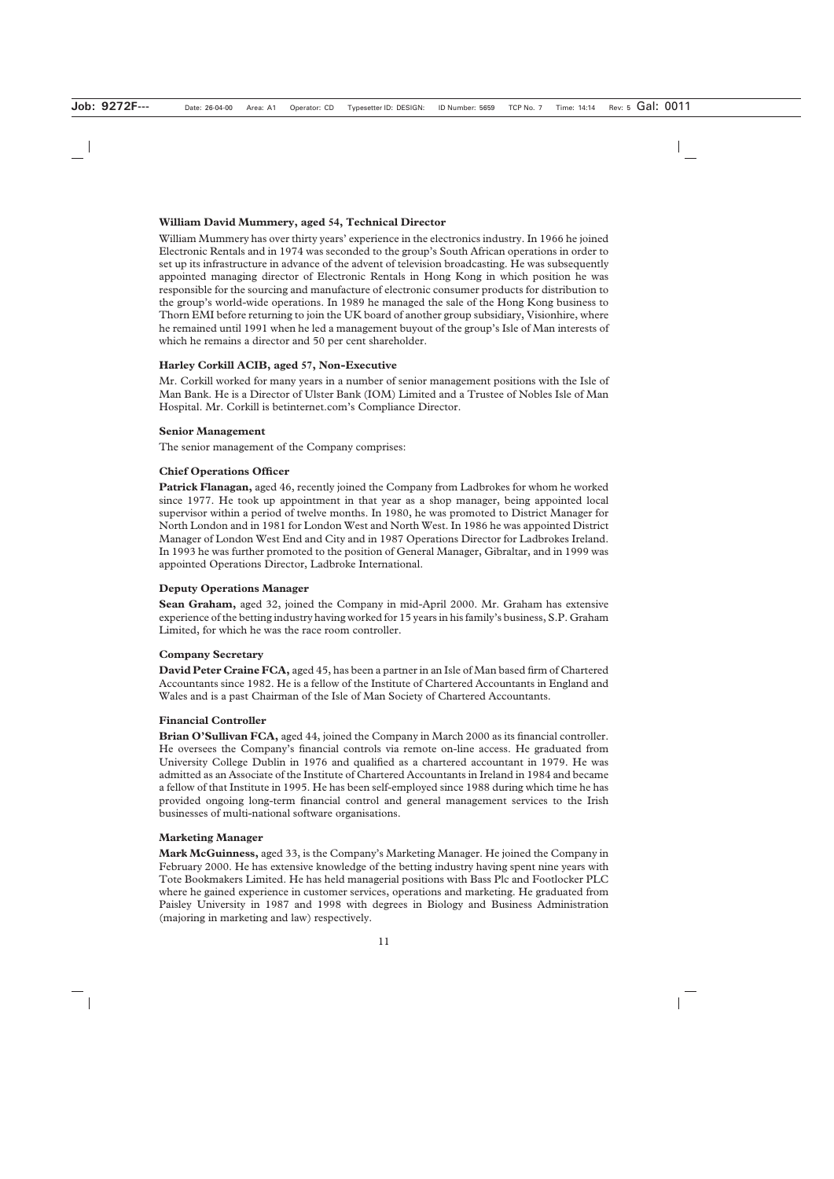**William David Mummery, aged 54, Technical Director**

William Mummery has over thirty years' experience in the electronics industry. In 1966 he joined Electronic Rentals and in 1974 was seconded to the group's South African operations in order to set up its infrastructure in advance of the advent of television broadcasting. He was subsequently appointed managing director of Electronic Rentals in Hong Kong in which position he was responsible for the sourcing and manufacture of electronic consumer products for distribution to the group's world-wide operations. In 1989 he managed the sale of the Hong Kong business to Thorn EMI before returning to join the UK board of another group subsidiary, Visionhire, where he remained until 1991 when he led a management buyout of the group's Isle of Man interests of which he remains a director and 50 per cent shareholder.

**Harley Corkill ACIB, aged 57, Non-Executive**

Mr. Corkill worked for many years in a number of senior management positions with the Isle of Man Bank. He is a Director of Ulster Bank (IOM) Limited and a Trustee of Nobles Isle of Man Hospital. Mr. Corkill is betinternet.com's Compliance Director.

**Senior Management**

The senior management of the Company comprises:

**Chief Operations Officer**

**Patrick Flanagan,** aged 46, recently joined the Company from Ladbrokes for whom he worked since 1977. He took up appointment in that year as a shop manager, being appointed local supervisor within a period of twelve months. In 1980, he was promoted to District Manager for North London and in 1981 for London West and North West. In 1986 he was appointed District Manager of London West End and City and in 1987 Operations Director for Ladbrokes Ireland. In 1993 he was further promoted to the position of General Manager, Gibraltar, and in 1999 was appointed Operations Director, Ladbroke International.

**Deputy Operations Manager**

**Sean Graham,** aged 32, joined the Company in mid-April 2000. Mr. Graham has extensive experience of the betting industry having worked for 15 years in his family's business, S.P. Graham Limited, for which he was the race room controller.

**Company Secretary**

**David Peter Craine FCA,** aged 45, has been a partner in an Isle of Man based firm of Chartered Accountants since 1982. He is a fellow of the Institute of Chartered Accountants in England and Wales and is a past Chairman of the Isle of Man Society of Chartered Accountants.

**Financial Controller**

**Brian O'Sullivan FCA,** aged 44, joined the Company in March 2000 as its financial controller. He oversees the Company's financial controls via remote on-line access. He graduated from University College Dublin in 1976 and qualified as a chartered accountant in 1979. He was admitted as an Associate of the Institute of Chartered Accountants in Ireland in 1984 and became a fellow of that Institute in 1995. He has been self-employed since 1988 during which time he has provided ongoing long-term financial control and general management services to the Irish businesses of multi-national software organisations.

**Marketing Manager**

**Mark McGuinness,** aged 33, is the Company's Marketing Manager. He joined the Company in February 2000. He has extensive knowledge of the betting industry having spent nine years with Tote Bookmakers Limited. He has held managerial positions with Bass Plc and Footlocker PLC where he gained experience in customer services, operations and marketing. He graduated from Paisley University in 1987 and 1998 with degrees in Biology and Business Administration (majoring in marketing and law) respectively.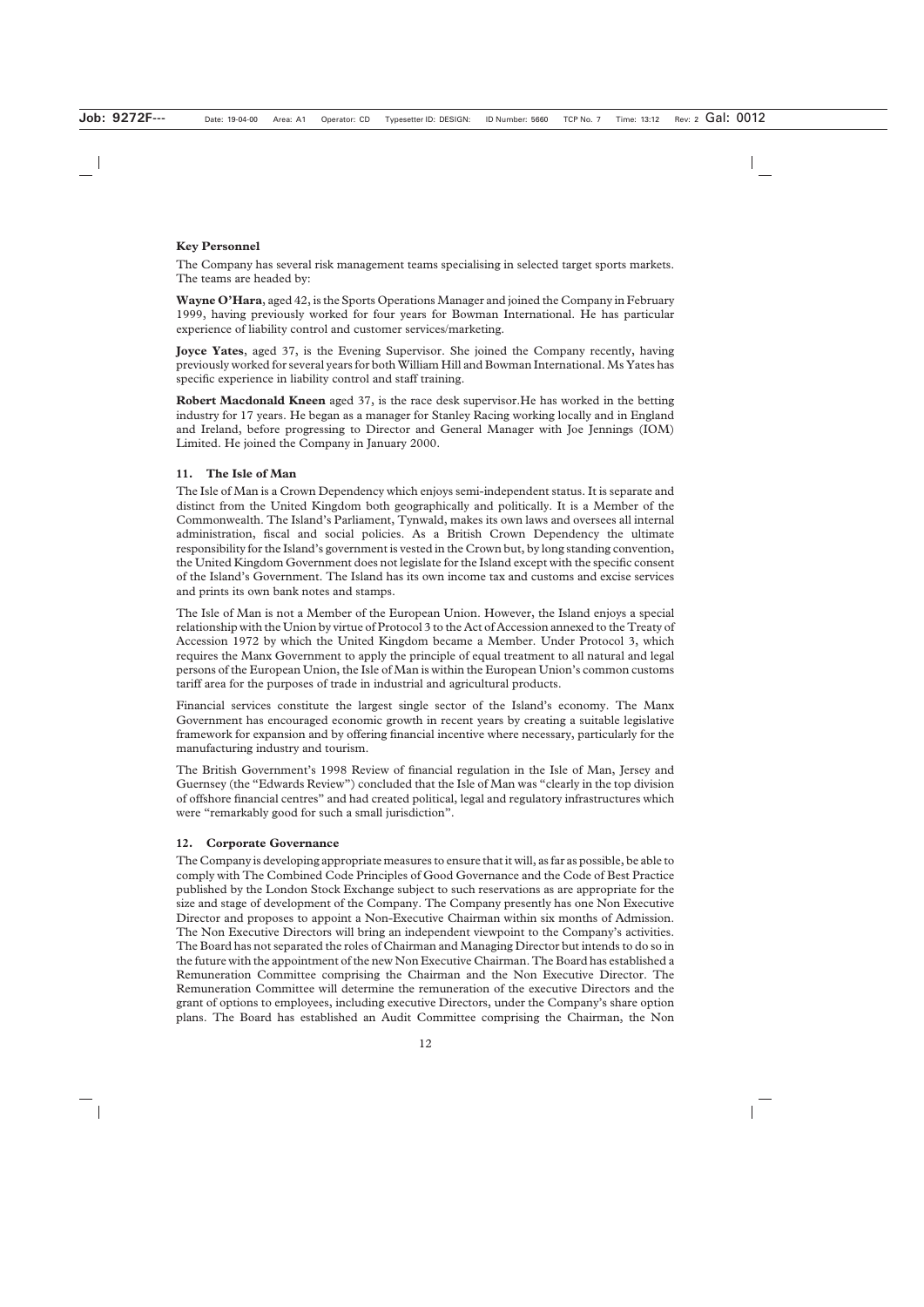### Key Personnel

The Company has several risk management teams specialising in selected target sports markets. The teams are headed by:

**Wayne O'Hara**, aged 42, is the Sports Operations Manager and joined the Company in February 1999, having previously worked for four years for Bowman International. He has particular experience of liability control and customer services/marketing.

**Joyce Yates**, aged 37, is the Evening Supervisor. She joined the Company recently, having previously worked for several years for both William Hill and Bowman International. Ms Yates has specific experience in liability control and staff training.

**Robert Macdonald Kneen** aged 37, is the race desk supervisor.He has worked in the betting industry for 17 years. He began as a manager for Stanley Racing working locally and in England and Ireland, before progressing to Director and General Manager with Joe Jennings (IOM) Limited. He joined the Company in January 2000.

### 11. The Isle of Man

The Isle of Man is a Crown Dependency which enjoys semi-independent status. It is separate and distinct from the United Kingdom both geographically and politically. It is a Member of the Commonwealth. The Island's Parliament, Tynwald, makes its own laws and oversees all internal administration, fiscal and social policies. As a British Crown Dependency the ultimate responsibility for the Island's government is vested in the Crown but, by long standing convention, the United Kingdom Government does not legislate for the Island except with the specific consent of the Island's Government. The Island has its own income tax and customs and excise services and prints its own bank notes and stamps.

The Isle of Man is not a Member of the European Union. However, the Island enjoys a special relationship with the Union by virtue of Protocol 3 to the Act of Accession annexed to the Treaty of Accession 1972 by which the United Kingdom became a Member. Under Protocol 3, which requires the Manx Government to apply the principle of equal treatment to all natural and legal persons of the European Union, the Isle of Man is within the European Union's common customs tariff area for the purposes of trade in industrial and agricultural products.

Financial services constitute the largest single sector of the Island's economy. The Manx Government has encouraged economic growth in recent years by creating a suitable legislative framework for expansion and by offering financial incentive where necessary, particularly for the manufacturing industry and tourism.

The British Government's 1998 Review of financial regulation in the Isle of Man, Jersey and Guernsey (the "Edwards Review") concluded that the Isle of Man was "clearly in the top division of offshore financial centres" and had created political, legal and regulatory infrastructures which were "remarkably good for such a small jurisdiction".

### 12. Corporate Governance

The Company is developing appropriate measures to ensure that it will, as far as possible, be able to comply with The Combined Code Principles of Good Governance and the Code of Best Practice published by the London Stock Exchange subject to such reservations as are appropriate for the size and stage of development of the Company. The Company presently has one Non Executive Director and proposes to appoint a Non-Executive Chairman within six months of Admission. The Non Executive Directors will bring an independent viewpoint to the Company's activities. The Board has not separated the roles of Chairman and Managing Director but intends to do so in the future with the appointment of the new Non Executive Chairman. The Board has established a Remuneration Committee comprising the Chairman and the Non Executive Director. The Remuneration Committee will determine the remuneration of the executive Directors and the grant of options to employees, including executive Directors, under the Company's share option plans. The Board has established an Audit Committee comprising the Chairman, the Non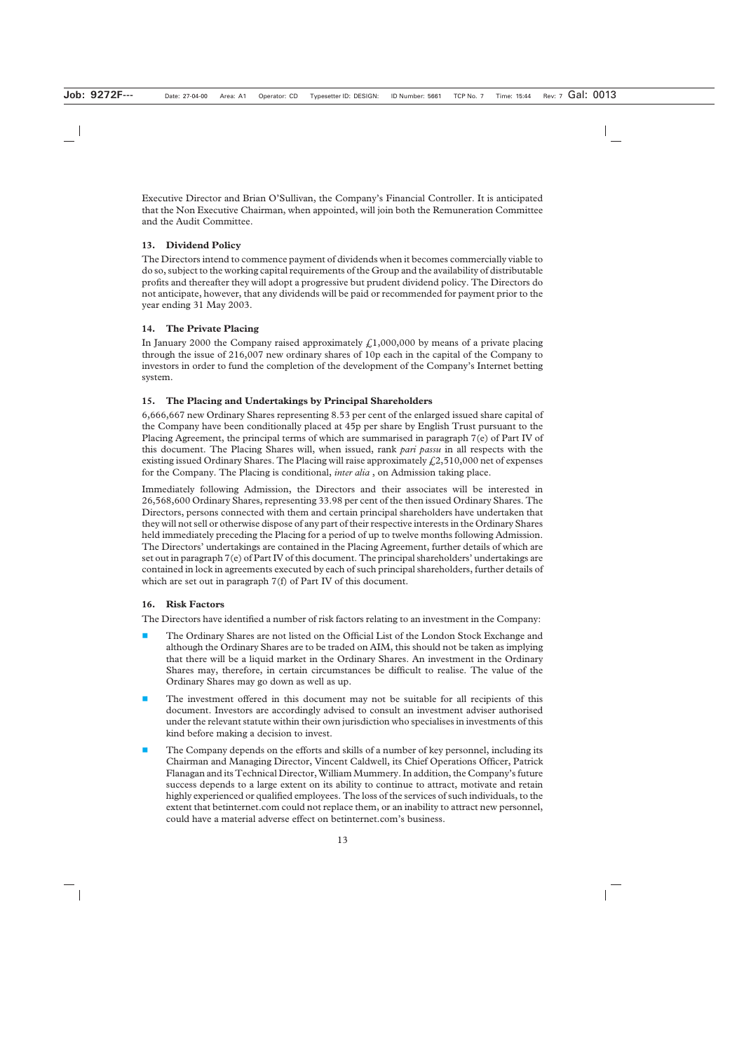Executive Director and Brian O'Sullivan, the Company's Financial Controller. It is anticipated that the Non Executive Chairman, when appointed, will join both the Remuneration Committee and the Audit Committee.

### 13. Dividend Policy

The Directors intend to commence payment of dividends when it becomes commercially viable to do so, subject to the working capital requirements of the Group and the availability of distributable profits and thereafter they will adopt a progressive but prudent dividend policy. The Directors do not anticipate, however, that any dividends will be paid or recommended for payment prior to the year ending 31 May 2003.

### 14. The Private Placing

In January 2000 the Company raised approximately £1,000,000 by means of a private placing through the issue of 216,007 new ordinary shares of 10p each in the capital of the Company to investors in order to fund the completion of the development of the Company's Internet betting system.

### 15. The Placing and Undertakings by Principal Shareholders

6,666,667 new Ordinary Shares representing 8.53 per cent of the enlarged issued share capital of the Company have been conditionally placed at 45p per share by English Trust pursuant to the Placing Agreement, the principal terms of which are summarised in paragraph 7(e) of Part IV of this document. The Placing Shares will, when issued, rank *pari passu* in all respects with the existing issued Ordinary Shares. The Placing will raise approximately £2,510,000 net of expenses for the Company. The Placing is conditional, *inter alia* , on Admission taking place.

Immediately following Admission, the Directors and their associates will be interested in 26,568,600 Ordinary Shares, representing 33.98 per cent of the then issued Ordinary Shares. The Directors, persons connected with them and certain principal shareholders have undertaken that they will not sell or otherwise dispose of any part of their respective interests in the Ordinary Shares held immediately preceding the Placing for a period of up to twelve months following Admission. The Directors' undertakings are contained in the Placing Agreement, further details of which are set out in paragraph 7(e) of Part IV of this document. The principal shareholders' undertakings are contained in lock in agreements executed by each of such principal shareholders, further details of which are set out in paragraph 7(f) of Part IV of this document.

### 16. Risk Factors

The Directors have identified a number of risk factors relating to an investment in the Company:

- The Ordinary Shares are not listed on the Official List of the London Stock Exchange and although the Ordinary Shares are to be traded on AIM, this should not be taken as implying that there will be a liquid market in the Ordinary Shares. An investment in the Ordinary Shares may, therefore, in certain circumstances be difficult to realise. The value of the Ordinary Shares may go down as well as up.
- The investment offered in this document may not be suitable for all recipients of this document. Investors are accordingly advised to consult an investment adviser authorised under the relevant statute within their own jurisdiction who specialises in investments of this kind before making a decision to invest.
- The Company depends on the efforts and skills of a number of key personnel, including its Chairman and Managing Director, Vincent Caldwell, its Chief Operations Officer, Patrick Flanagan and its Technical Director, William Mummery. In addition, the Company's future success depends to a large extent on its ability to continue to attract, motivate and retain highly experienced or qualified employees. The loss of the services of such individuals, to the extent that betinternet.com could not replace them, or an inability to attract new personnel, could have a material adverse effect on betinternet.com's business.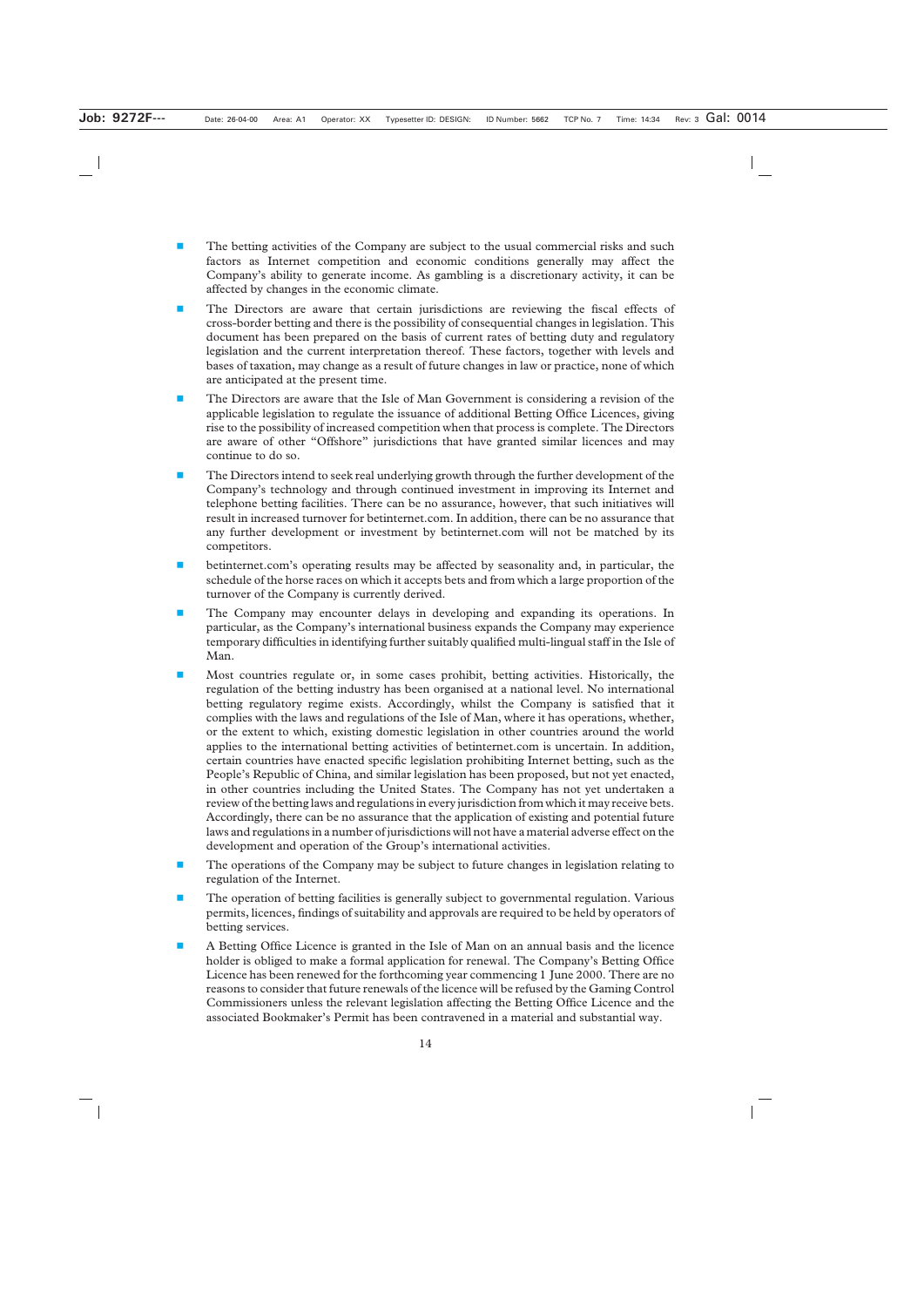- The betting activities of the Company are subject to the usual commercial risks and such factors as Internet competition and economic conditions generally may affect the Company's ability to generate income. As gambling is a discretionary activity, it can be affected by changes in the economic climate.
- The Directors are aware that certain jurisdictions are reviewing the fiscal effects of cross-border betting and there is the possibility of consequential changes in legislation. This document has been prepared on the basis of current rates of betting duty and regulatory legislation and the current interpretation thereof. These factors, together with levels and bases of taxation, may change as a result of future changes in law or practice, none of which are anticipated at the present time.
- The Directors are aware that the Isle of Man Government is considering a revision of the applicable legislation to regulate the issuance of additional Betting Office Licences, giving rise to the possibility of increased competition when that process is complete. The Directors are aware of other "Offshore" jurisdictions that have granted similar licences and may continue to do so.
- The Directors intend to seek real underlying growth through the further development of the Company's technology and through continued investment in improving its Internet and telephone betting facilities. There can be no assurance, however, that such initiatives will result in increased turnover for betinternet.com. In addition, there can be no assurance that any further development or investment by betinternet.com will not be matched by its competitors.
- betinternet.com's operating results may be affected by seasonality and, in particular, the schedule of the horse races on which it accepts bets and from which a large proportion of the turnover of the Company is currently derived.
- The Company may encounter delays in developing and expanding its operations. In particular, as the Company's international business expands the Company may experience temporary difficulties in identifying further suitably qualified multi-lingual staff in the Isle of Man.
- Most countries regulate or, in some cases prohibit, betting activities. Historically, the regulation of the betting industry has been organised at a national level. No international betting regulatory regime exists. Accordingly, whilst the Company is satisfied that it complies with the laws and regulations of the Isle of Man, where it has operations, whether, or the extent to which, existing domestic legislation in other countries around the world applies to the international betting activities of betinternet.com is uncertain. In addition, certain countries have enacted specific legislation prohibiting Internet betting, such as the People's Republic of China, and similar legislation has been proposed, but not yet enacted, in other countries including the United States. The Company has not yet undertaken a review of the betting laws and regulations in every jurisdiction from which it may receive bets. Accordingly, there can be no assurance that the application of existing and potential future laws and regulations in a number of jurisdictions will not have a material adverse effect on the development and operation of the Group's international activities.
- The operations of the Company may be subject to future changes in legislation relating to regulation of the Internet.
- The operation of betting facilities is generally subject to governmental regulation. Various permits, licences, findings of suitability and approvals are required to be held by operators of betting services.
- A Betting Office Licence is granted in the Isle of Man on an annual basis and the licence holder is obliged to make a formal application for renewal. The Company's Betting Office Licence has been renewed for the forthcoming year commencing 1 June 2000. There are no reasons to consider that future renewals of the licence will be refused by the Gaming Control Commissioners unless the relevant legislation affecting the Betting Office Licence and the associated Bookmaker's Permit has been contravened in a material and substantial way.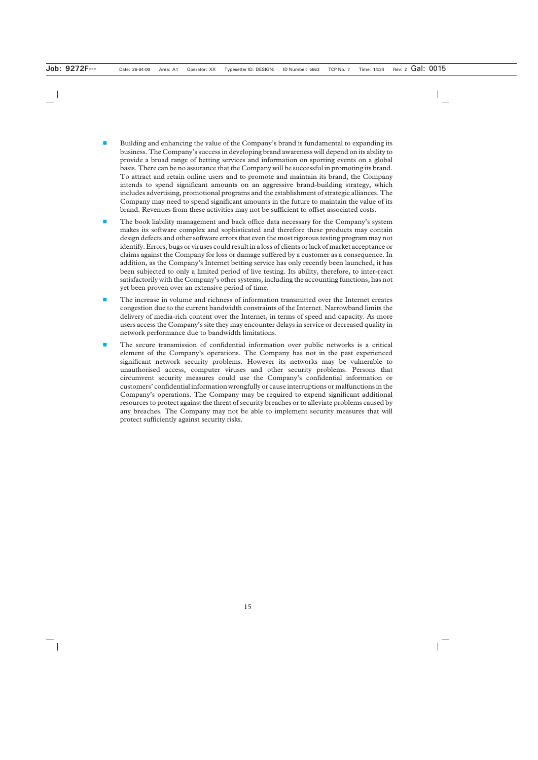- Building and enhancing the value of the Company's brand is fundamental to expanding its business. The Company's success in developing brand awareness will depend on its ability to provide a broad range of betting services and information on sporting events on a global basis. There can be no assurance that the Company will be successful in promoting its brand. To attract and retain online users and to promote and maintain its brand, the Company intends to spend significant amounts on an aggressive brand-building strategy, which includes advertising, promotional programs and the establishment of strategic alliances. The Company may need to spend significant amounts in the future to maintain the value of its brand. Revenues from these activities may not be sufficient to offset associated costs.

- The book liability management and back office data necessary for the Company's system makes its software complex and sophisticated and therefore these products may contain design defects and other software errors that even the most rigorous testing program may not identify. Errors, bugs or viruses could result in a loss of clients or lack of market acceptance or claims against the Company for loss or damage suffered by a customer as a consequence. In addition, as the Company's Internet betting service has only recently been launched, it has been subjected to only a limited period of live testing. Its ability, therefore, to inter-react satisfactorily with the Company's other systems, including the accounting functions, has not yet been proven over an extensive period of time.

- The increase in volume and richness of information transmitted over the Internet creates congestion due to the current bandwidth constraints of the Internet. Narrowband limits the delivery of media-rich content over the Internet, in terms of speed and capacity. As more users access the Company's site they may encounter delays in service or decreased quality in network performance due to bandwidth limitations.

- The secure transmission of confidential information over public networks is a critical element of the Company's operations. The Company has not in the past experienced significant network security problems. However its networks may be vulnerable to unauthorised access, computer viruses and other security problems. Persons that circumvent security measures could use the Company's confidential information or customers' confidential information wrongfully or cause interruptions or malfunctions in the Company's operations. The Company may be required to expend significant additional resources to protect against the threat of security breaches or to alleviate problems caused by any breaches. The Company may not be able to implement security measures that will protect sufficiently against security risks.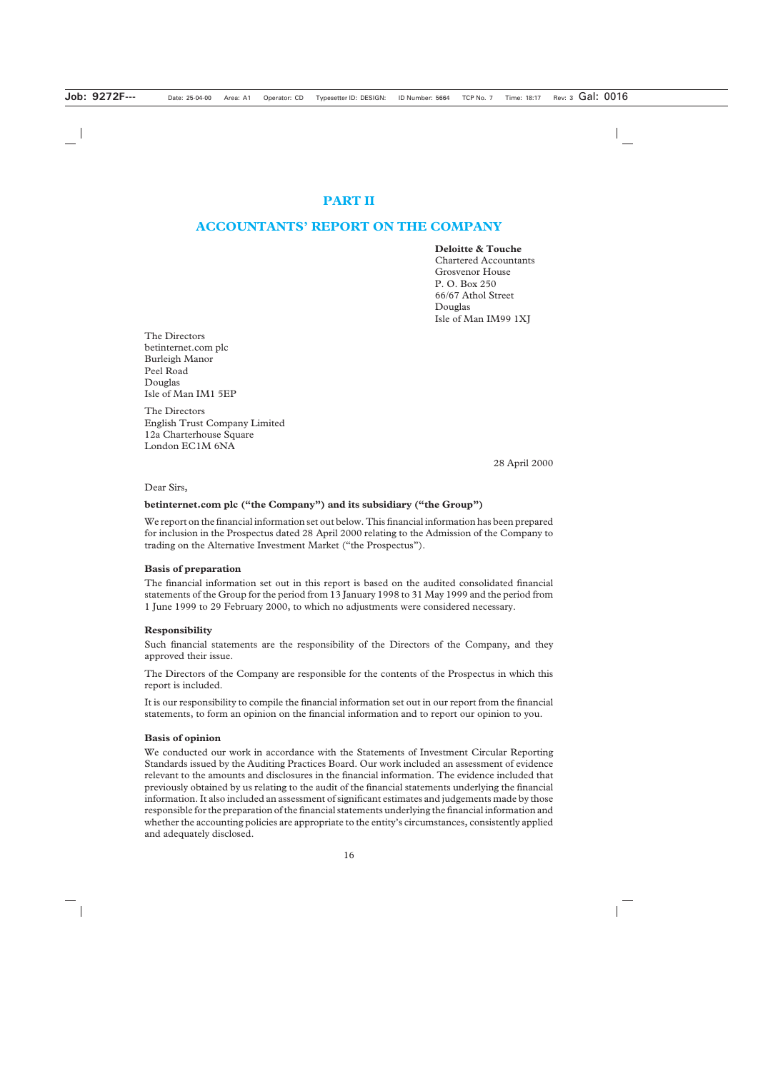# PART II

## ACCOUNTANTS' REPORT ON THE COMPANY

**Deloitte & Touche**
Chartered Accountants
Grosvenor House
P. O. Box 250
66/67 Athol Street
Douglas
Isle of Man IM99 1XJ

The Directors
betinternet.com plc
Burleigh Manor
Peel Road
Douglas
Isle of Man IM1 5EP

The Directors
English Trust Company Limited
12a Charterhouse Square
London EC1M 6NA

28 April 2000

Dear Sirs,

**betinternet.com plc ("the Company") and its subsidiary ("the Group")**

We report on the financial information set out below. This financial information has been prepared for inclusion in the Prospectus dated 28 April 2000 relating to the Admission of the Company to trading on the Alternative Investment Market ("the Prospectus").

**Basis of preparation**

The financial information set out in this report is based on the audited consolidated financial statements of the Group for the period from 13 January 1998 to 31 May 1999 and the period from 1 June 1999 to 29 February 2000, to which no adjustments were considered necessary.

**Responsibility**

Such financial statements are the responsibility of the Directors of the Company, and they approved their issue.

The Directors of the Company are responsible for the contents of the Prospectus in which this report is included.

It is our responsibility to compile the financial information set out in our report from the financial statements, to form an opinion on the financial information and to report our opinion to you.

**Basis of opinion**

We conducted our work in accordance with the Statements of Investment Circular Reporting Standards issued by the Auditing Practices Board. Our work included an assessment of evidence relevant to the amounts and disclosures in the financial information. The evidence included that previously obtained by us relating to the audit of the financial statements underlying the financial information. It also included an assessment of significant estimates and judgements made by those responsible for the preparation of the financial statements underlying the financial information and whether the accounting policies are appropriate to the entity's circumstances, consistently applied and adequately disclosed.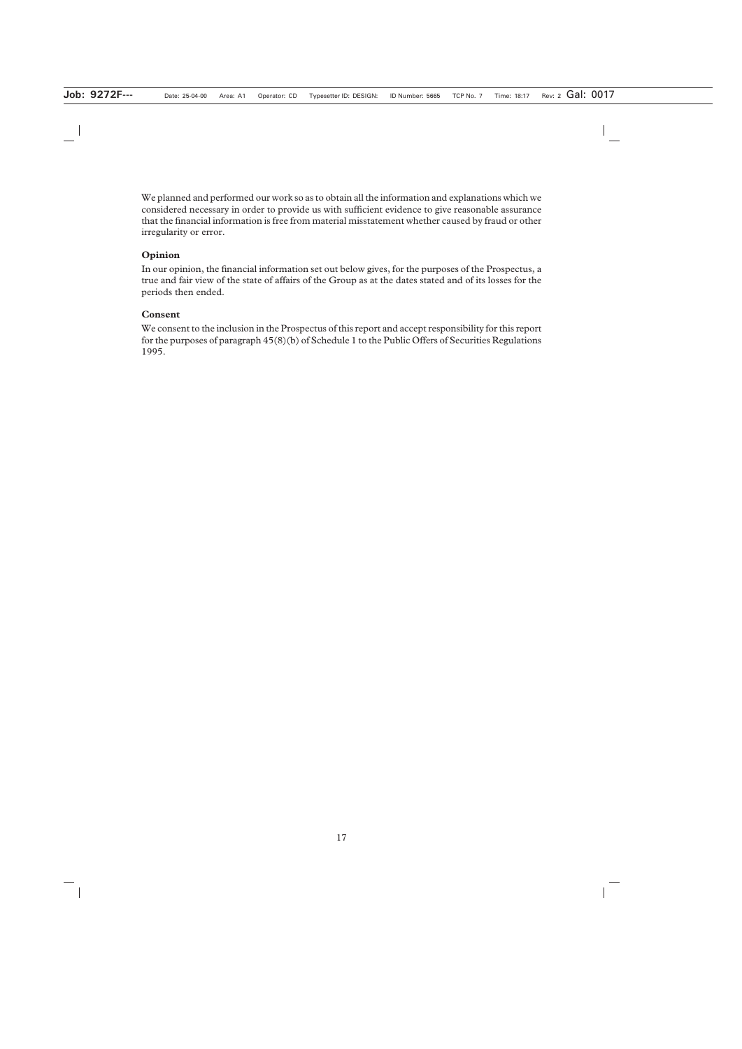We planned and performed our work so as to obtain all the information and explanations which we considered necessary in order to provide us with sufficient evidence to give reasonable assurance that the financial information is free from material misstatement whether caused by fraud or other irregularity or error.

**Opinion**

In our opinion, the financial information set out below gives, for the purposes of the Prospectus, a true and fair view of the state of affairs of the Group as at the dates stated and of its losses for the periods then ended.

**Consent**

We consent to the inclusion in the Prospectus of this report and accept responsibility for this report for the purposes of paragraph 45(8)(b) of Schedule 1 to the Public Offers of Securities Regulations 1995.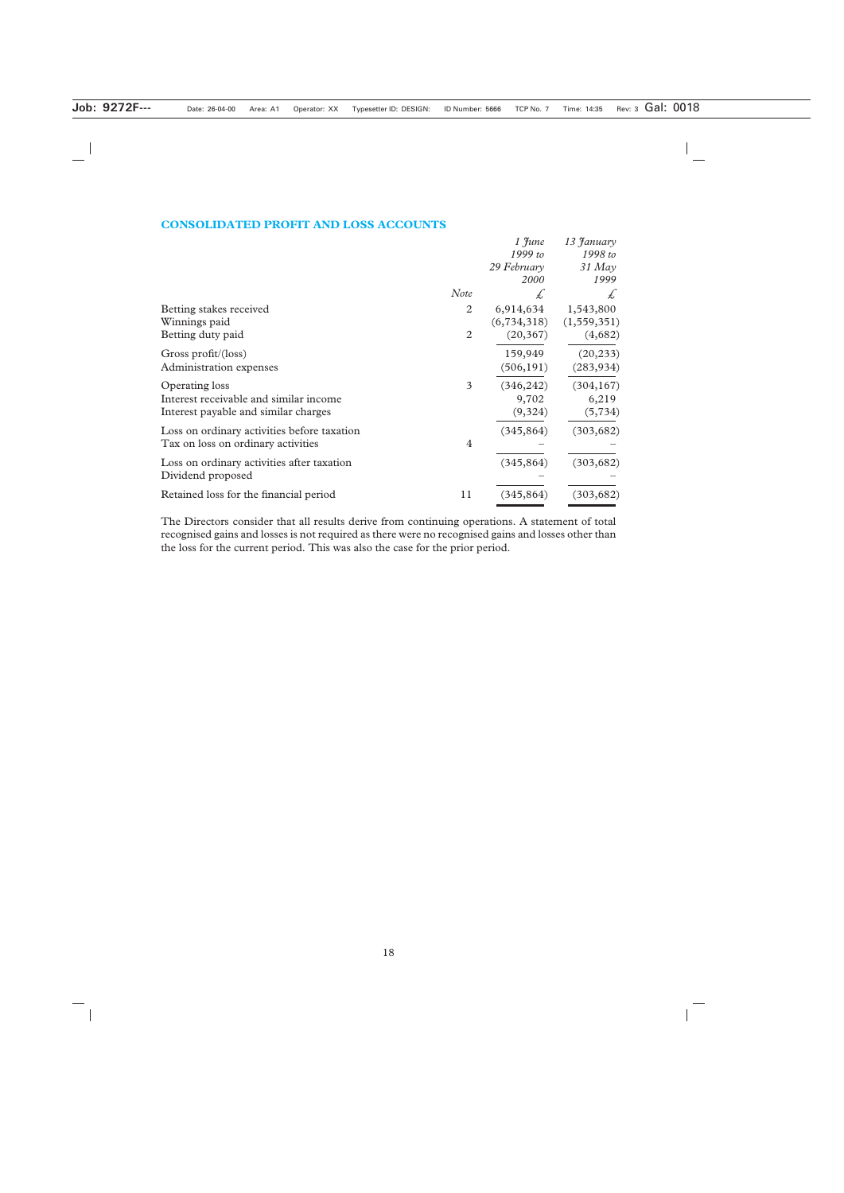## CONSOLIDATED PROFIT AND LOSS ACCOUNTS

| | Note | *1 June 1999 to 29 February 2000* | *13 January 1998 to 31 May 1999* |
|---|---|---|---|
| | | £ | £ |
| Betting stakes received | 2 | 6,914,634 | 1,543,800 |
| Winnings paid | | (6,734,318) | (1,559,351) |
| Betting duty paid | 2 | (20,367) | (4,682) |
| Gross profit/(loss) | | 159,949 | (20,233) |
| Administration expenses | | (506,191) | (283,934) |
| Operating loss | 3 | (346,242) | (304,167) |
| Interest receivable and similar income | | 9,702 | 6,219 |
| Interest payable and similar charges | | (9,324) | (5,734) |
| Loss on ordinary activities before taxation | | (345,864) | (303,682) |
| Tax on loss on ordinary activities | 4 | – | – |
| Loss on ordinary activities after taxation | | (345,864) | (303,682) |
| Dividend proposed | | – | – |
| Retained loss for the financial period | 11 | (345,864) | (303,682) |

The Directors consider that all results derive from continuing operations. A statement of total recognised gains and losses is not required as there were no recognised gains and losses other than the loss for the current period. This was also the case for the prior period.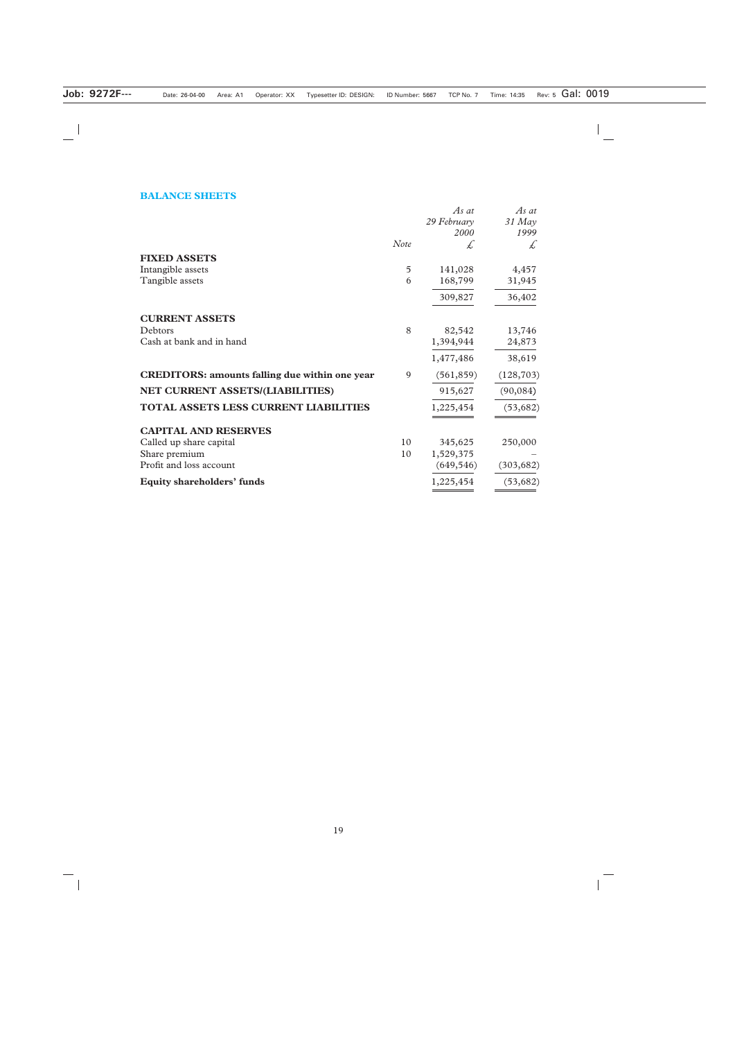## BALANCE SHEETS

| | Note | *As at 29 February 2000* £ | *As at 31 May 1999* £ |
|---|---|---|---|
| **FIXED ASSETS** | | | |
| Intangible assets | 5 | 141,028 | 4,457 |
| Tangible assets | 6 | 168,799 | 31,945 |
| | | 309,827 | 36,402 |
| **CURRENT ASSETS** | | | |
| Debtors | 8 | 82,542 | 13,746 |
| Cash at bank and in hand | | 1,394,944 | 24,873 |
| | | 1,477,486 | 38,619 |
| **CREDITORS: amounts falling due within one year** | 9 | (561,859) | (128,703) |
| **NET CURRENT ASSETS/(LIABILITIES)** | | 915,627 | (90,084) |
| **TOTAL ASSETS LESS CURRENT LIABILITIES** | | 1,225,454 | (53,682) |
| **CAPITAL AND RESERVES** | | | |
| Called up share capital | 10 | 345,625 | 250,000 |
| Share premium | 10 | 1,529,375 | – |
| Profit and loss account | | (649,546) | (303,682) |
| **Equity shareholders' funds** | | 1,225,454 | (53,682) |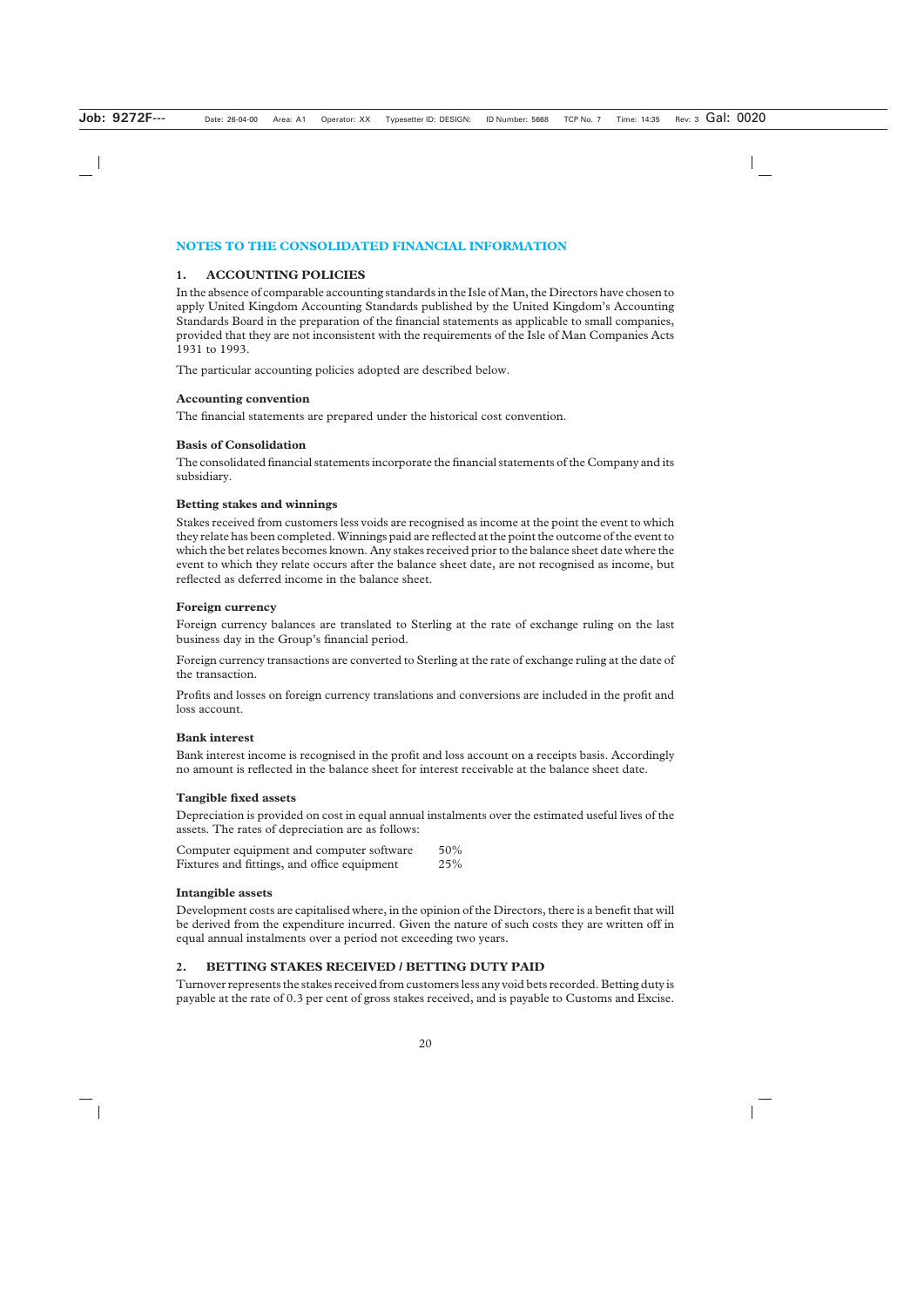## NOTES TO THE CONSOLIDATED FINANCIAL INFORMATION

### 1. ACCOUNTING POLICIES

In the absence of comparable accounting standards in the Isle of Man, the Directors have chosen to apply United Kingdom Accounting Standards published by the United Kingdom's Accounting Standards Board in the preparation of the financial statements as applicable to small companies, provided that they are not inconsistent with the requirements of the Isle of Man Companies Acts 1931 to 1993.

The particular accounting policies adopted are described below.

**Accounting convention**

The financial statements are prepared under the historical cost convention.

**Basis of Consolidation**

The consolidated financial statements incorporate the financial statements of the Company and its subsidiary.

**Betting stakes and winnings**

Stakes received from customers less voids are recognised as income at the point the event to which they relate has been completed. Winnings paid are reflected at the point the outcome of the event to which the bet relates becomes known. Any stakes received prior to the balance sheet date where the event to which they relate occurs after the balance sheet date, are not recognised as income, but reflected as deferred income in the balance sheet.

**Foreign currency**

Foreign currency balances are translated to Sterling at the rate of exchange ruling on the last business day in the Group's financial period.

Foreign currency transactions are converted to Sterling at the rate of exchange ruling at the date of the transaction.

Profits and losses on foreign currency translations and conversions are included in the profit and loss account.

**Bank interest**

Bank interest income is recognised in the profit and loss account on a receipts basis. Accordingly no amount is reflected in the balance sheet for interest receivable at the balance sheet date.

**Tangible fixed assets**

Depreciation is provided on cost in equal annual instalments over the estimated useful lives of the assets. The rates of depreciation are as follows:

| | |
|---|---|
| Computer equipment and computer software | 50% |
| Fixtures and fittings, and office equipment | 25% |

**Intangible assets**

Development costs are capitalised where, in the opinion of the Directors, there is a benefit that will be derived from the expenditure incurred. Given the nature of such costs they are written off in equal annual instalments over a period not exceeding two years.

### 2. BETTING STAKES RECEIVED / BETTING DUTY PAID

Turnover represents the stakes received from customers less any void bets recorded. Betting duty is payable at the rate of 0.3 per cent of gross stakes received, and is payable to Customs and Excise.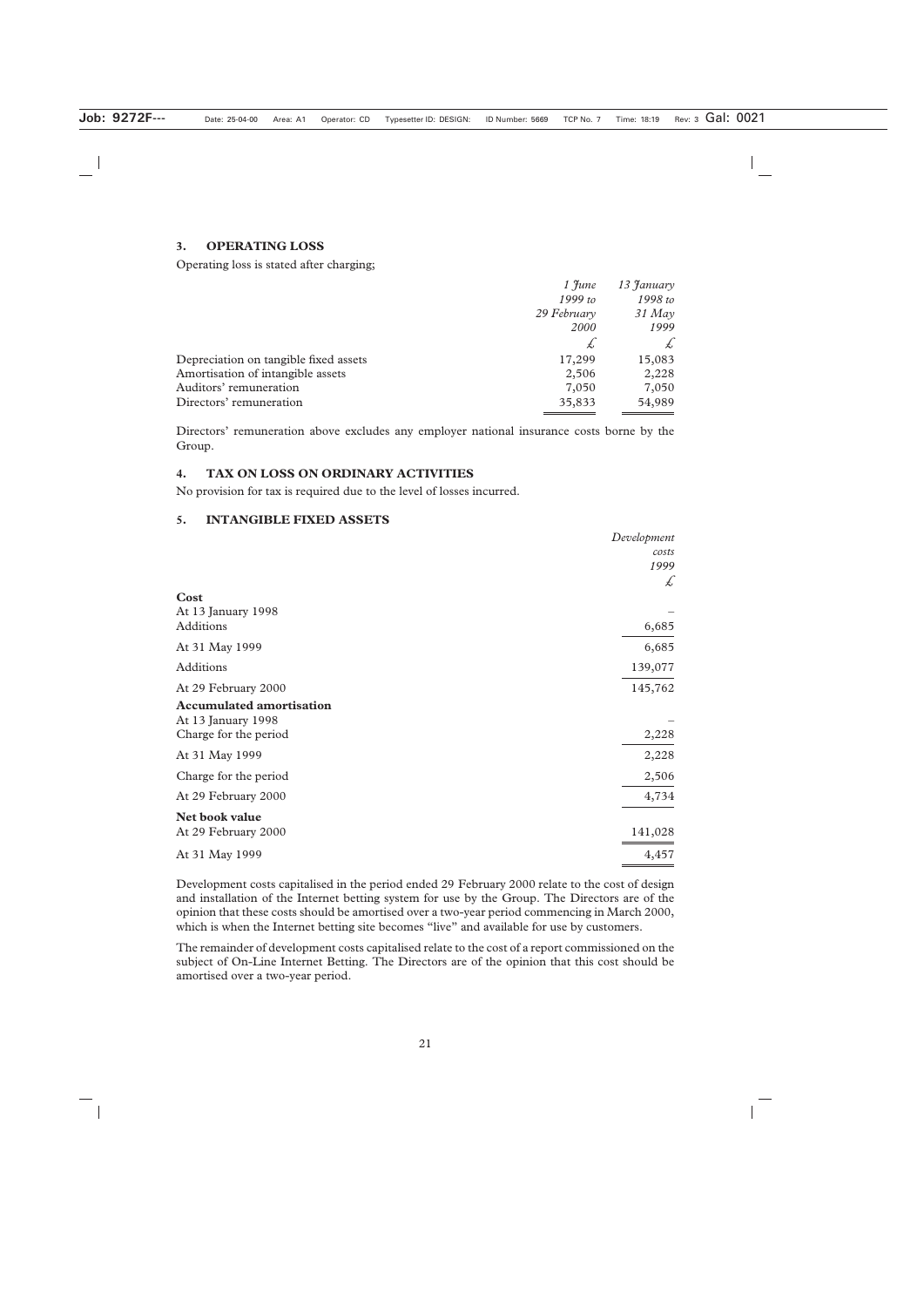### 3. OPERATING LOSS

Operating loss is stated after charging;

| | *1 June 1999 to 29 February 2000* | *13 January 1998 to 31 May 1999* |
|---|---|---|
| | £ | £ |
| Depreciation on tangible fixed assets | 17,299 | 15,083 |
| Amortisation of intangible assets | 2,506 | 2,228 |
| Auditors' remuneration | 7,050 | 7,050 |
| Directors' remuneration | 35,833 | 54,989 |

Directors' remuneration above excludes any employer national insurance costs borne by the Group.

### 4. TAX ON LOSS ON ORDINARY ACTIVITIES

No provision for tax is required due to the level of losses incurred.

### 5. INTANGIBLE FIXED ASSETS

| | *Development costs 1999* |
|---|---|
| | £ |
| **Cost** | |
| At 13 January 1998 | – |
| Additions | 6,685 |
| At 31 May 1999 | 6,685 |
| Additions | 139,077 |
| At 29 February 2000 | 145,762 |
| **Accumulated amortisation** | |
| At 13 January 1998 | – |
| Charge for the period | 2,228 |
| At 31 May 1999 | 2,228 |
| Charge for the period | 2,506 |
| At 29 February 2000 | 4,734 |
| **Net book value** | |
| At 29 February 2000 | 141,028 |
| At 31 May 1999 | 4,457 |

Development costs capitalised in the period ended 29 February 2000 relate to the cost of design and installation of the Internet betting system for use by the Group. The Directors are of the opinion that these costs should be amortised over a two-year period commencing in March 2000, which is when the Internet betting site becomes "live" and available for use by customers.

The remainder of development costs capitalised relate to the cost of a report commissioned on the subject of On-Line Internet Betting. The Directors are of the opinion that this cost should be amortised over a two-year period.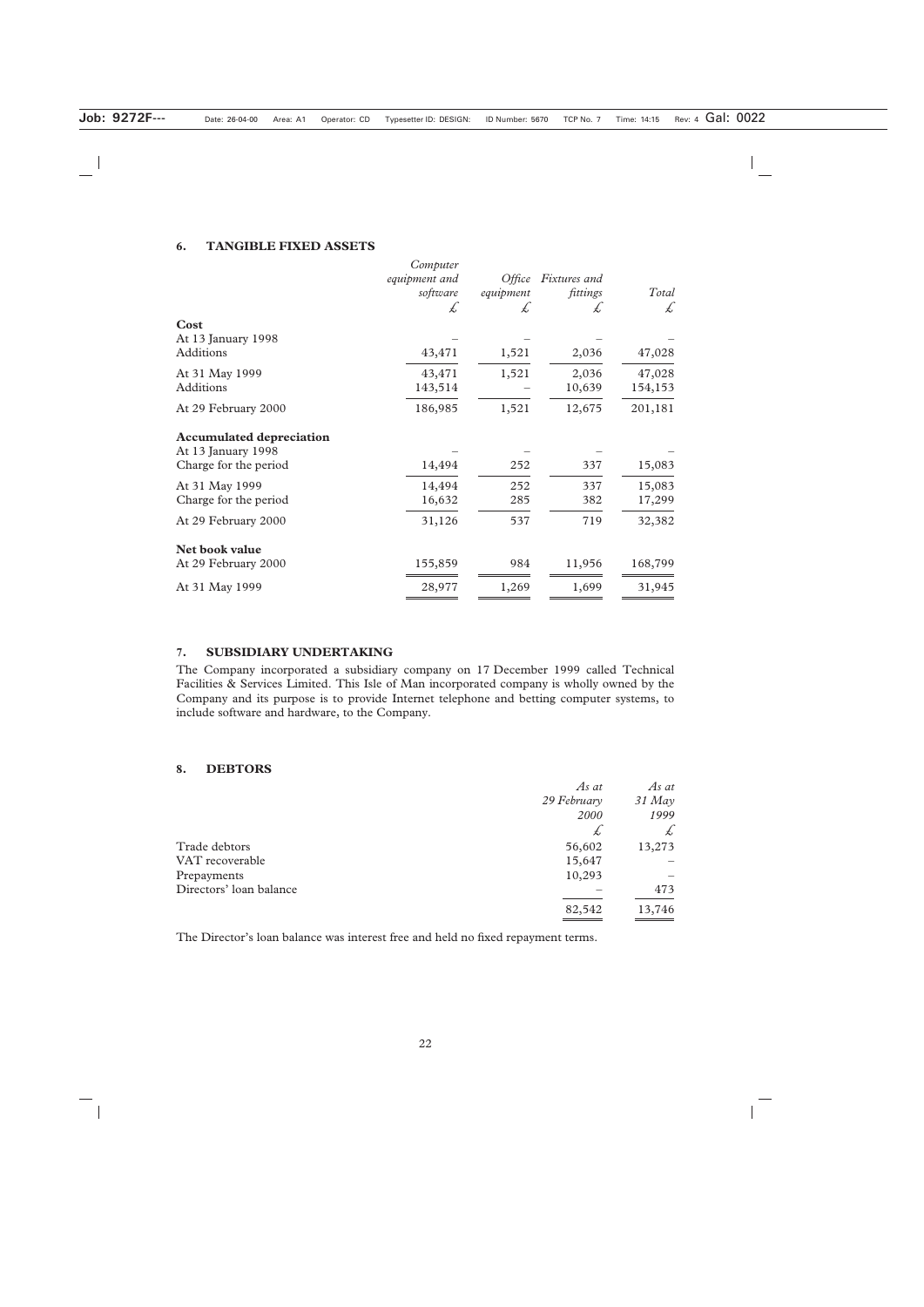## 6. TANGIBLE FIXED ASSETS

| | Computer equipment and software £ | Office equipment £ | Fixtures and fittings £ | Total £ |
|---|---|---|---|---|
| **Cost** | | | | |
| At 13 January 1998 | – | – | – | – |
| Additions | 43,471 | 1,521 | 2,036 | 47,028 |
| At 31 May 1999 | 43,471 | 1,521 | 2,036 | 47,028 |
| Additions | 143,514 | – | 10,639 | 154,153 |
| At 29 February 2000 | 186,985 | 1,521 | 12,675 | 201,181 |
| **Accumulated depreciation** | | | | |
| At 13 January 1998 | – | – | – | – |
| Charge for the period | 14,494 | 252 | 337 | 15,083 |
| At 31 May 1999 | 14,494 | 252 | 337 | 15,083 |
| Charge for the period | 16,632 | 285 | 382 | 17,299 |
| At 29 February 2000 | 31,126 | 537 | 719 | 32,382 |
| **Net book value** | | | | |
| At 29 February 2000 | 155,859 | 984 | 11,956 | 168,799 |
| At 31 May 1999 | 28,977 | 1,269 | 1,699 | 31,945 |

## 7. SUBSIDIARY UNDERTAKING

The Company incorporated a subsidiary company on 17 December 1999 called Technical Facilities & Services Limited. This Isle of Man incorporated company is wholly owned by the Company and its purpose is to provide Internet telephone and betting computer systems, to include software and hardware, to the Company.

## 8. DEBTORS

| | As at 29 February 2000 £ | As at 31 May 1999 £ |
|---|---|---|
| Trade debtors | 56,602 | 13,273 |
| VAT recoverable | 15,647 | – |
| Prepayments | 10,293 | – |
| Directors' loan balance | – | 473 |
| | 82,542 | 13,746 |

The Director's loan balance was interest free and held no fixed repayment terms.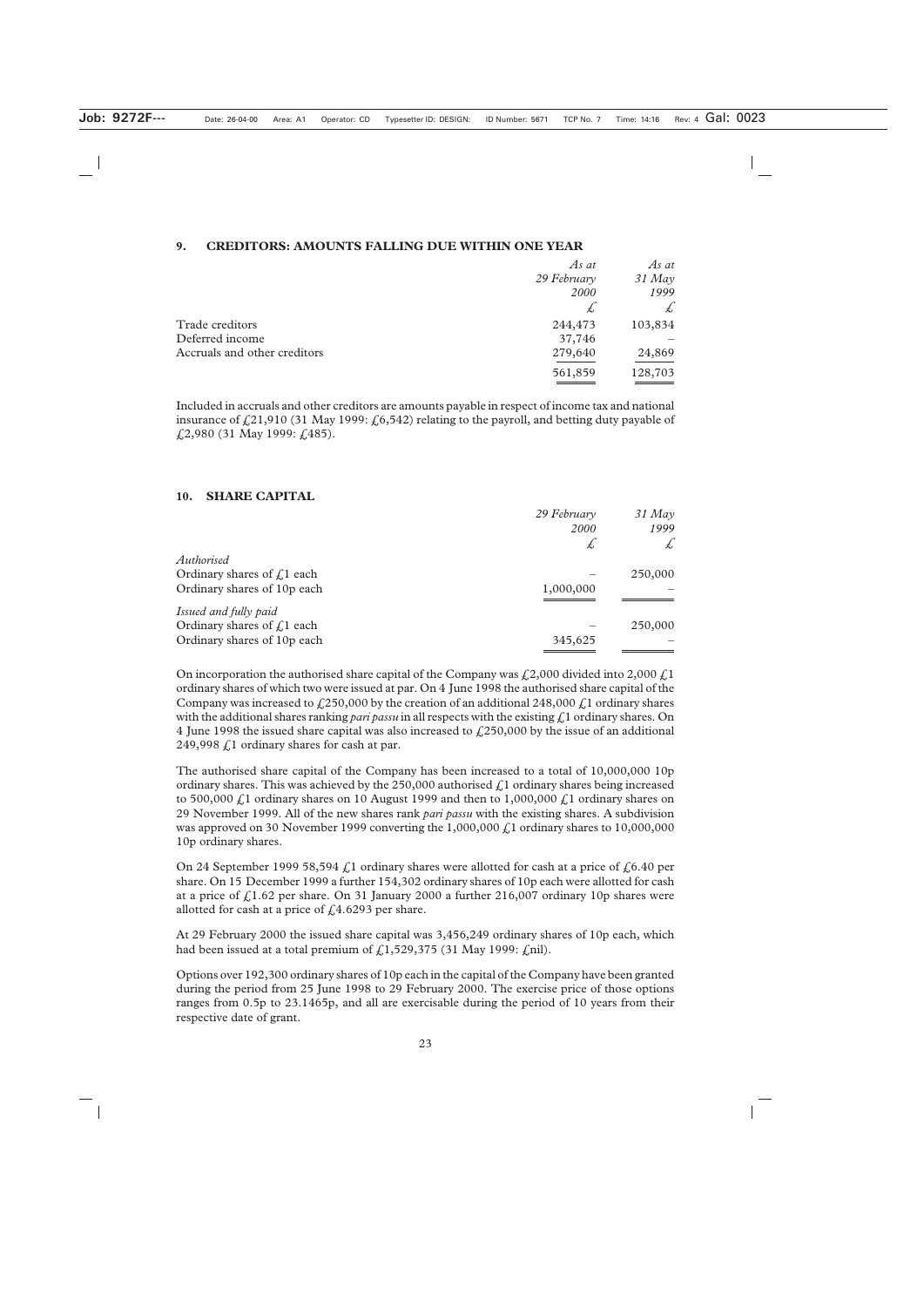## 9. CREDITORS: AMOUNTS FALLING DUE WITHIN ONE YEAR

| | *As at 29 February 2000* | *As at 31 May 1999* |
|---|---|---|
| | *£* | *£* |
| Trade creditors | 244,473 | 103,834 |
| Deferred income | 37,746 | – |
| Accruals and other creditors | 279,640 | 24,869 |
| | 561,859 | 128,703 |

Included in accruals and other creditors are amounts payable in respect of income tax and national insurance of £21,910 (31 May 1999: £6,542) relating to the payroll, and betting duty payable of £2,980 (31 May 1999: £485).

## 10. SHARE CAPITAL

| | *29 February 2000* | *31 May 1999* |
|---|---|---|
| | *£* | *£* |
| *Authorised* | | |
| Ordinary shares of £1 each | – | 250,000 |
| Ordinary shares of 10p each | 1,000,000 | – |
| *Issued and fully paid* | | |
| Ordinary shares of £1 each | – | 250,000 |
| Ordinary shares of 10p each | 345,625 | – |

On incorporation the authorised share capital of the Company was £2,000 divided into 2,000 £1 ordinary shares of which two were issued at par. On 4 June 1998 the authorised share capital of the Company was increased to £250,000 by the creation of an additional 248,000 £1 ordinary shares with the additional shares ranking *pari passu* in all respects with the existing £1 ordinary shares. On 4 June 1998 the issued share capital was also increased to £250,000 by the issue of an additional 249,998 £1 ordinary shares for cash at par.

The authorised share capital of the Company has been increased to a total of 10,000,000 10p ordinary shares. This was achieved by the 250,000 authorised £1 ordinary shares being increased to 500,000 £1 ordinary shares on 10 August 1999 and then to 1,000,000 £1 ordinary shares on 29 November 1999. All of the new shares rank *pari passu* with the existing shares. A subdivision was approved on 30 November 1999 converting the 1,000,000 £1 ordinary shares to 10,000,000 10p ordinary shares.

On 24 September 1999 58,594 £1 ordinary shares were allotted for cash at a price of £6.40 per share. On 15 December 1999 a further 154,302 ordinary shares of 10p each were allotted for cash at a price of £1.62 per share. On 31 January 2000 a further 216,007 ordinary 10p shares were allotted for cash at a price of £4.6293 per share.

At 29 February 2000 the issued share capital was 3,456,249 ordinary shares of 10p each, which had been issued at a total premium of £1,529,375 (31 May 1999: £nil).

Options over 192,300 ordinary shares of 10p each in the capital of the Company have been granted during the period from 25 June 1998 to 29 February 2000. The exercise price of those options ranges from 0.5p to 23.1465p, and all are exercisable during the period of 10 years from their respective date of grant.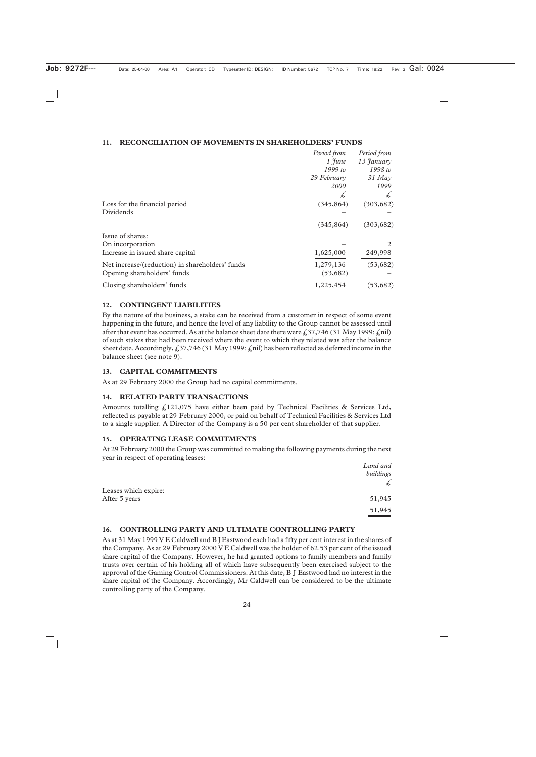## 11. RECONCILIATION OF MOVEMENTS IN SHAREHOLDERS' FUNDS

| | *Period from 1 June 1999 to 29 February 2000* | *Period from 13 January 1998 to 31 May 1999* |
|---|---|---|
| | *£* | *£* |
| Loss for the financial period | (345,864) | (303,682) |
| Dividends | – | – |
| | (345,864) | (303,682) |
| Issue of shares: | | |
| On incorporation | – | 2 |
| Increase in issued share capital | 1,625,000 | 249,998 |
| Net increase/(reduction) in shareholders' funds | 1,279,136 | (53,682) |
| Opening shareholders' funds | (53,682) | – |
| Closing shareholders' funds | 1,225,454 | (53,682) |

## 12. CONTINGENT LIABILITIES

By the nature of the business, a stake can be received from a customer in respect of some event happening in the future, and hence the level of any liability to the Group cannot be assessed until after that event has occurred. As at the balance sheet date there were £37,746 (31 May 1999: £nil) of such stakes that had been received where the event to which they related was after the balance sheet date. Accordingly, £37,746 (31 May 1999: £nil) has been reflected as deferred income in the balance sheet (see note 9).

## 13. CAPITAL COMMITMENTS

As at 29 February 2000 the Group had no capital commitments.

## 14. RELATED PARTY TRANSACTIONS

Amounts totalling £121,075 have either been paid by Technical Facilities & Services Ltd, reflected as payable at 29 February 2000, or paid on behalf of Technical Facilities & Services Ltd to a single supplier. A Director of the Company is a 50 per cent shareholder of that supplier.

## 15. OPERATING LEASE COMMITMENTS

At 29 February 2000 the Group was committed to making the following payments during the next year in respect of operating leases:

| | *Land and buildings* |
|---|---|
| | *£* |
| Leases which expire: | |
| After 5 years | 51,945 |
| | 51,945 |

## 16. CONTROLLING PARTY AND ULTIMATE CONTROLLING PARTY

As at 31 May 1999 V E Caldwell and B J Eastwood each had a fifty per cent interest in the shares of the Company. As at 29 February 2000 V E Caldwell was the holder of 62.53 per cent of the issued share capital of the Company. However, he had granted options to family members and family trusts over certain of his holding all of which have subsequently been exercised subject to the approval of the Gaming Control Commissioners. At this date, B J Eastwood had no interest in the share capital of the Company. Accordingly, Mr Caldwell can be considered to be the ultimate controlling party of the Company.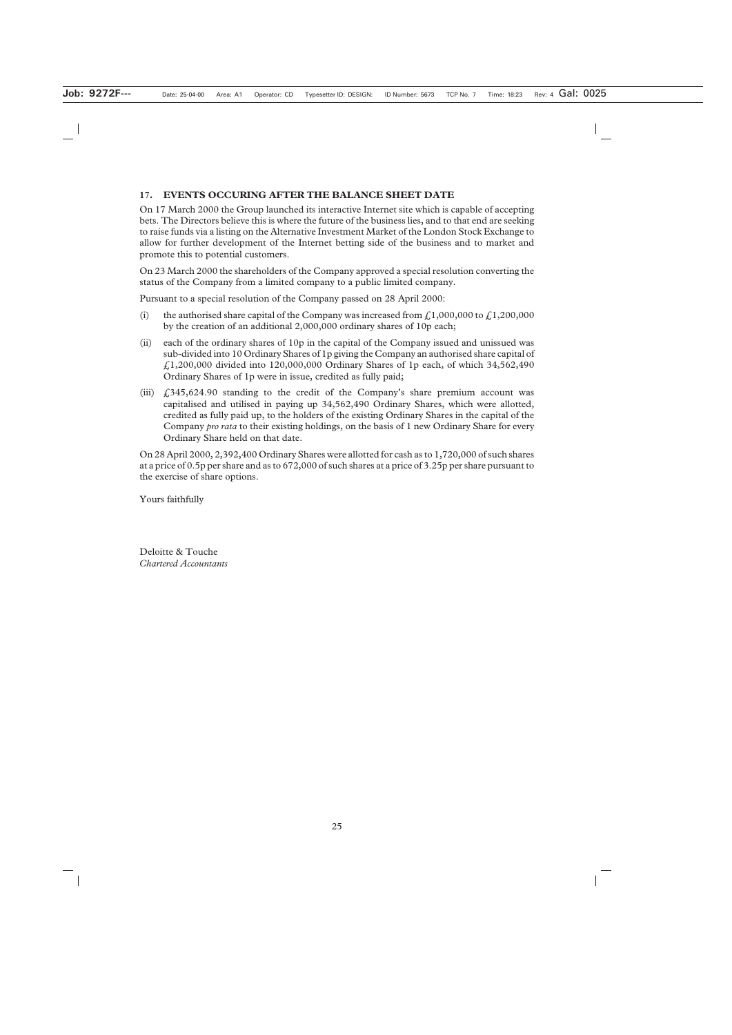## 17. EVENTS OCCURING AFTER THE BALANCE SHEET DATE

On 17 March 2000 the Group launched its interactive Internet site which is capable of accepting bets. The Directors believe this is where the future of the business lies, and to that end are seeking to raise funds via a listing on the Alternative Investment Market of the London Stock Exchange to allow for further development of the Internet betting side of the business and to market and promote this to potential customers.

On 23 March 2000 the shareholders of the Company approved a special resolution converting the status of the Company from a limited company to a public limited company.

Pursuant to a special resolution of the Company passed on 28 April 2000:

(i) the authorised share capital of the Company was increased from £1,000,000 to £1,200,000 by the creation of an additional 2,000,000 ordinary shares of 10p each;

(ii) each of the ordinary shares of 10p in the capital of the Company issued and unissued was sub-divided into 10 Ordinary Shares of 1p giving the Company an authorised share capital of £1,200,000 divided into 120,000,000 Ordinary Shares of 1p each, of which 34,562,490 Ordinary Shares of 1p were in issue, credited as fully paid;

(iii) £345,624.90 standing to the credit of the Company's share premium account was capitalised and utilised in paying up 34,562,490 Ordinary Shares, which were allotted, credited as fully paid up, to the holders of the existing Ordinary Shares in the capital of the Company *pro rata* to their existing holdings, on the basis of 1 new Ordinary Share for every Ordinary Share held on that date.

On 28 April 2000, 2,392,400 Ordinary Shares were allotted for cash as to 1,720,000 of such shares at a price of 0.5p per share and as to 672,000 of such shares at a price of 3.25p per share pursuant to the exercise of share options.

Yours faithfully

Deloitte & Touche
*Chartered Accountants*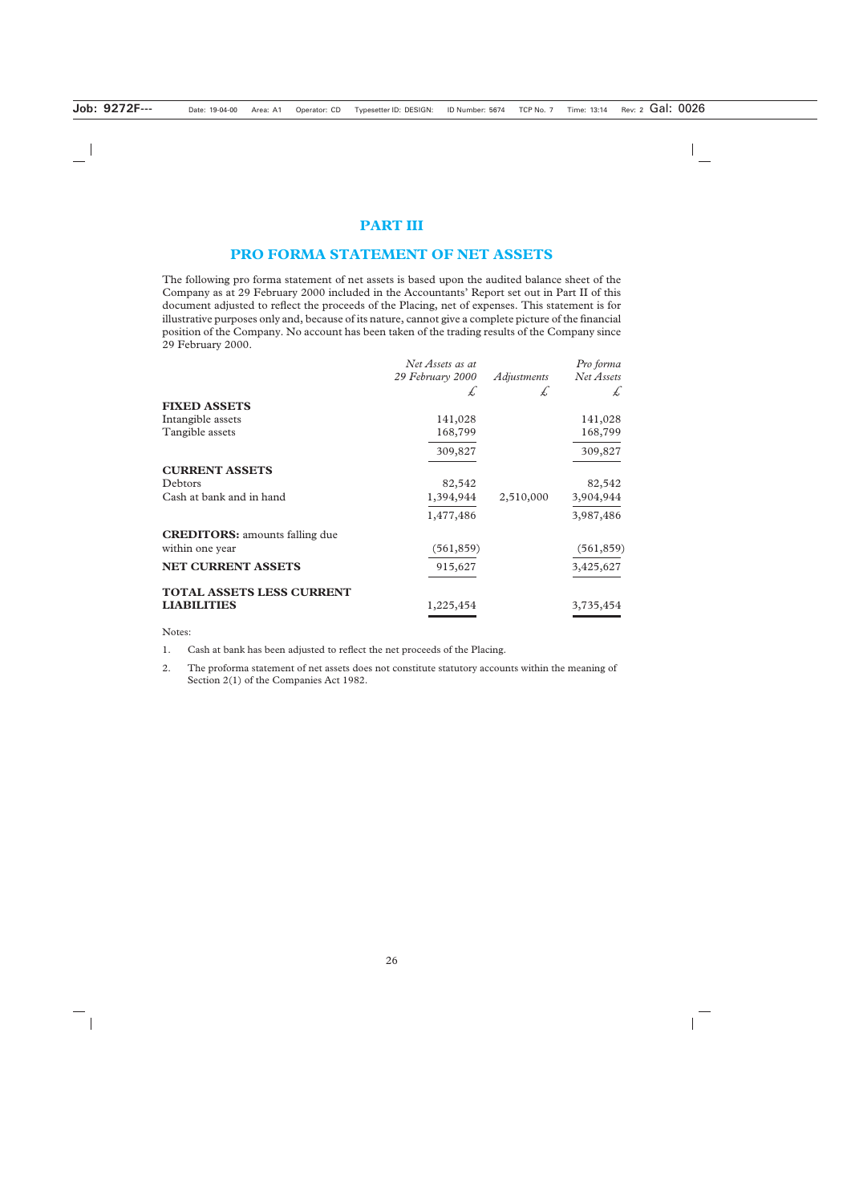# PART III

## PRO FORMA STATEMENT OF NET ASSETS

The following pro forma statement of net assets is based upon the audited balance sheet of the Company as at 29 February 2000 included in the Accountants' Report set out in Part II of this document adjusted to reflect the proceeds of the Placing, net of expenses. This statement is for illustrative purposes only and, because of its nature, cannot give a complete picture of the financial position of the Company. No account has been taken of the trading results of the Company since 29 February 2000.

| | *Net Assets as at 29 February 2000* £ | *Adjustments* £ | *Pro forma Net Assets* £ |
|---|---|---|---|
| **FIXED ASSETS** | | | |
| Intangible assets | 141,028 | | 141,028 |
| Tangible assets | 168,799 | | 168,799 |
| | 309,827 | | 309,827 |
| **CURRENT ASSETS** | | | |
| Debtors | 82,542 | | 82,542 |
| Cash at bank and in hand | 1,394,944 | 2,510,000 | 3,904,944 |
| | 1,477,486 | | 3,987,486 |
| **CREDITORS:** amounts falling due within one year | (561,859) | | (561,859) |
| **NET CURRENT ASSETS** | 915,627 | | 3,425,627 |
| **TOTAL ASSETS LESS CURRENT LIABILITIES** | 1,225,454 | | 3,735,454 |

Notes:

1. Cash at bank has been adjusted to reflect the net proceeds of the Placing.
2. The proforma statement of net assets does not constitute statutory accounts within the meaning of Section 2(1) of the Companies Act 1982.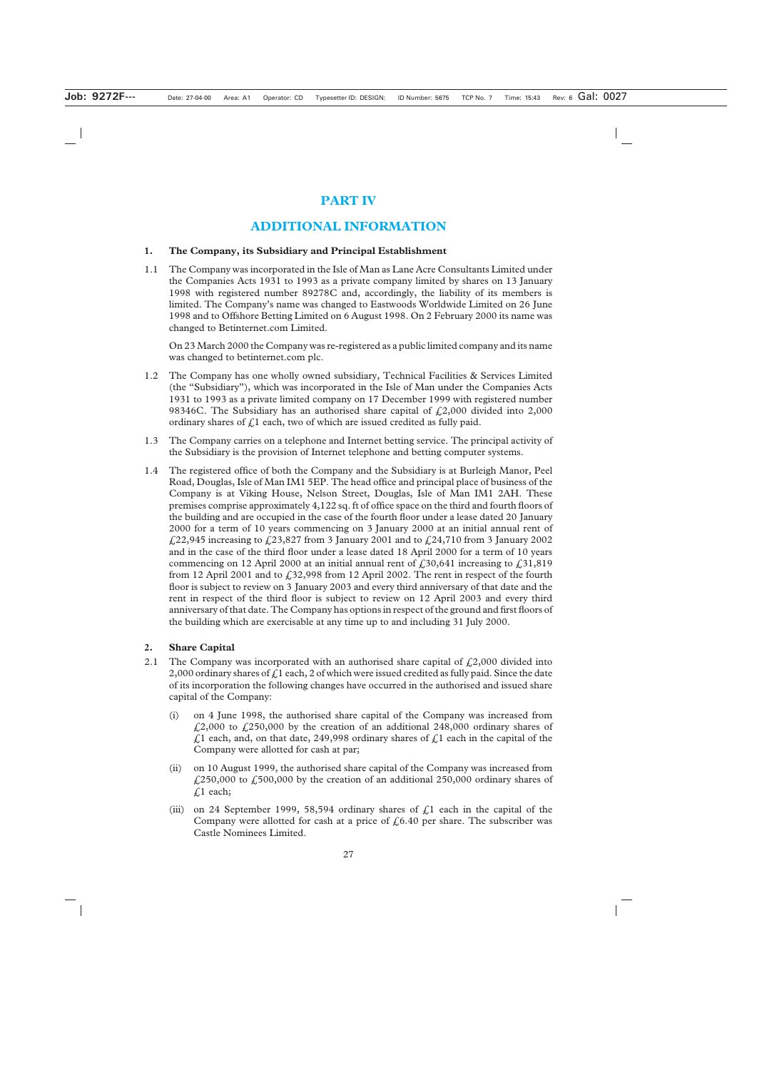# PART IV

# ADDITIONAL INFORMATION

**1. The Company, its Subsidiary and Principal Establishment**

1.1 The Company was incorporated in the Isle of Man as Lane Acre Consultants Limited under the Companies Acts 1931 to 1993 as a private company limited by shares on 13 January 1998 with registered number 89278C and, accordingly, the liability of its members is limited. The Company's name was changed to Eastwoods Worldwide Limited on 26 June 1998 and to Offshore Betting Limited on 6 August 1998. On 2 February 2000 its name was changed to Betinternet.com Limited.

On 23 March 2000 the Company was re-registered as a public limited company and its name was changed to betinternet.com plc.

1.2 The Company has one wholly owned subsidiary, Technical Facilities & Services Limited (the "Subsidiary"), which was incorporated in the Isle of Man under the Companies Acts 1931 to 1993 as a private limited company on 17 December 1999 with registered number 98346C. The Subsidiary has an authorised share capital of £2,000 divided into 2,000 ordinary shares of £1 each, two of which are issued credited as fully paid.

1.3 The Company carries on a telephone and Internet betting service. The principal activity of the Subsidiary is the provision of Internet telephone and betting computer systems.

1.4 The registered office of both the Company and the Subsidiary is at Burleigh Manor, Peel Road, Douglas, Isle of Man IM1 5EP. The head office and principal place of business of the Company is at Viking House, Nelson Street, Douglas, Isle of Man IM1 2AH. These premises comprise approximately 4,122 sq. ft of office space on the third and fourth floors of the building and are occupied in the case of the fourth floor under a lease dated 20 January 2000 for a term of 10 years commencing on 3 January 2000 at an initial annual rent of £22,945 increasing to £23,827 from 3 January 2001 and to £24,710 from 3 January 2002 and in the case of the third floor under a lease dated 18 April 2000 for a term of 10 years commencing on 12 April 2000 at an initial annual rent of £30,641 increasing to £31,819 from 12 April 2001 and to £32,998 from 12 April 2002. The rent in respect of the fourth floor is subject to review on 3 January 2003 and every third anniversary of that date and the rent in respect of the third floor is subject to review on 12 April 2003 and every third anniversary of that date. The Company has options in respect of the ground and first floors of the building which are exercisable at any time up to and including 31 July 2000.

**2. Share Capital**

2.1 The Company was incorporated with an authorised share capital of £2,000 divided into 2,000 ordinary shares of £1 each, 2 of which were issued credited as fully paid. Since the date of its incorporation the following changes have occurred in the authorised and issued share capital of the Company:

(i) on 4 June 1998, the authorised share capital of the Company was increased from £2,000 to £250,000 by the creation of an additional 248,000 ordinary shares of £1 each, and, on that date, 249,998 ordinary shares of £1 each in the capital of the Company were allotted for cash at par;

(ii) on 10 August 1999, the authorised share capital of the Company was increased from £250,000 to £500,000 by the creation of an additional 250,000 ordinary shares of £1 each;

(iii) on 24 September 1999, 58,594 ordinary shares of £1 each in the capital of the Company were allotted for cash at a price of £6.40 per share. The subscriber was Castle Nominees Limited.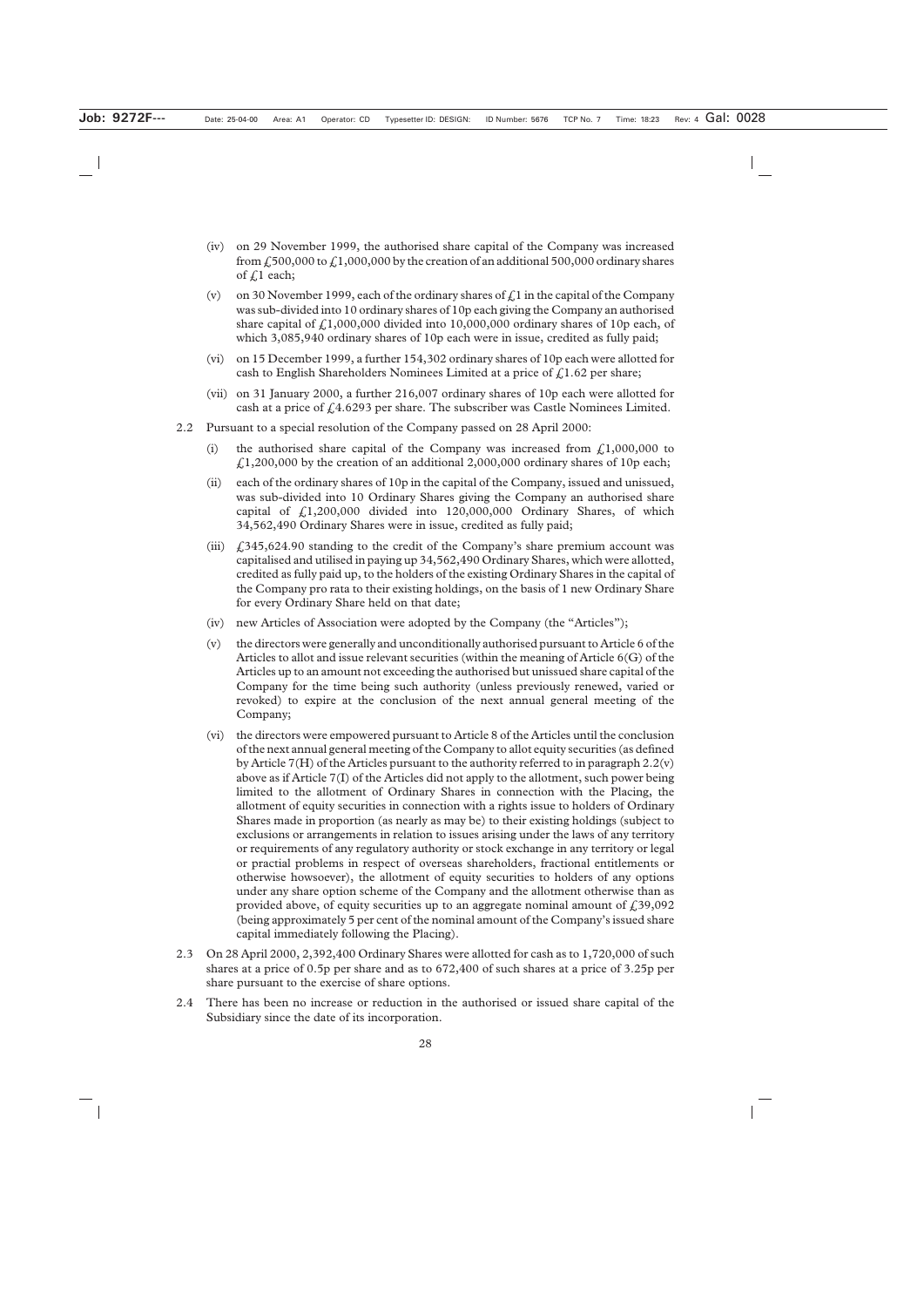(iv) on 29 November 1999, the authorised share capital of the Company was increased from £500,000 to £1,000,000 by the creation of an additional 500,000 ordinary shares of £1 each;

(v) on 30 November 1999, each of the ordinary shares of £1 in the capital of the Company was sub-divided into 10 ordinary shares of 10p each giving the Company an authorised share capital of £1,000,000 divided into 10,000,000 ordinary shares of 10p each, of which 3,085,940 ordinary shares of 10p each were in issue, credited as fully paid;

(vi) on 15 December 1999, a further 154,302 ordinary shares of 10p each were allotted for cash to English Shareholders Nominees Limited at a price of £1.62 per share;

(vii) on 31 January 2000, a further 216,007 ordinary shares of 10p each were allotted for cash at a price of £4.6293 per share. The subscriber was Castle Nominees Limited.

2.2 Pursuant to a special resolution of the Company passed on 28 April 2000:

(i) the authorised share capital of the Company was increased from £1,000,000 to £1,200,000 by the creation of an additional 2,000,000 ordinary shares of 10p each;

(ii) each of the ordinary shares of 10p in the capital of the Company, issued and unissued, was sub-divided into 10 Ordinary Shares giving the Company an authorised share capital of £1,200,000 divided into 120,000,000 Ordinary Shares, of which 34,562,490 Ordinary Shares were in issue, credited as fully paid;

(iii) £345,624.90 standing to the credit of the Company's share premium account was capitalised and utilised in paying up 34,562,490 Ordinary Shares, which were allotted, credited as fully paid up, to the holders of the existing Ordinary Shares in the capital of the Company pro rata to their existing holdings, on the basis of 1 new Ordinary Share for every Ordinary Share held on that date;

(iv) new Articles of Association were adopted by the Company (the "Articles");

(v) the directors were generally and unconditionally authorised pursuant to Article 6 of the Articles to allot and issue relevant securities (within the meaning of Article 6(G) of the Articles up to an amount not exceeding the authorised but unissued share capital of the Company for the time being such authority (unless previously renewed, varied or revoked) to expire at the conclusion of the next annual general meeting of the Company;

(vi) the directors were empowered pursuant to Article 8 of the Articles until the conclusion of the next annual general meeting of the Company to allot equity securities (as defined by Article 7(H) of the Articles pursuant to the authority referred to in paragraph 2.2(v) above as if Article 7(I) of the Articles did not apply to the allotment, such power being limited to the allotment of Ordinary Shares in connection with the Placing, the allotment of equity securities in connection with a rights issue to holders of Ordinary Shares made in proportion (as nearly as may be) to their existing holdings (subject to exclusions or arrangements in relation to issues arising under the laws of any territory or requirements of any regulatory authority or stock exchange in any territory or legal or practial problems in respect of overseas shareholders, fractional entitlements or otherwise howsoever), the allotment of equity securities to holders of any options under any share option scheme of the Company and the allotment otherwise than as provided above, of equity securities up to an aggregate nominal amount of £39,092 (being approximately 5 per cent of the nominal amount of the Company's issued share capital immediately following the Placing).

2.3 On 28 April 2000, 2,392,400 Ordinary Shares were allotted for cash as to 1,720,000 of such shares at a price of 0.5p per share and as to 672,400 of such shares at a price of 3.25p per share pursuant to the exercise of share options.

2.4 There has been no increase or reduction in the authorised or issued share capital of the Subsidiary since the date of its incorporation.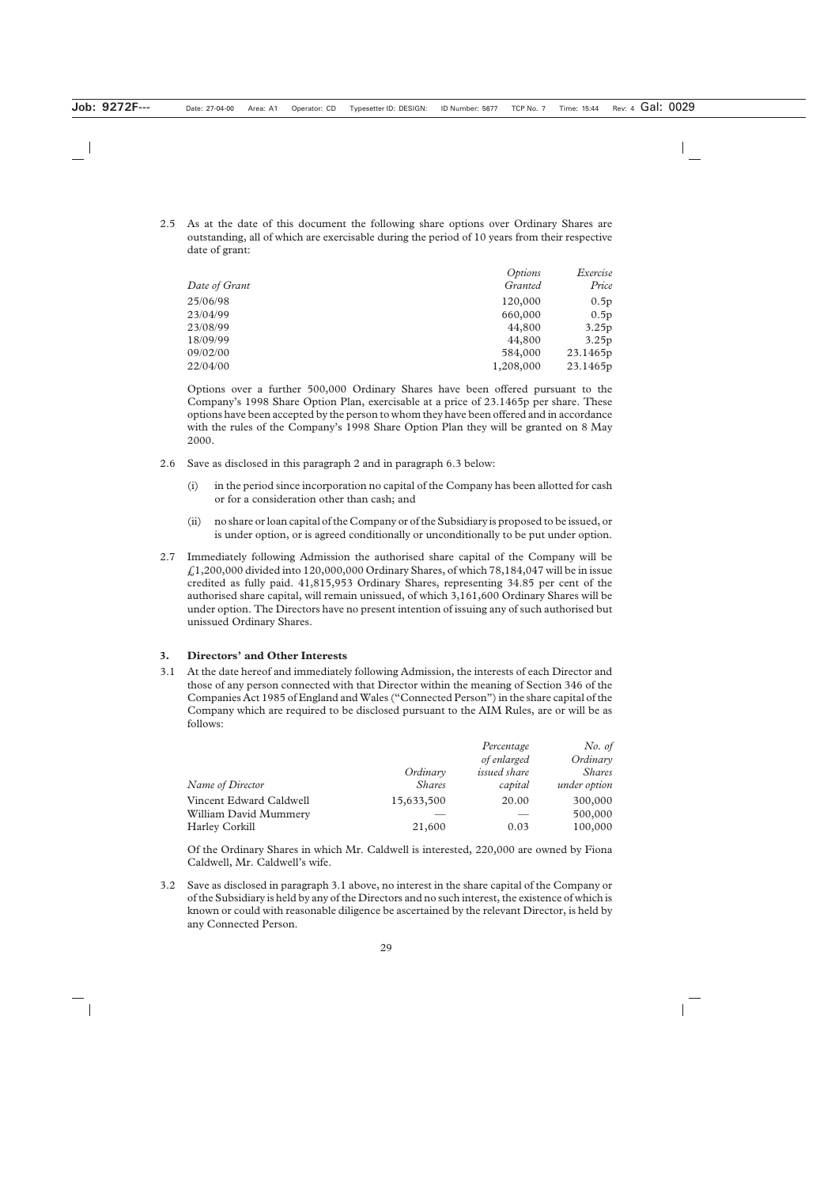2.5 As at the date of this document the following share options over Ordinary Shares are outstanding, all of which are exercisable during the period of 10 years from their respective date of grant:

| *Date of Grant* | *Options Granted* | *Exercise Price* |
|---|---|---|
| 25/06/98 | 120,000 | 0.5p |
| 23/04/99 | 660,000 | 0.5p |
| 23/08/99 | 44,800 | 3.25p |
| 18/09/99 | 44,800 | 3.25p |
| 09/02/00 | 584,000 | 23.1465p |
| 22/04/00 | 1,208,000 | 23.1465p |

Options over a further 500,000 Ordinary Shares have been offered pursuant to the Company's 1998 Share Option Plan, exercisable at a price of 23.1465p per share. These options have been accepted by the person to whom they have been offered and in accordance with the rules of the Company's 1998 Share Option Plan they will be granted on 8 May 2000.

2.6 Save as disclosed in this paragraph 2 and in paragraph 6.3 below:

(i) in the period since incorporation no capital of the Company has been allotted for cash or for a consideration other than cash; and

(ii) no share or loan capital of the Company or of the Subsidiary is proposed to be issued, or is under option, or is agreed conditionally or unconditionally to be put under option.

2.7 Immediately following Admission the authorised share capital of the Company will be £1,200,000 divided into 120,000,000 Ordinary Shares, of which 78,184,047 will be in issue credited as fully paid. 41,815,953 Ordinary Shares, representing 34.85 per cent of the authorised share capital, will remain unissued, of which 3,161,600 Ordinary Shares will be under option. The Directors have no present intention of issuing any of such authorised but unissued Ordinary Shares.

## 3. Directors' and Other Interests

3.1 At the date hereof and immediately following Admission, the interests of each Director and those of any person connected with that Director within the meaning of Section 346 of the Companies Act 1985 of England and Wales ("Connected Person") in the share capital of the Company which are required to be disclosed pursuant to the AIM Rules, are or will be as follows:

| *Name of Director* | *Ordinary Shares* | *Percentage of enlarged issued share capital* | *No. of Ordinary Shares under option* |
|---|---|---|---|
| Vincent Edward Caldwell | 15,633,500 | 20.00 | 300,000 |
| William David Mummery | — | — | 500,000 |
| Harley Corkill | 21,600 | 0.03 | 100,000 |

Of the Ordinary Shares in which Mr. Caldwell is interested, 220,000 are owned by Fiona Caldwell, Mr. Caldwell's wife.

3.2 Save as disclosed in paragraph 3.1 above, no interest in the share capital of the Company or of the Subsidiary is held by any of the Directors and no such interest, the existence of which is known or could with reasonable diligence be ascertained by the relevant Director, is held by any Connected Person.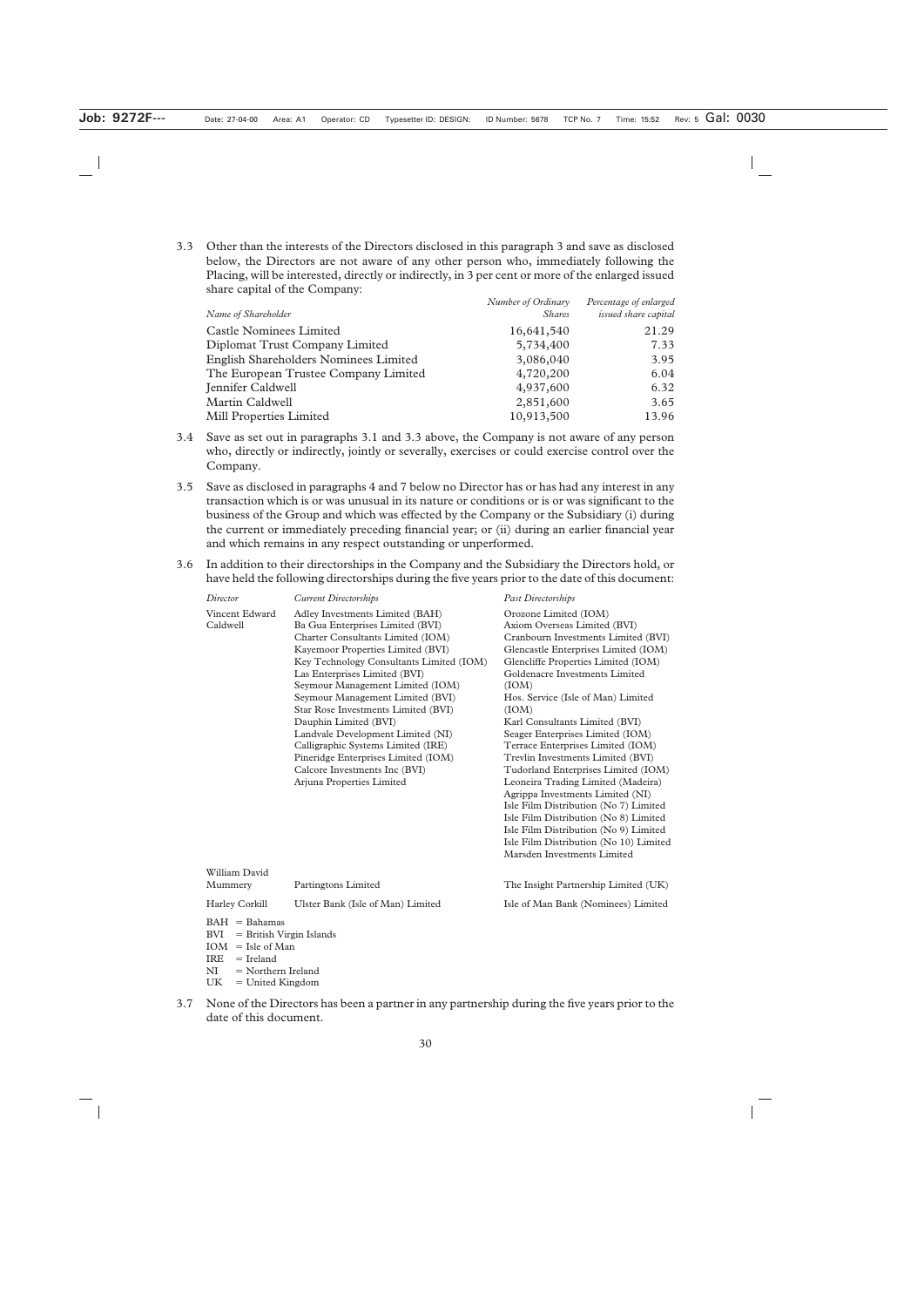3.3 Other than the interests of the Directors disclosed in this paragraph 3 and save as disclosed below, the Directors are not aware of any other person who, immediately following the Placing, will be interested, directly or indirectly, in 3 per cent or more of the enlarged issued share capital of the Company:

| *Name of Shareholder* | *Number of Ordinary Shares* | *Percentage of enlarged issued share capital* |
|---|---|---|
| Castle Nominees Limited | 16,641,540 | 21.29 |
| Diplomat Trust Company Limited | 5,734,400 | 7.33 |
| English Shareholders Nominees Limited | 3,086,040 | 3.95 |
| The European Trustee Company Limited | 4,720,200 | 6.04 |
| Jennifer Caldwell | 4,937,600 | 6.32 |
| Martin Caldwell | 2,851,600 | 3.65 |
| Mill Properties Limited | 10,913,500 | 13.96 |

3.4 Save as set out in paragraphs 3.1 and 3.3 above, the Company is not aware of any person who, directly or indirectly, jointly or severally, exercises or could exercise control over the Company.

3.5 Save as disclosed in paragraphs 4 and 7 below no Director has or has had any interest in any transaction which is or was unusual in its nature or conditions or is or was significant to the business of the Group and which was effected by the Company or the Subsidiary (i) during the current or immediately preceding financial year; or (ii) during an earlier financial year and which remains in any respect outstanding or unperformed.

3.6 In addition to their directorships in the Company and the Subsidiary the Directors hold, or have held the following directorships during the five years prior to the date of this document:

| *Director* | *Current Directorships* | *Past Directorships* |
|---|---|---|
| Vincent Edward Caldwell | Adley Investments Limited (BAH)<br>Ba Gua Enterprises Limited (BVI)<br>Charter Consultants Limited (IOM)<br>Kayemoor Properties Limited (BVI)<br>Key Technology Consultants Limited (IOM)<br>Las Enterprises Limited (BVI)<br>Seymour Management Limited (IOM)<br>Seymour Management Limited (BVI)<br>Star Rose Investments Limited (BVI)<br>Dauphin Limited (BVI)<br>Landvale Development Limited (NI)<br>Calligraphic Systems Limited (IRE)<br>Pineridge Enterprises Limited (IOM)<br>Calcore Investments Inc (BVI)<br>Arjuna Properties Limited | Orozone Limited (IOM)<br>Axiom Overseas Limited (BVI)<br>Cranbourn Investments Limited (BVI)<br>Glencastle Enterprises Limited (IOM)<br>Glencliffe Properties Limited (IOM)<br>Goldenacre Investments Limited (IOM)<br>Hos. Service (Isle of Man) Limited (IOM)<br>Karl Consultants Limited (BVI)<br>Seager Enterprises Limited (IOM)<br>Terrace Enterprises Limited (IOM)<br>Trevlin Investments Limited (BVI)<br>Tudorland Enterprises Limited (IOM)<br>Leoneira Trading Limited (Madeira)<br>Agrippa Investments Limited (NI)<br>Isle Film Distribution (No 7) Limited<br>Isle Film Distribution (No 8) Limited<br>Isle Film Distribution (No 9) Limited<br>Isle Film Distribution (No 10) Limited<br>Marsden Investments Limited |
| William David Mummery | Partingtons Limited | The Insight Partnership Limited (UK) |
| Harley Corkill | Ulster Bank (Isle of Man) Limited | Isle of Man Bank (Nominees) Limited |

BAH = Bahamas
BVI = British Virgin Islands
IOM = Isle of Man
IRE = Ireland
NI = Northern Ireland
UK = United Kingdom

3.7 None of the Directors has been a partner in any partnership during the five years prior to the date of this document.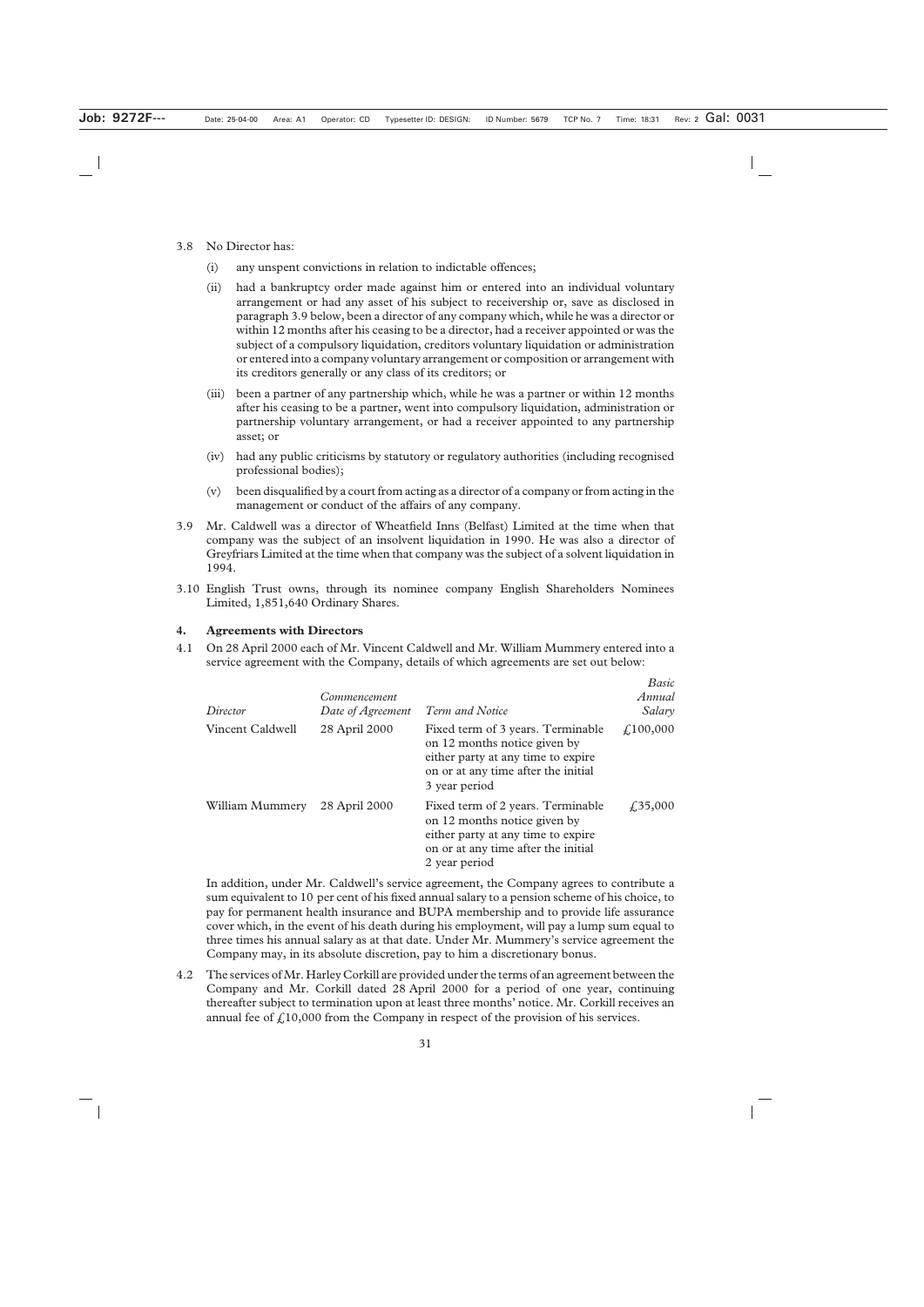3.8 No Director has:

   (i) any unspent convictions in relation to indictable offences;

   (ii) had a bankruptcy order made against him or entered into an individual voluntary arrangement or had any asset of his subject to receivership or, save as disclosed in paragraph 3.9 below, been a director of any company which, while he was a director or within 12 months after his ceasing to be a director, had a receiver appointed or was the subject of a compulsory liquidation, creditors voluntary liquidation or administration or entered into a company voluntary arrangement or composition or arrangement with its creditors generally or any class of its creditors; or

   (iii) been a partner of any partnership which, while he was a partner or within 12 months after his ceasing to be a partner, went into compulsory liquidation, administration or partnership voluntary arrangement, or had a receiver appointed to any partnership asset; or

   (iv) had any public criticisms by statutory or regulatory authorities (including recognised professional bodies);

   (v) been disqualified by a court from acting as a director of a company or from acting in the management or conduct of the affairs of any company.

3.9 Mr. Caldwell was a director of Wheatfield Inns (Belfast) Limited at the time when that company was the subject of an insolvent liquidation in 1990. He was also a director of Greyfriars Limited at the time when that company was the subject of a solvent liquidation in 1994.

3.10 English Trust owns, through its nominee company English Shareholders Nominees Limited, 1,851,640 Ordinary Shares.

## 4. Agreements with Directors

4.1 On 28 April 2000 each of Mr. Vincent Caldwell and Mr. William Mummery entered into a service agreement with the Company, details of which agreements are set out below:

| *Director* | *Commencement Date of Agreement* | *Term and Notice* | *Basic Annual Salary* |
|---|---|---|---|
| Vincent Caldwell | 28 April 2000 | Fixed term of 3 years. Terminable on 12 months notice given by either party at any time to expire on or at any time after the initial 3 year period | £100,000 |
| William Mummery | 28 April 2000 | Fixed term of 2 years. Terminable on 12 months notice given by either party at any time to expire on or at any time after the initial 2 year period | £35,000 |

In addition, under Mr. Caldwell's service agreement, the Company agrees to contribute a sum equivalent to 10 per cent of his fixed annual salary to a pension scheme of his choice, to pay for permanent health insurance and BUPA membership and to provide life assurance cover which, in the event of his death during his employment, will pay a lump sum equal to three times his annual salary as at that date. Under Mr. Mummery's service agreement the Company may, in its absolute discretion, pay to him a discretionary bonus.

4.2 The services of Mr. Harley Corkill are provided under the terms of an agreement between the Company and Mr. Corkill dated 28 April 2000 for a period of one year, continuing thereafter subject to termination upon at least three months' notice. Mr. Corkill receives an annual fee of £10,000 from the Company in respect of the provision of his services.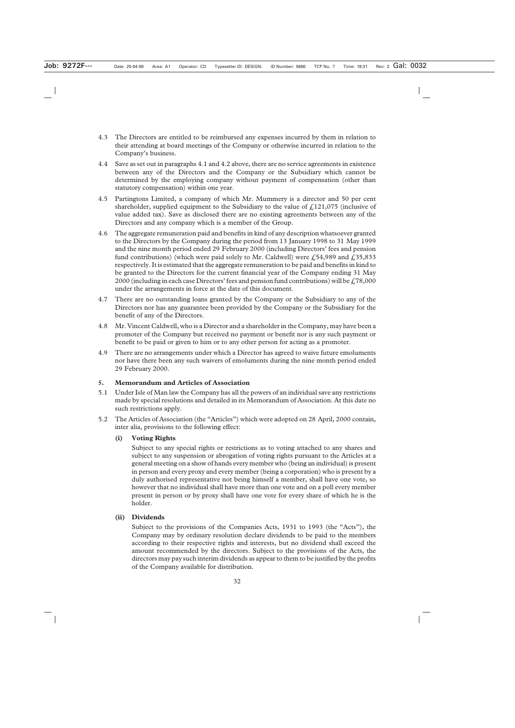4.3 The Directors are entitled to be reimbursed any expenses incurred by them in relation to their attending at board meetings of the Company or otherwise incurred in relation to the Company's business.

4.4 Save as set out in paragraphs 4.1 and 4.2 above, there are no service agreements in existence between any of the Directors and the Company or the Subsidiary which cannot be determined by the employing company without payment of compensation (other than statutory compensation) within one year.

4.5 Partingtons Limited, a company of which Mr. Mummery is a director and 50 per cent shareholder, supplied equipment to the Subsidiary to the value of £121,075 (inclusive of value added tax). Save as disclosed there are no existing agreements between any of the Directors and any company which is a member of the Group.

4.6 The aggregate remuneration paid and benefits in kind of any description whatsoever granted to the Directors by the Company during the period from 13 January 1998 to 31 May 1999 and the nine month period ended 29 February 2000 (including Directors' fees and pension fund contributions) (which were paid solely to Mr. Caldwell) were £54,989 and £35,833 respectively. It is estimated that the aggregate remuneration to be paid and benefits in kind to be granted to the Directors for the current financial year of the Company ending 31 May 2000 (including in each case Directors' fees and pension fund contributions) will be £78,000 under the arrangements in force at the date of this document.

4.7 There are no outstanding loans granted by the Company or the Subsidiary to any of the Directors nor has any guarantee been provided by the Company or the Subsidiary for the benefit of any of the Directors.

4.8 Mr. Vincent Caldwell, who is a Director and a shareholder in the Company, may have been a promoter of the Company but received no payment or benefit nor is any such payment or benefit to be paid or given to him or to any other person for acting as a promoter.

4.9 There are no arrangements under which a Director has agreed to waive future emoluments nor have there been any such waivers of emoluments during the nine month period ended 29 February 2000.

## 5. Memorandum and Articles of Association

5.1 Under Isle of Man law the Company has all the powers of an individual save any restrictions made by special resolutions and detailed in its Memorandum of Association. At this date no such restrictions apply.

5.2 The Articles of Association (the "Articles") which were adopted on 28 April, 2000 contain, inter alia, provisions to the following effect:

**(i) Voting Rights**

Subject to any special rights or restrictions as to voting attached to any shares and subject to any suspension or abrogation of voting rights pursuant to the Articles at a general meeting on a show of hands every member who (being an individual) is present in person and every proxy and every member (being a corporation) who is present by a duly authorised representative not being himself a member, shall have one vote, so however that no individual shall have more than one vote and on a poll every member present in person or by proxy shall have one vote for every share of which he is the holder.

**(ii) Dividends**

Subject to the provisions of the Companies Acts, 1931 to 1993 (the "Acts"), the Company may by ordinary resolution declare dividends to be paid to the members according to their respective rights and interests, but no dividend shall exceed the amount recommended by the directors. Subject to the provisions of the Acts, the directors may pay such interim dividends as appear to them to be justified by the profits of the Company available for distribution.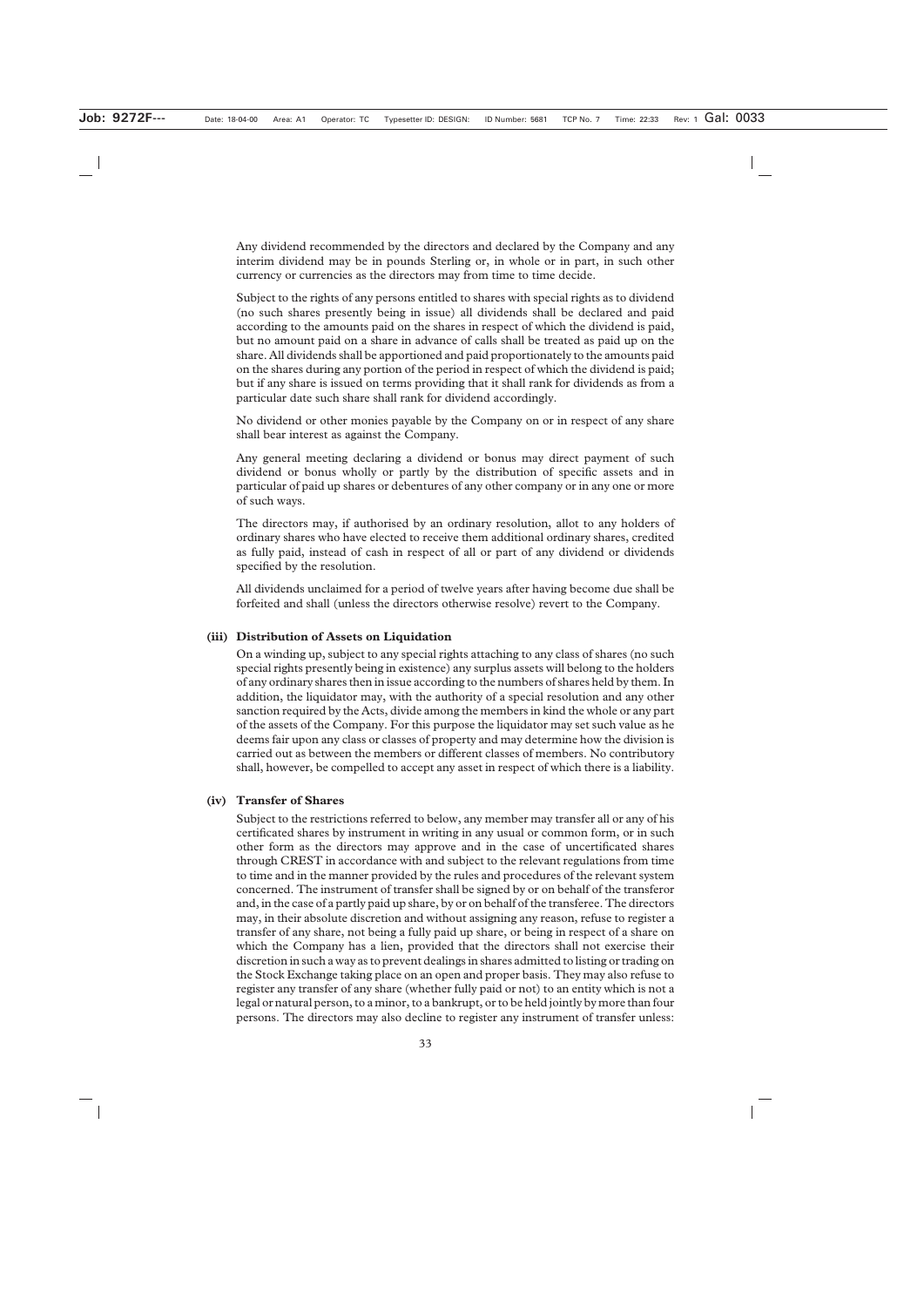Any dividend recommended by the directors and declared by the Company and any interim dividend may be in pounds Sterling or, in whole or in part, in such other currency or currencies as the directors may from time to time decide.

Subject to the rights of any persons entitled to shares with special rights as to dividend (no such shares presently being in issue) all dividends shall be declared and paid according to the amounts paid on the shares in respect of which the dividend is paid, but no amount paid on a share in advance of calls shall be treated as paid up on the share. All dividends shall be apportioned and paid proportionately to the amounts paid on the shares during any portion of the period in respect of which the dividend is paid; but if any share is issued on terms providing that it shall rank for dividends as from a particular date such share shall rank for dividend accordingly.

No dividend or other monies payable by the Company on or in respect of any share shall bear interest as against the Company.

Any general meeting declaring a dividend or bonus may direct payment of such dividend or bonus wholly or partly by the distribution of specific assets and in particular of paid up shares or debentures of any other company or in any one or more of such ways.

The directors may, if authorised by an ordinary resolution, allot to any holders of ordinary shares who have elected to receive them additional ordinary shares, credited as fully paid, instead of cash in respect of all or part of any dividend or dividends specified by the resolution.

All dividends unclaimed for a period of twelve years after having become due shall be forfeited and shall (unless the directors otherwise resolve) revert to the Company.

**(iii) Distribution of Assets on Liquidation**

On a winding up, subject to any special rights attaching to any class of shares (no such special rights presently being in existence) any surplus assets will belong to the holders of any ordinary shares then in issue according to the numbers of shares held by them. In addition, the liquidator may, with the authority of a special resolution and any other sanction required by the Acts, divide among the members in kind the whole or any part of the assets of the Company. For this purpose the liquidator may set such value as he deems fair upon any class or classes of property and may determine how the division is carried out as between the members or different classes of members. No contributory shall, however, be compelled to accept any asset in respect of which there is a liability.

**(iv) Transfer of Shares**

Subject to the restrictions referred to below, any member may transfer all or any of his certificated shares by instrument in writing in any usual or common form, or in such other form as the directors may approve and in the case of uncertificated shares through CREST in accordance with and subject to the relevant regulations from time to time and in the manner provided by the rules and procedures of the relevant system concerned. The instrument of transfer shall be signed by or on behalf of the transferor and, in the case of a partly paid up share, by or on behalf of the transferee. The directors may, in their absolute discretion and without assigning any reason, refuse to register a transfer of any share, not being a fully paid up share, or being in respect of a share on which the Company has a lien, provided that the directors shall not exercise their discretion in such a way as to prevent dealings in shares admitted to listing or trading on the Stock Exchange taking place on an open and proper basis. They may also refuse to register any transfer of any share (whether fully paid or not) to an entity which is not a legal or natural person, to a minor, to a bankrupt, or to be held jointly by more than four persons. The directors may also decline to register any instrument of transfer unless: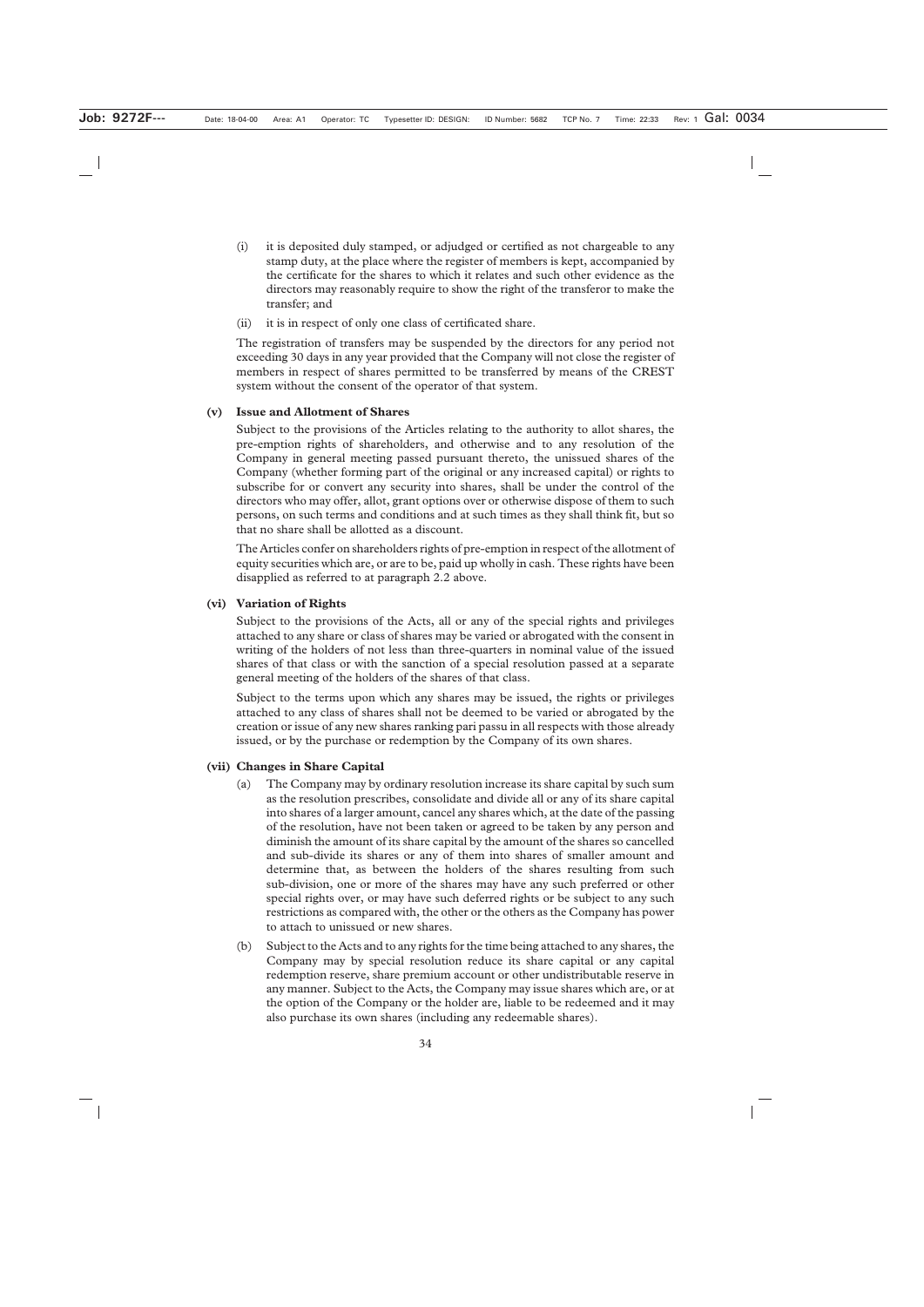(i) it is deposited duly stamped, or adjudged or certified as not chargeable to any stamp duty, at the place where the register of members is kept, accompanied by the certificate for the shares to which it relates and such other evidence as the directors may reasonably require to show the right of the transferor to make the transfer; and

(ii) it is in respect of only one class of certificated share.

The registration of transfers may be suspended by the directors for any period not exceeding 30 days in any year provided that the Company will not close the register of members in respect of shares permitted to be transferred by means of the CREST system without the consent of the operator of that system.

**(v) Issue and Allotment of Shares**

Subject to the provisions of the Articles relating to the authority to allot shares, the pre-emption rights of shareholders, and otherwise and to any resolution of the Company in general meeting passed pursuant thereto, the unissued shares of the Company (whether forming part of the original or any increased capital) or rights to subscribe for or convert any security into shares, shall be under the control of the directors who may offer, allot, grant options over or otherwise dispose of them to such persons, on such terms and conditions and at such times as they shall think fit, but so that no share shall be allotted as a discount.

The Articles confer on shareholders rights of pre-emption in respect of the allotment of equity securities which are, or are to be, paid up wholly in cash. These rights have been disapplied as referred to at paragraph 2.2 above.

**(vi) Variation of Rights**

Subject to the provisions of the Acts, all or any of the special rights and privileges attached to any share or class of shares may be varied or abrogated with the consent in writing of the holders of not less than three-quarters in nominal value of the issued shares of that class or with the sanction of a special resolution passed at a separate general meeting of the holders of the shares of that class.

Subject to the terms upon which any shares may be issued, the rights or privileges attached to any class of shares shall not be deemed to be varied or abrogated by the creation or issue of any new shares ranking pari passu in all respects with those already issued, or by the purchase or redemption by the Company of its own shares.

**(vii) Changes in Share Capital**

(a) The Company may by ordinary resolution increase its share capital by such sum as the resolution prescribes, consolidate and divide all or any of its share capital into shares of a larger amount, cancel any shares which, at the date of the passing of the resolution, have not been taken or agreed to be taken by any person and diminish the amount of its share capital by the amount of the shares so cancelled and sub-divide its shares or any of them into shares of smaller amount and determine that, as between the holders of the shares resulting from such sub-division, one or more of the shares may have any such preferred or other special rights over, or may have such deferred rights or be subject to any such restrictions as compared with, the other or the others as the Company has power to attach to unissued or new shares.

(b) Subject to the Acts and to any rights for the time being attached to any shares, the Company may by special resolution reduce its share capital or any capital redemption reserve, share premium account or other undistributable reserve in any manner. Subject to the Acts, the Company may issue shares which are, or at the option of the Company or the holder are, liable to be redeemed and it may also purchase its own shares (including any redeemable shares).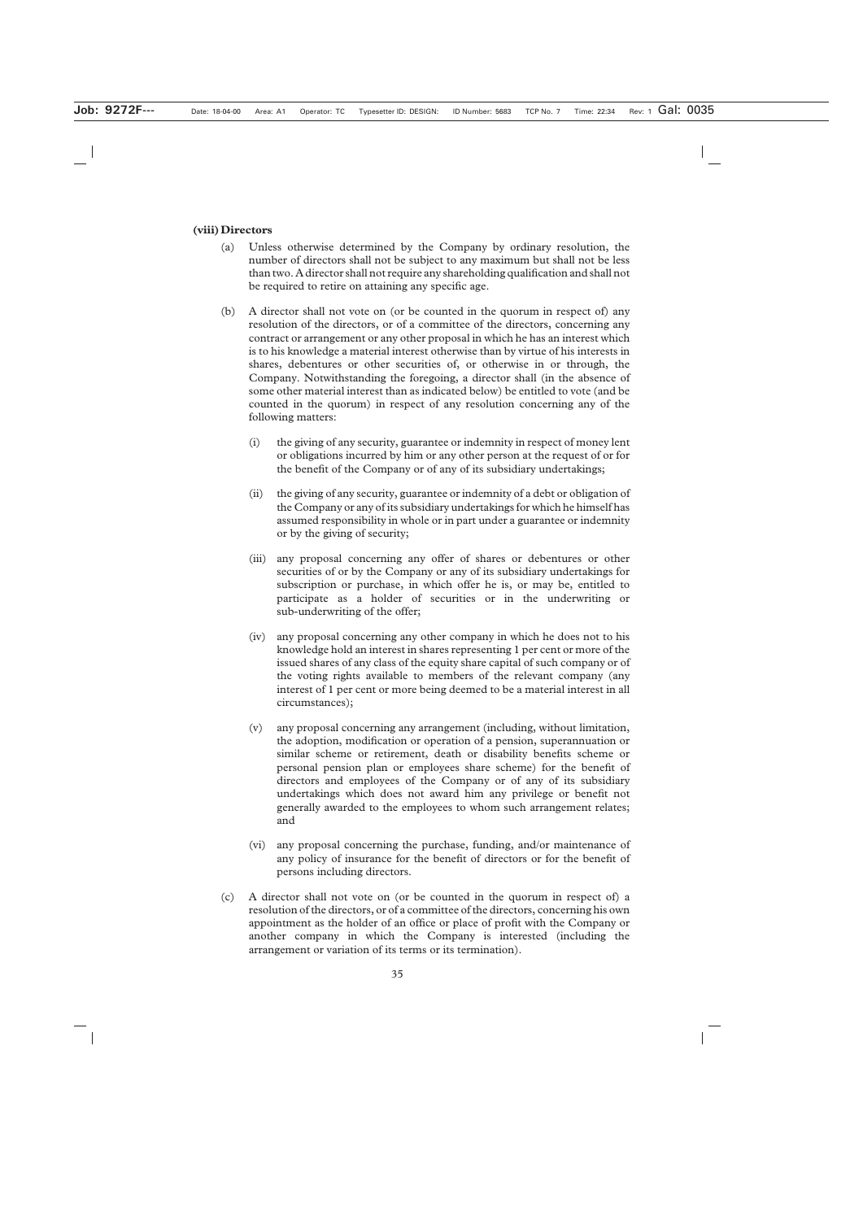**(viii) Directors**

(a) Unless otherwise determined by the Company by ordinary resolution, the number of directors shall not be subject to any maximum but shall not be less than two. A director shall not require any shareholding qualification and shall not be required to retire on attaining any specific age.

(b) A director shall not vote on (or be counted in the quorum in respect of) any resolution of the directors, or of a committee of the directors, concerning any contract or arrangement or any other proposal in which he has an interest which is to his knowledge a material interest otherwise than by virtue of his interests in shares, debentures or other securities of, or otherwise in or through, the Company. Notwithstanding the foregoing, a director shall (in the absence of some other material interest than as indicated below) be entitled to vote (and be counted in the quorum) in respect of any resolution concerning any of the following matters:

   (i) the giving of any security, guarantee or indemnity in respect of money lent or obligations incurred by him or any other person at the request of or for the benefit of the Company or of any of its subsidiary undertakings;

   (ii) the giving of any security, guarantee or indemnity of a debt or obligation of the Company or any of its subsidiary undertakings for which he himself has assumed responsibility in whole or in part under a guarantee or indemnity or by the giving of security;

   (iii) any proposal concerning any offer of shares or debentures or other securities of or by the Company or any of its subsidiary undertakings for subscription or purchase, in which offer he is, or may be, entitled to participate as a holder of securities or in the underwriting or sub-underwriting of the offer;

   (iv) any proposal concerning any other company in which he does not to his knowledge hold an interest in shares representing 1 per cent or more of the issued shares of any class of the equity share capital of such company or of the voting rights available to members of the relevant company (any interest of 1 per cent or more being deemed to be a material interest in all circumstances);

   (v) any proposal concerning any arrangement (including, without limitation, the adoption, modification or operation of a pension, superannuation or similar scheme or retirement, death or disability benefits scheme or personal pension plan or employees share scheme) for the benefit of directors and employees of the Company or of any of its subsidiary undertakings which does not award him any privilege or benefit not generally awarded to the employees to whom such arrangement relates; and

   (vi) any proposal concerning the purchase, funding, and/or maintenance of any policy of insurance for the benefit of directors or for the benefit of persons including directors.

(c) A director shall not vote on (or be counted in the quorum in respect of) a resolution of the directors, or of a committee of the directors, concerning his own appointment as the holder of an office or place of profit with the Company or another company in which the Company is interested (including the arrangement or variation of its terms or its termination).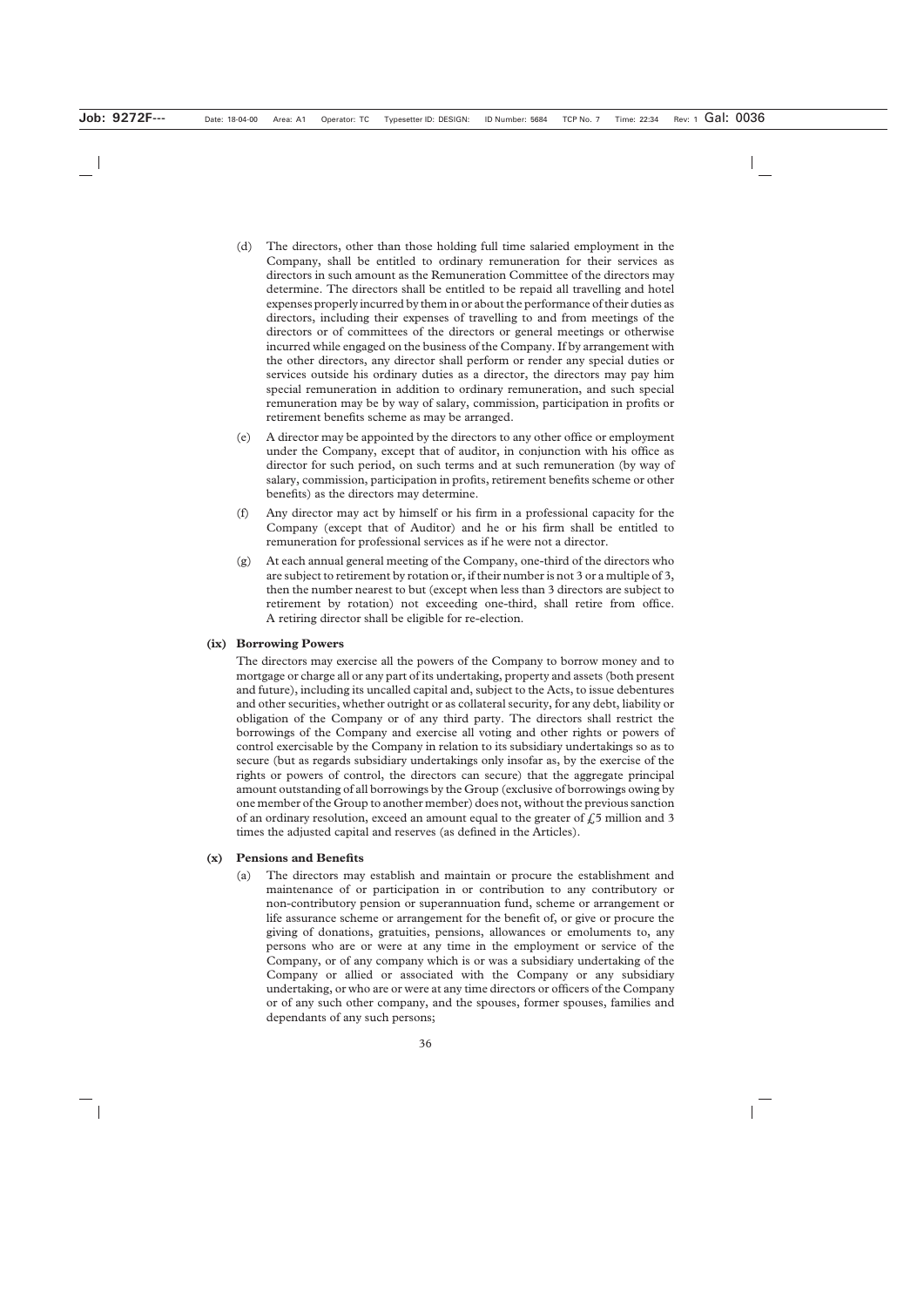(d) The directors, other than those holding full time salaried employment in the Company, shall be entitled to ordinary remuneration for their services as directors in such amount as the Remuneration Committee of the directors may determine. The directors shall be entitled to be repaid all travelling and hotel expenses properly incurred by them in or about the performance of their duties as directors, including their expenses of travelling to and from meetings of the directors or of committees of the directors or general meetings or otherwise incurred while engaged on the business of the Company. If by arrangement with the other directors, any director shall perform or render any special duties or services outside his ordinary duties as a director, the directors may pay him special remuneration in addition to ordinary remuneration, and such special remuneration may be by way of salary, commission, participation in profits or retirement benefits scheme as may be arranged.

(e) A director may be appointed by the directors to any other office or employment under the Company, except that of auditor, in conjunction with his office as director for such period, on such terms and at such remuneration (by way of salary, commission, participation in profits, retirement benefits scheme or other benefits) as the directors may determine.

(f) Any director may act by himself or his firm in a professional capacity for the Company (except that of Auditor) and he or his firm shall be entitled to remuneration for professional services as if he were not a director.

(g) At each annual general meeting of the Company, one-third of the directors who are subject to retirement by rotation or, if their number is not 3 or a multiple of 3, then the number nearest to but (except when less than 3 directors are subject to retirement by rotation) not exceeding one-third, shall retire from office. A retiring director shall be eligible for re-election.

**(ix) Borrowing Powers**

The directors may exercise all the powers of the Company to borrow money and to mortgage or charge all or any part of its undertaking, property and assets (both present and future), including its uncalled capital and, subject to the Acts, to issue debentures and other securities, whether outright or as collateral security, for any debt, liability or obligation of the Company or of any third party. The directors shall restrict the borrowings of the Company and exercise all voting and other rights or powers of control exercisable by the Company in relation to its subsidiary undertakings so as to secure (but as regards subsidiary undertakings only insofar as, by the exercise of the rights or powers of control, the directors can secure) that the aggregate principal amount outstanding of all borrowings by the Group (exclusive of borrowings owing by one member of the Group to another member) does not, without the previous sanction of an ordinary resolution, exceed an amount equal to the greater of £5 million and 3 times the adjusted capital and reserves (as defined in the Articles).

**(x) Pensions and Benefits**

(a) The directors may establish and maintain or procure the establishment and maintenance of or participation in or contribution to any contributory or non-contributory pension or superannuation fund, scheme or arrangement or life assurance scheme or arrangement for the benefit of, or give or procure the giving of donations, gratuities, pensions, allowances or emoluments to, any persons who are or were at any time in the employment or service of the Company, or of any company which is or was a subsidiary undertaking of the Company or allied or associated with the Company or any subsidiary undertaking, or who are or were at any time directors or officers of the Company or of any such other company, and the spouses, former spouses, families and dependants of any such persons;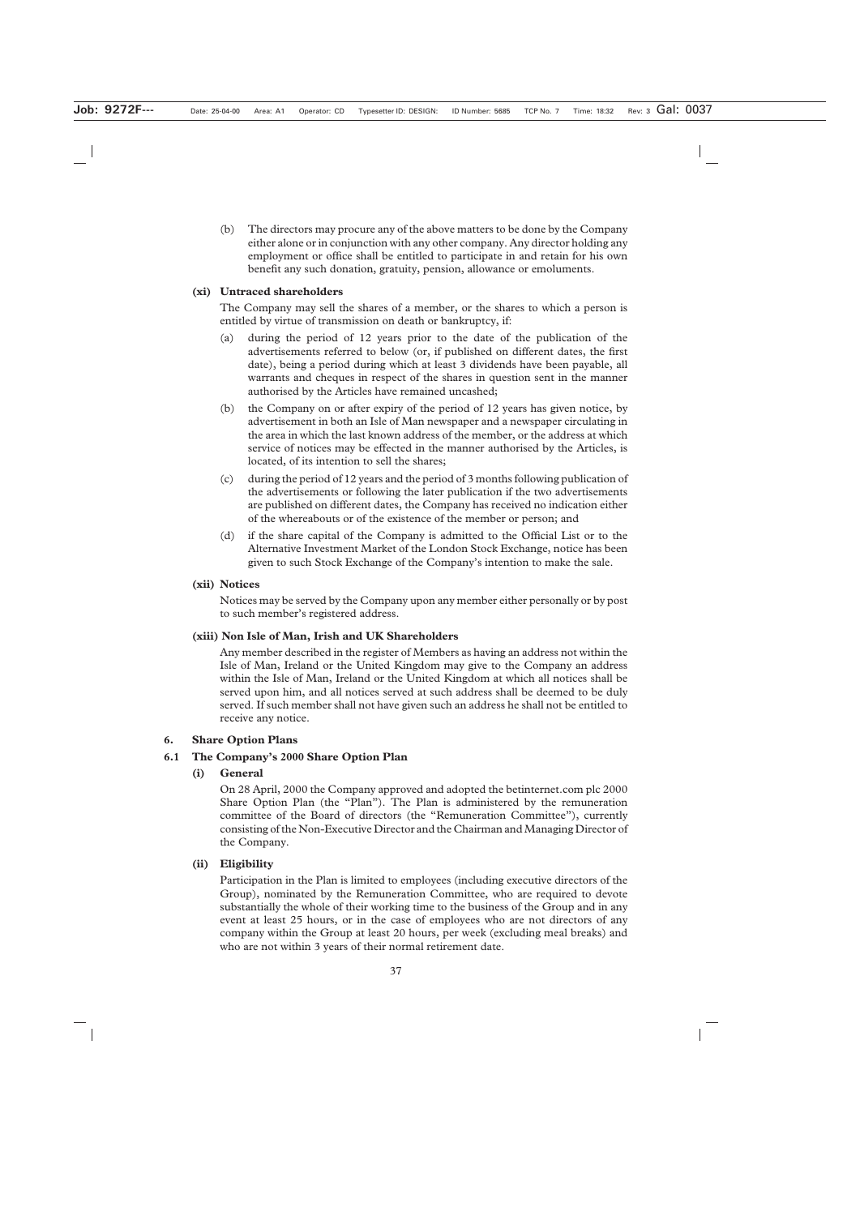(b) The directors may procure any of the above matters to be done by the Company either alone or in conjunction with any other company. Any director holding any employment or office shall be entitled to participate in and retain for his own benefit any such donation, gratuity, pension, allowance or emoluments.

**(xi) Untraced shareholders**

The Company may sell the shares of a member, or the shares to which a person is entitled by virtue of transmission on death or bankruptcy, if:

(a) during the period of 12 years prior to the date of the publication of the advertisements referred to below (or, if published on different dates, the first date), being a period during which at least 3 dividends have been payable, all warrants and cheques in respect of the shares in question sent in the manner authorised by the Articles have remained uncashed;

(b) the Company on or after expiry of the period of 12 years has given notice, by advertisement in both an Isle of Man newspaper and a newspaper circulating in the area in which the last known address of the member, or the address at which service of notices may be effected in the manner authorised by the Articles, is located, of its intention to sell the shares;

(c) during the period of 12 years and the period of 3 months following publication of the advertisements or following the later publication if the two advertisements are published on different dates, the Company has received no indication either of the whereabouts or of the existence of the member or person; and

(d) if the share capital of the Company is admitted to the Official List or to the Alternative Investment Market of the London Stock Exchange, notice has been given to such Stock Exchange of the Company's intention to make the sale.

**(xii) Notices**

Notices may be served by the Company upon any member either personally or by post to such member's registered address.

**(xiii) Non Isle of Man, Irish and UK Shareholders**

Any member described in the register of Members as having an address not within the Isle of Man, Ireland or the United Kingdom may give to the Company an address within the Isle of Man, Ireland or the United Kingdom at which all notices shall be served upon him, and all notices served at such address shall be deemed to be duly served. If such member shall not have given such an address he shall not be entitled to receive any notice.

## 6. Share Option Plans

### 6.1 The Company's 2000 Share Option Plan

**(i) General**

On 28 April, 2000 the Company approved and adopted the betinternet.com plc 2000 Share Option Plan (the "Plan"). The Plan is administered by the remuneration committee of the Board of directors (the "Remuneration Committee"), currently consisting of the Non-Executive Director and the Chairman and Managing Director of the Company.

**(ii) Eligibility**

Participation in the Plan is limited to employees (including executive directors of the Group), nominated by the Remuneration Committee, who are required to devote substantially the whole of their working time to the business of the Group and in any event at least 25 hours, or in the case of employees who are not directors of any company within the Group at least 20 hours, per week (excluding meal breaks) and who are not within 3 years of their normal retirement date.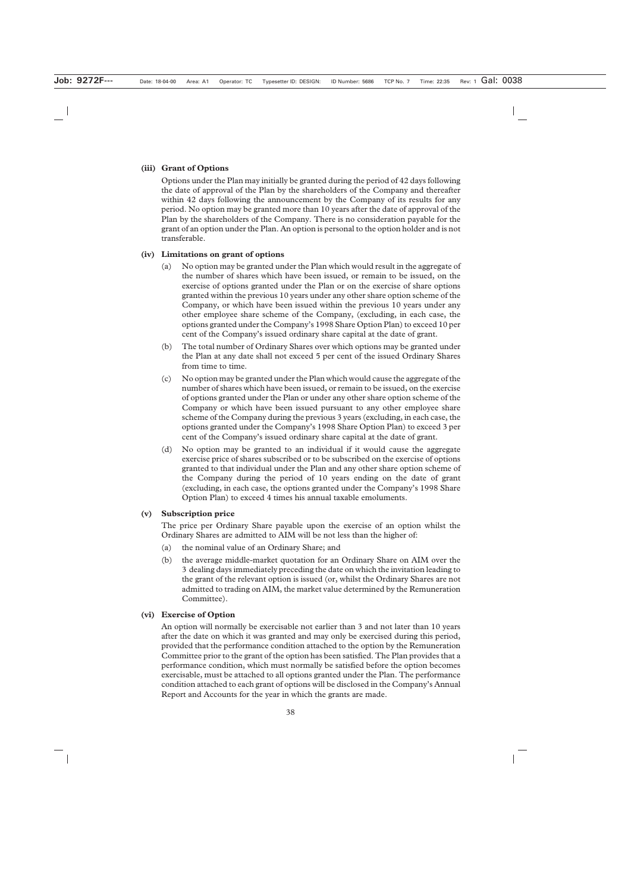**(iii) Grant of Options**

Options under the Plan may initially be granted during the period of 42 days following the date of approval of the Plan by the shareholders of the Company and thereafter within 42 days following the announcement by the Company of its results for any period. No option may be granted more than 10 years after the date of approval of the Plan by the shareholders of the Company. There is no consideration payable for the grant of an option under the Plan. An option is personal to the option holder and is not transferable.

**(iv) Limitations on grant of options**

(a) No option may be granted under the Plan which would result in the aggregate of the number of shares which have been issued, or remain to be issued, on the exercise of options granted under the Plan or on the exercise of share options granted within the previous 10 years under any other share option scheme of the Company, or which have been issued within the previous 10 years under any other employee share scheme of the Company, (excluding, in each case, the options granted under the Company's 1998 Share Option Plan) to exceed 10 per cent of the Company's issued ordinary share capital at the date of grant.

(b) The total number of Ordinary Shares over which options may be granted under the Plan at any date shall not exceed 5 per cent of the issued Ordinary Shares from time to time.

(c) No option may be granted under the Plan which would cause the aggregate of the number of shares which have been issued, or remain to be issued, on the exercise of options granted under the Plan or under any other share option scheme of the Company or which have been issued pursuant to any other employee share scheme of the Company during the previous 3 years (excluding, in each case, the options granted under the Company's 1998 Share Option Plan) to exceed 3 per cent of the Company's issued ordinary share capital at the date of grant.

(d) No option may be granted to an individual if it would cause the aggregate exercise price of shares subscribed or to be subscribed on the exercise of options granted to that individual under the Plan and any other share option scheme of the Company during the period of 10 years ending on the date of grant (excluding, in each case, the options granted under the Company's 1998 Share Option Plan) to exceed 4 times his annual taxable emoluments.

**(v) Subscription price**

The price per Ordinary Share payable upon the exercise of an option whilst the Ordinary Shares are admitted to AIM will be not less than the higher of:

(a) the nominal value of an Ordinary Share; and

(b) the average middle-market quotation for an Ordinary Share on AIM over the 3 dealing days immediately preceding the date on which the invitation leading to the grant of the relevant option is issued (or, whilst the Ordinary Shares are not admitted to trading on AIM, the market value determined by the Remuneration Committee).

**(vi) Exercise of Option**

An option will normally be exercisable not earlier than 3 and not later than 10 years after the date on which it was granted and may only be exercised during this period, provided that the performance condition attached to the option by the Remuneration Committee prior to the grant of the option has been satisfied. The Plan provides that a performance condition, which must normally be satisfied before the option becomes exercisable, must be attached to all options granted under the Plan. The performance condition attached to each grant of options will be disclosed in the Company's Annual Report and Accounts for the year in which the grants are made.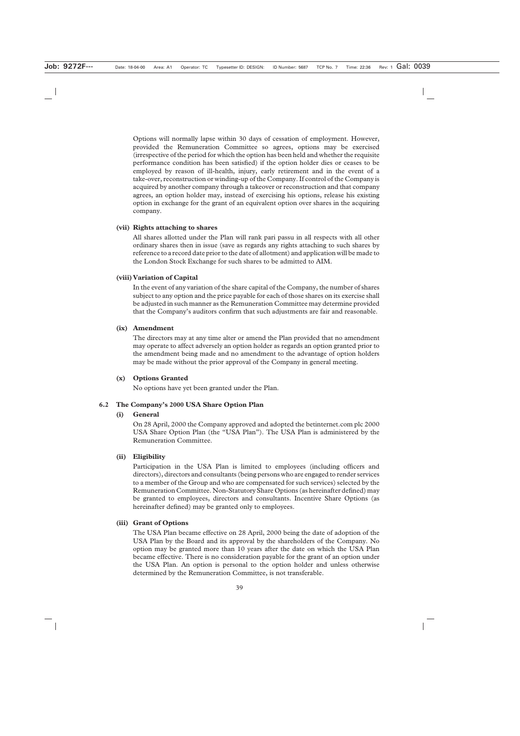Options will normally lapse within 30 days of cessation of employment. However, provided the Remuneration Committee so agrees, options may be exercised (irrespective of the period for which the option has been held and whether the requisite performance condition has been satisfied) if the option holder dies or ceases to be employed by reason of ill-health, injury, early retirement and in the event of a take-over, reconstruction or winding-up of the Company. If control of the Company is acquired by another company through a takeover or reconstruction and that company agrees, an option holder may, instead of exercising his options, release his existing option in exchange for the grant of an equivalent option over shares in the acquiring company.

**(vii) Rights attaching to shares**

All shares allotted under the Plan will rank pari passu in all respects with all other ordinary shares then in issue (save as regards any rights attaching to such shares by reference to a record date prior to the date of allotment) and application will be made to the London Stock Exchange for such shares to be admitted to AIM.

**(viii) Variation of Capital**

In the event of any variation of the share capital of the Company, the number of shares subject to any option and the price payable for each of those shares on its exercise shall be adjusted in such manner as the Remuneration Committee may determine provided that the Company's auditors confirm that such adjustments are fair and reasonable.

**(ix) Amendment**

The directors may at any time alter or amend the Plan provided that no amendment may operate to affect adversely an option holder as regards an option granted prior to the amendment being made and no amendment to the advantage of option holders may be made without the prior approval of the Company in general meeting.

**(x) Options Granted**

No options have yet been granted under the Plan.

**6.2 The Company's 2000 USA Share Option Plan**

**(i) General**

On 28 April, 2000 the Company approved and adopted the betinternet.com plc 2000 USA Share Option Plan (the "USA Plan"). The USA Plan is administered by the Remuneration Committee.

**(ii) Eligibility**

Participation in the USA Plan is limited to employees (including officers and directors), directors and consultants (being persons who are engaged to render services to a member of the Group and who are compensated for such services) selected by the Remuneration Committee. Non-Statutory Share Options (as hereinafter defined) may be granted to employees, directors and consultants. Incentive Share Options (as hereinafter defined) may be granted only to employees.

**(iii) Grant of Options**

The USA Plan became effective on 28 April, 2000 being the date of adoption of the USA Plan by the Board and its approval by the shareholders of the Company. No option may be granted more than 10 years after the date on which the USA Plan became effective. There is no consideration payable for the grant of an option under the USA Plan. An option is personal to the option holder and unless otherwise determined by the Remuneration Committee, is not transferable.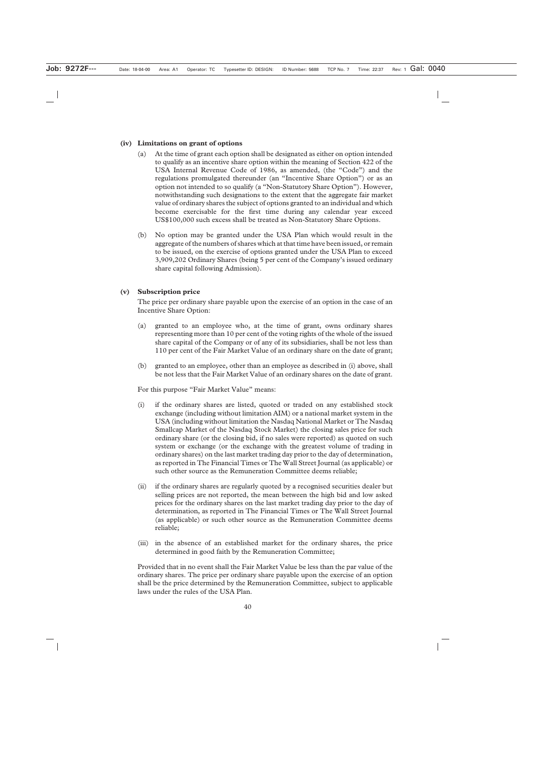**(iv) Limitations on grant of options**

(a) At the time of grant each option shall be designated as either on option intended to qualify as an incentive share option within the meaning of Section 422 of the USA Internal Revenue Code of 1986, as amended, (the "Code") and the regulations promulgated thereunder (an "Incentive Share Option") or as an option not intended to so qualify (a "Non-Statutory Share Option"). However, notwithstanding such designations to the extent that the aggregate fair market value of ordinary shares the subject of options granted to an individual and which become exercisable for the first time during any calendar year exceed US$100,000 such excess shall be treated as Non-Statutory Share Options.

(b) No option may be granted under the USA Plan which would result in the aggregate of the numbers of shares which at that time have been issued, or remain to be issued, on the exercise of options granted under the USA Plan to exceed 3,909,202 Ordinary Shares (being 5 per cent of the Company's issued ordinary share capital following Admission).

**(v) Subscription price**

The price per ordinary share payable upon the exercise of an option in the case of an Incentive Share Option:

(a) granted to an employee who, at the time of grant, owns ordinary shares representing more than 10 per cent of the voting rights of the whole of the issued share capital of the Company or of any of its subsidiaries, shall be not less than 110 per cent of the Fair Market Value of an ordinary share on the date of grant;

(b) granted to an employee, other than an employee as described in (i) above, shall be not less that the Fair Market Value of an ordinary shares on the date of grant.

For this purpose "Fair Market Value" means:

(i) if the ordinary shares are listed, quoted or traded on any established stock exchange (including without limitation AIM) or a national market system in the USA (including without limitation the Nasdaq National Market or The Nasdaq Smallcap Market of the Nasdaq Stock Market) the closing sales price for such ordinary share (or the closing bid, if no sales were reported) as quoted on such system or exchange (or the exchange with the greatest volume of trading in ordinary shares) on the last market trading day prior to the day of determination, as reported in The Financial Times or The Wall Street Journal (as applicable) or such other source as the Remuneration Committee deems reliable;

(ii) if the ordinary shares are regularly quoted by a recognised securities dealer but selling prices are not reported, the mean between the high bid and low asked prices for the ordinary shares on the last market trading day prior to the day of determination, as reported in The Financial Times or The Wall Street Journal (as applicable) or such other source as the Remuneration Committee deems reliable;

(iii) in the absence of an established market for the ordinary shares, the price determined in good faith by the Remuneration Committee;

Provided that in no event shall the Fair Market Value be less than the par value of the ordinary shares. The price per ordinary share payable upon the exercise of an option shall be the price determined by the Remuneration Committee, subject to applicable laws under the rules of the USA Plan.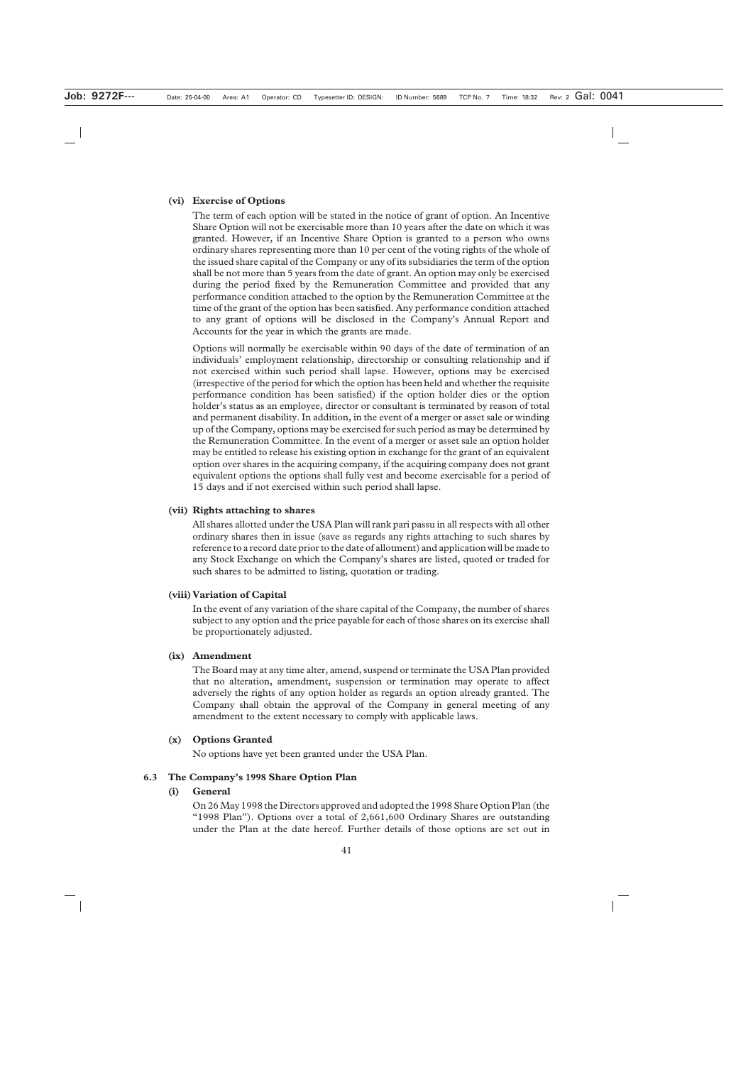#### (vi) Exercise of Options

The term of each option will be stated in the notice of grant of option. An Incentive Share Option will not be exercisable more than 10 years after the date on which it was granted. However, if an Incentive Share Option is granted to a person who owns ordinary shares representing more than 10 per cent of the voting rights of the whole of the issued share capital of the Company or any of its subsidiaries the term of the option shall be not more than 5 years from the date of grant. An option may only be exercised during the period fixed by the Remuneration Committee and provided that any performance condition attached to the option by the Remuneration Committee at the time of the grant of the option has been satisfied. Any performance condition attached to any grant of options will be disclosed in the Company's Annual Report and Accounts for the year in which the grants are made.

Options will normally be exercisable within 90 days of the date of termination of an individuals' employment relationship, directorship or consulting relationship and if not exercised within such period shall lapse. However, options may be exercised (irrespective of the period for which the option has been held and whether the requisite performance condition has been satisfied) if the option holder dies or the option holder's status as an employee, director or consultant is terminated by reason of total and permanent disability. In addition, in the event of a merger or asset sale or winding up of the Company, options may be exercised for such period as may be determined by the Remuneration Committee. In the event of a merger or asset sale an option holder may be entitled to release his existing option in exchange for the grant of an equivalent option over shares in the acquiring company, if the acquiring company does not grant equivalent options the options shall fully vest and become exercisable for a period of 15 days and if not exercised within such period shall lapse.

#### (vii) Rights attaching to shares

All shares allotted under the USA Plan will rank pari passu in all respects with all other ordinary shares then in issue (save as regards any rights attaching to such shares by reference to a record date prior to the date of allotment) and application will be made to any Stock Exchange on which the Company's shares are listed, quoted or traded for such shares to be admitted to listing, quotation or trading.

#### (viii) Variation of Capital

In the event of any variation of the share capital of the Company, the number of shares subject to any option and the price payable for each of those shares on its exercise shall be proportionately adjusted.

#### (ix) Amendment

The Board may at any time alter, amend, suspend or terminate the USA Plan provided that no alteration, amendment, suspension or termination may operate to affect adversely the rights of any option holder as regards an option already granted. The Company shall obtain the approval of the Company in general meeting of any amendment to the extent necessary to comply with applicable laws.

#### (x) Options Granted

No options have yet been granted under the USA Plan.

### 6.3 The Company's 1998 Share Option Plan

#### (i) General

On 26 May 1998 the Directors approved and adopted the 1998 Share Option Plan (the "1998 Plan"). Options over a total of 2,661,600 Ordinary Shares are outstanding under the Plan at the date hereof. Further details of those options are set out in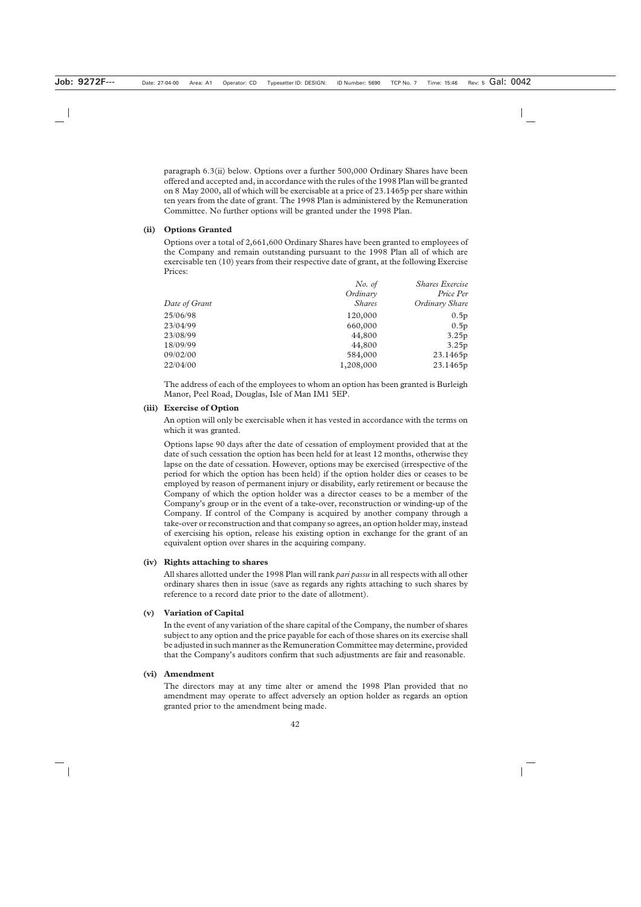paragraph 6.3(ii) below. Options over a further 500,000 Ordinary Shares have been offered and accepted and, in accordance with the rules of the 1998 Plan will be granted on 8 May 2000, all of which will be exercisable at a price of 23.1465p per share within ten years from the date of grant. The 1998 Plan is administered by the Remuneration Committee. No further options will be granted under the 1998 Plan.

**(ii) Options Granted**

Options over a total of 2,661,600 Ordinary Shares have been granted to employees of the Company and remain outstanding pursuant to the 1998 Plan all of which are exercisable ten (10) years from their respective date of grant, at the following Exercise Prices:

| *Date of Grant* | *No. of Ordinary Shares* | *Shares Exercise Price Per Ordinary Share* |
|---|---|---|
| 25/06/98 | 120,000 | 0.5p |
| 23/04/99 | 660,000 | 0.5p |
| 23/08/99 | 44,800 | 3.25p |
| 18/09/99 | 44,800 | 3.25p |
| 09/02/00 | 584,000 | 23.1465p |
| 22/04/00 | 1,208,000 | 23.1465p |

The address of each of the employees to whom an option has been granted is Burleigh Manor, Peel Road, Douglas, Isle of Man IM1 5EP.

**(iii) Exercise of Option**

An option will only be exercisable when it has vested in accordance with the terms on which it was granted.

Options lapse 90 days after the date of cessation of employment provided that at the date of such cessation the option has been held for at least 12 months, otherwise they lapse on the date of cessation. However, options may be exercised (irrespective of the period for which the option has been held) if the option holder dies or ceases to be employed by reason of permanent injury or disability, early retirement or because the Company of which the option holder was a director ceases to be a member of the Company's group or in the event of a take-over, reconstruction or winding-up of the Company. If control of the Company is acquired by another company through a take-over or reconstruction and that company so agrees, an option holder may, instead of exercising his option, release his existing option in exchange for the grant of an equivalent option over shares in the acquiring company.

**(iv) Rights attaching to shares**

All shares allotted under the 1998 Plan will rank *pari passu* in all respects with all other ordinary shares then in issue (save as regards any rights attaching to such shares by reference to a record date prior to the date of allotment).

**(v) Variation of Capital**

In the event of any variation of the share capital of the Company, the number of shares subject to any option and the price payable for each of those shares on its exercise shall be adjusted in such manner as the Remuneration Committee may determine, provided that the Company's auditors confirm that such adjustments are fair and reasonable.

**(vi) Amendment**

The directors may at any time alter or amend the 1998 Plan provided that no amendment may operate to affect adversely an option holder as regards an option granted prior to the amendment being made.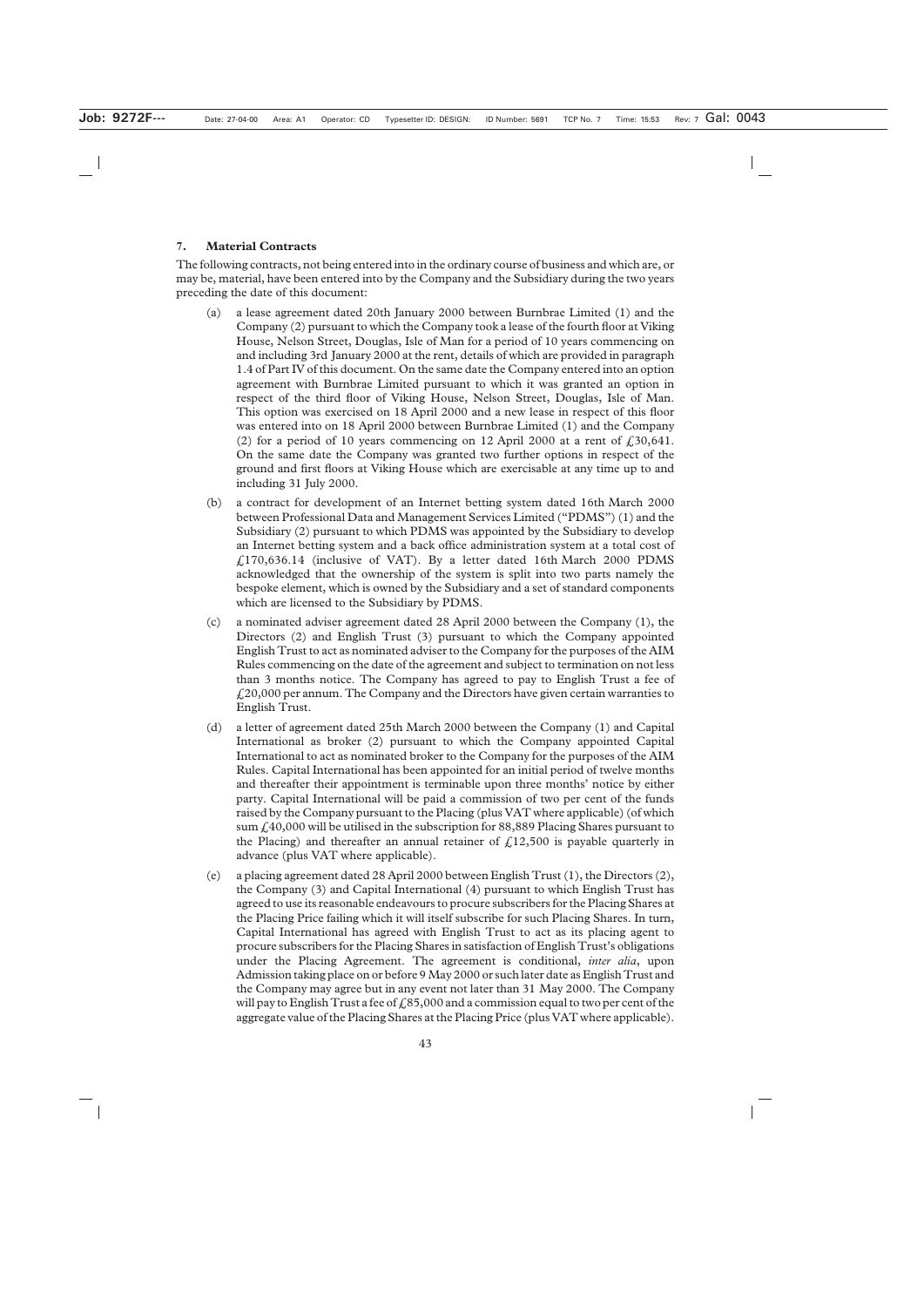## 7. Material Contracts

The following contracts, not being entered into in the ordinary course of business and which are, or may be, material, have been entered into by the Company and the Subsidiary during the two years preceding the date of this document:

(a) a lease agreement dated 20th January 2000 between Burnbrae Limited (1) and the Company (2) pursuant to which the Company took a lease of the fourth floor at Viking House, Nelson Street, Douglas, Isle of Man for a period of 10 years commencing on and including 3rd January 2000 at the rent, details of which are provided in paragraph 1.4 of Part IV of this document. On the same date the Company entered into an option agreement with Burnbrae Limited pursuant to which it was granted an option in respect of the third floor of Viking House, Nelson Street, Douglas, Isle of Man. This option was exercised on 18 April 2000 and a new lease in respect of this floor was entered into on 18 April 2000 between Burnbrae Limited (1) and the Company (2) for a period of 10 years commencing on 12 April 2000 at a rent of £30,641. On the same date the Company was granted two further options in respect of the ground and first floors at Viking House which are exercisable at any time up to and including 31 July 2000.

(b) a contract for development of an Internet betting system dated 16th March 2000 between Professional Data and Management Services Limited ("PDMS") (1) and the Subsidiary (2) pursuant to which PDMS was appointed by the Subsidiary to develop an Internet betting system and a back office administration system at a total cost of £170,636.14 (inclusive of VAT). By a letter dated 16th March 2000 PDMS acknowledged that the ownership of the system is split into two parts namely the bespoke element, which is owned by the Subsidiary and a set of standard components which are licensed to the Subsidiary by PDMS.

(c) a nominated adviser agreement dated 28 April 2000 between the Company (1), the Directors (2) and English Trust (3) pursuant to which the Company appointed English Trust to act as nominated adviser to the Company for the purposes of the AIM Rules commencing on the date of the agreement and subject to termination on not less than 3 months notice. The Company has agreed to pay to English Trust a fee of £20,000 per annum. The Company and the Directors have given certain warranties to English Trust.

(d) a letter of agreement dated 25th March 2000 between the Company (1) and Capital International as broker (2) pursuant to which the Company appointed Capital International to act as nominated broker to the Company for the purposes of the AIM Rules. Capital International has been appointed for an initial period of twelve months and thereafter their appointment is terminable upon three months' notice by either party. Capital International will be paid a commission of two per cent of the funds raised by the Company pursuant to the Placing (plus VAT where applicable) (of which sum £40,000 will be utilised in the subscription for 88,889 Placing Shares pursuant to the Placing) and thereafter an annual retainer of £12,500 is payable quarterly in advance (plus VAT where applicable).

(e) a placing agreement dated 28 April 2000 between English Trust (1), the Directors (2), the Company (3) and Capital International (4) pursuant to which English Trust has agreed to use its reasonable endeavours to procure subscribers for the Placing Shares at the Placing Price failing which it will itself subscribe for such Placing Shares. In turn, Capital International has agreed with English Trust to act as its placing agent to procure subscribers for the Placing Shares in satisfaction of English Trust's obligations under the Placing Agreement. The agreement is conditional, *inter alia*, upon Admission taking place on or before 9 May 2000 or such later date as English Trust and the Company may agree but in any event not later than 31 May 2000. The Company will pay to English Trust a fee of £85,000 and a commission equal to two per cent of the aggregate value of the Placing Shares at the Placing Price (plus VAT where applicable).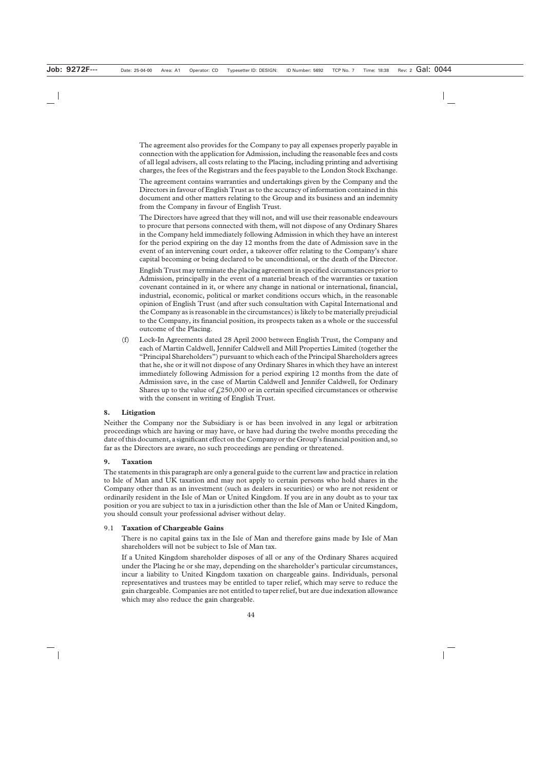The agreement also provides for the Company to pay all expenses properly payable in connection with the application for Admission, including the reasonable fees and costs of all legal advisers, all costs relating to the Placing, including printing and advertising charges, the fees of the Registrars and the fees payable to the London Stock Exchange.

The agreement contains warranties and undertakings given by the Company and the Directors in favour of English Trust as to the accuracy of information contained in this document and other matters relating to the Group and its business and an indemnity from the Company in favour of English Trust.

The Directors have agreed that they will not, and will use their reasonable endeavours to procure that persons connected with them, will not dispose of any Ordinary Shares in the Company held immediately following Admission in which they have an interest for the period expiring on the day 12 months from the date of Admission save in the event of an intervening court order, a takeover offer relating to the Company's share capital becoming or being declared to be unconditional, or the death of the Director.

English Trust may terminate the placing agreement in specified circumstances prior to Admission, principally in the event of a material breach of the warranties or taxation covenant contained in it, or where any change in national or international, financial, industrial, economic, political or market conditions occurs which, in the reasonable opinion of English Trust (and after such consultation with Capital International and the Company as is reasonable in the circumstances) is likely to be materially prejudicial to the Company, its financial position, its prospects taken as a whole or the successful outcome of the Placing.

(f) Lock-In Agreements dated 28 April 2000 between English Trust, the Company and each of Martin Caldwell, Jennifer Caldwell and Mill Properties Limited (together the "Principal Shareholders") pursuant to which each of the Principal Shareholders agrees that he, she or it will not dispose of any Ordinary Shares in which they have an interest immediately following Admission for a period expiring 12 months from the date of Admission save, in the case of Martin Caldwell and Jennifer Caldwell, for Ordinary Shares up to the value of £250,000 or in certain specified circumstances or otherwise with the consent in writing of English Trust.

## 8. Litigation

Neither the Company nor the Subsidiary is or has been involved in any legal or arbitration proceedings which are having or may have, or have had during the twelve months preceding the date of this document, a significant effect on the Company or the Group's financial position and, so far as the Directors are aware, no such proceedings are pending or threatened.

## 9. Taxation

The statements in this paragraph are only a general guide to the current law and practice in relation to Isle of Man and UK taxation and may not apply to certain persons who hold shares in the Company other than as an investment (such as dealers in securities) or who are not resident or ordinarily resident in the Isle of Man or United Kingdom. If you are in any doubt as to your tax position or you are subject to tax in a jurisdiction other than the Isle of Man or United Kingdom, you should consult your professional adviser without delay.

### 9.1 Taxation of Chargeable Gains

There is no capital gains tax in the Isle of Man and therefore gains made by Isle of Man shareholders will not be subject to Isle of Man tax.

If a United Kingdom shareholder disposes of all or any of the Ordinary Shares acquired under the Placing he or she may, depending on the shareholder's particular circumstances, incur a liability to United Kingdom taxation on chargeable gains. Individuals, personal representatives and trustees may be entitled to taper relief, which may serve to reduce the gain chargeable. Companies are not entitled to taper relief, but are due indexation allowance which may also reduce the gain chargeable.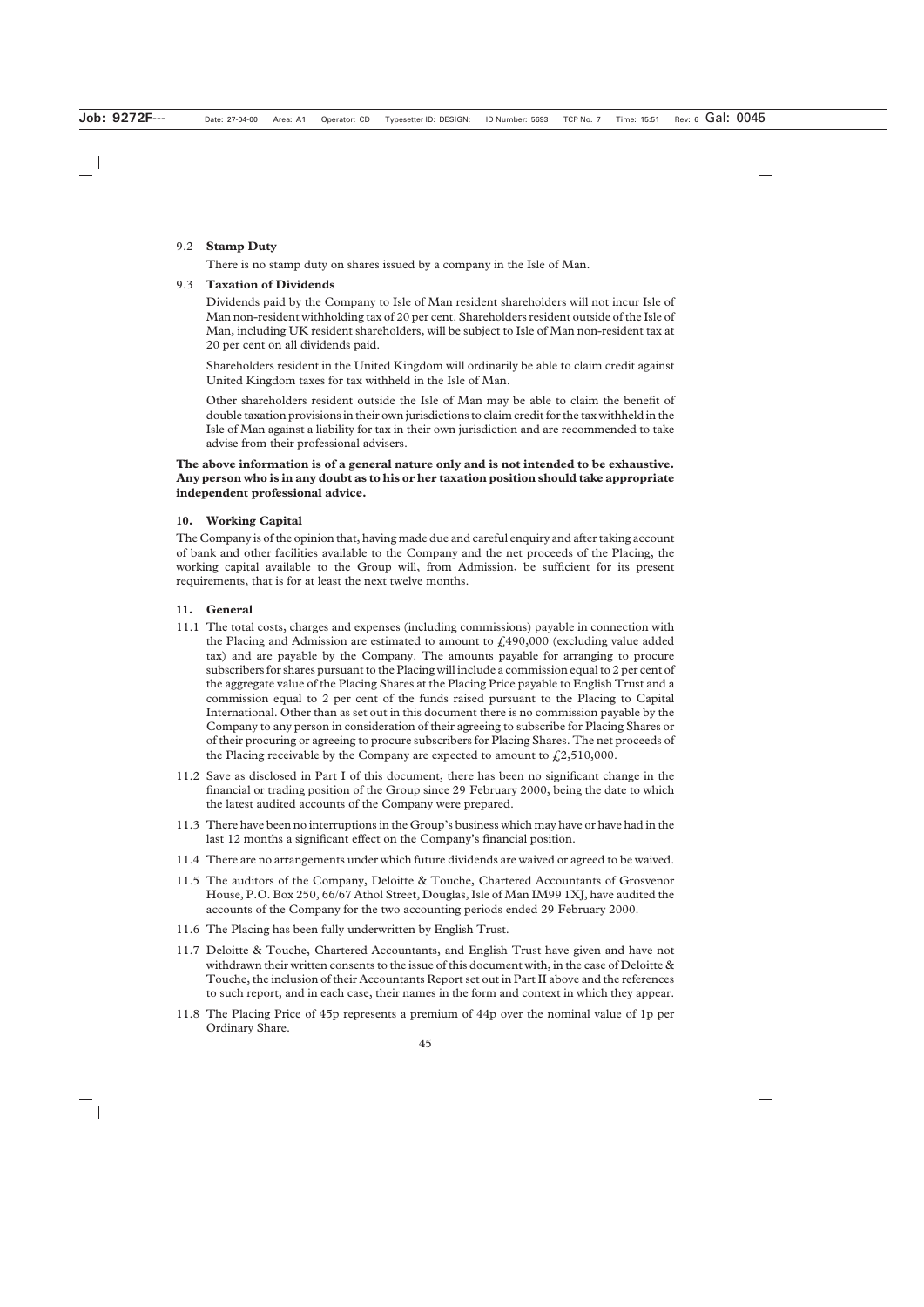9.2 **Stamp Duty**

There is no stamp duty on shares issued by a company in the Isle of Man.

9.3 **Taxation of Dividends**

Dividends paid by the Company to Isle of Man resident shareholders will not incur Isle of Man non-resident withholding tax of 20 per cent. Shareholders resident outside of the Isle of Man, including UK resident shareholders, will be subject to Isle of Man non-resident tax at 20 per cent on all dividends paid.

Shareholders resident in the United Kingdom will ordinarily be able to claim credit against United Kingdom taxes for tax withheld in the Isle of Man.

Other shareholders resident outside the Isle of Man may be able to claim the benefit of double taxation provisions in their own jurisdictions to claim credit for the tax withheld in the Isle of Man against a liability for tax in their own jurisdiction and are recommended to take advise from their professional advisers.

**The above information is of a general nature only and is not intended to be exhaustive. Any person who is in any doubt as to his or her taxation position should take appropriate independent professional advice.**

## 10. Working Capital

The Company is of the opinion that, having made due and careful enquiry and after taking account of bank and other facilities available to the Company and the net proceeds of the Placing, the working capital available to the Group will, from Admission, be sufficient for its present requirements, that is for at least the next twelve months.

## 11. General

11.1 The total costs, charges and expenses (including commissions) payable in connection with the Placing and Admission are estimated to amount to £490,000 (excluding value added tax) and are payable by the Company. The amounts payable for arranging to procure subscribers for shares pursuant to the Placing will include a commission equal to 2 per cent of the aggregate value of the Placing Shares at the Placing Price payable to English Trust and a commission equal to 2 per cent of the funds raised pursuant to the Placing to Capital International. Other than as set out in this document there is no commission payable by the Company to any person in consideration of their agreeing to subscribe for Placing Shares or of their procuring or agreeing to procure subscribers for Placing Shares. The net proceeds of the Placing receivable by the Company are expected to amount to £2,510,000.

11.2 Save as disclosed in Part I of this document, there has been no significant change in the financial or trading position of the Group since 29 February 2000, being the date to which the latest audited accounts of the Company were prepared.

11.3 There have been no interruptions in the Group's business which may have or have had in the last 12 months a significant effect on the Company's financial position.

11.4 There are no arrangements under which future dividends are waived or agreed to be waived.

11.5 The auditors of the Company, Deloitte & Touche, Chartered Accountants of Grosvenor House, P.O. Box 250, 66/67 Athol Street, Douglas, Isle of Man IM99 1XJ, have audited the accounts of the Company for the two accounting periods ended 29 February 2000.

11.6 The Placing has been fully underwritten by English Trust.

11.7 Deloitte & Touche, Chartered Accountants, and English Trust have given and have not withdrawn their written consents to the issue of this document with, in the case of Deloitte & Touche, the inclusion of their Accountants Report set out in Part II above and the references to such report, and in each case, their names in the form and context in which they appear.

11.8 The Placing Price of 45p represents a premium of 44p over the nominal value of 1p per Ordinary Share.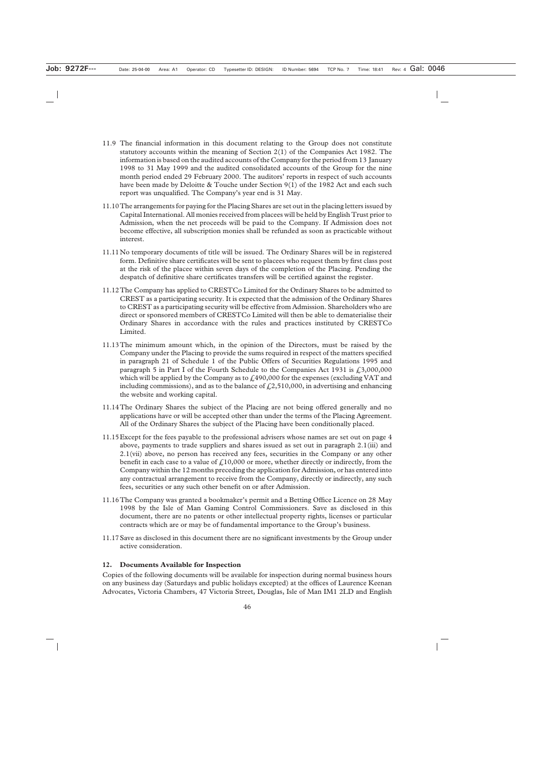11.9 The financial information in this document relating to the Group does not constitute statutory accounts within the meaning of Section 2(1) of the Companies Act 1982. The information is based on the audited accounts of the Company for the period from 13 January 1998 to 31 May 1999 and the audited consolidated accounts of the Group for the nine month period ended 29 February 2000. The auditors' reports in respect of such accounts have been made by Deloitte & Touche under Section 9(1) of the 1982 Act and each such report was unqualified. The Company's year end is 31 May.

11.10 The arrangements for paying for the Placing Shares are set out in the placing letters issued by Capital International. All monies received from placees will be held by English Trust prior to Admission, when the net proceeds will be paid to the Company. If Admission does not become effective, all subscription monies shall be refunded as soon as practicable without interest.

11.11 No temporary documents of title will be issued. The Ordinary Shares will be in registered form. Definitive share certificates will be sent to placees who request them by first class post at the risk of the placee within seven days of the completion of the Placing. Pending the despatch of definitive share certificates transfers will be certified against the register.

11.12 The Company has applied to CRESTCo Limited for the Ordinary Shares to be admitted to CREST as a participating security. It is expected that the admission of the Ordinary Shares to CREST as a participating security will be effective from Admission. Shareholders who are direct or sponsored members of CRESTCo Limited will then be able to dematerialise their Ordinary Shares in accordance with the rules and practices instituted by CRESTCo Limited.

11.13 The minimum amount which, in the opinion of the Directors, must be raised by the Company under the Placing to provide the sums required in respect of the matters specified in paragraph 21 of Schedule 1 of the Public Offers of Securities Regulations 1995 and paragraph 5 in Part I of the Fourth Schedule to the Companies Act 1931 is £3,000,000 which will be applied by the Company as to £490,000 for the expenses (excluding VAT and including commissions), and as to the balance of £2,510,000, in advertising and enhancing the website and working capital.

11.14 The Ordinary Shares the subject of the Placing are not being offered generally and no applications have or will be accepted other than under the terms of the Placing Agreement. All of the Ordinary Shares the subject of the Placing have been conditionally placed.

11.15 Except for the fees payable to the professional advisers whose names are set out on page 4 above, payments to trade suppliers and shares issued as set out in paragraph 2.1(iii) and 2.1(vii) above, no person has received any fees, securities in the Company or any other benefit in each case to a value of £10,000 or more, whether directly or indirectly, from the Company within the 12 months preceding the application for Admission, or has entered into any contractual arrangement to receive from the Company, directly or indirectly, any such fees, securities or any such other benefit on or after Admission.

11.16 The Company was granted a bookmaker's permit and a Betting Office Licence on 28 May 1998 by the Isle of Man Gaming Control Commissioners. Save as disclosed in this document, there are no patents or other intellectual property rights, licenses or particular contracts which are or may be of fundamental importance to the Group's business.

11.17 Save as disclosed in this document there are no significant investments by the Group under active consideration.

**12. Documents Available for Inspection**

Copies of the following documents will be available for inspection during normal business hours on any business day (Saturdays and public holidays excepted) at the offices of Laurence Keenan Advocates, Victoria Chambers, 47 Victoria Street, Douglas, Isle of Man IM1 2LD and English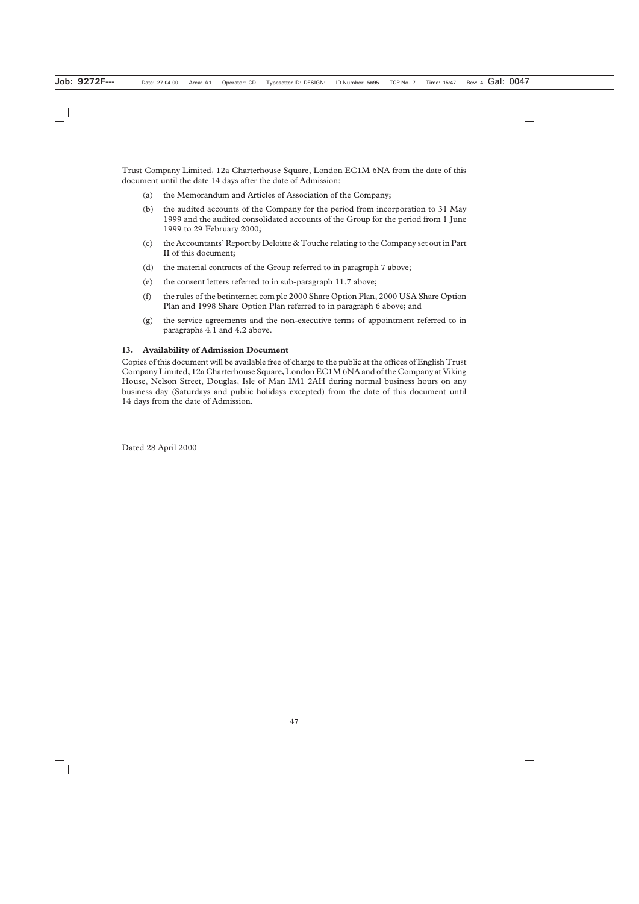Trust Company Limited, 12a Charterhouse Square, London EC1M 6NA from the date of this document until the date 14 days after the date of Admission:

(a) the Memorandum and Articles of Association of the Company;

(b) the audited accounts of the Company for the period from incorporation to 31 May 1999 and the audited consolidated accounts of the Group for the period from 1 June 1999 to 29 February 2000;

(c) the Accountants' Report by Deloitte & Touche relating to the Company set out in Part II of this document;

(d) the material contracts of the Group referred to in paragraph 7 above;

(e) the consent letters referred to in sub-paragraph 11.7 above;

(f) the rules of the betinternet.com plc 2000 Share Option Plan, 2000 USA Share Option Plan and 1998 Share Option Plan referred to in paragraph 6 above; and

(g) the service agreements and the non-executive terms of appointment referred to in paragraphs 4.1 and 4.2 above.

**13. Availability of Admission Document**

Copies of this document will be available free of charge to the public at the offices of English Trust Company Limited, 12a Charterhouse Square, London EC1M 6NA and of the Company at Viking House, Nelson Street, Douglas, Isle of Man IM1 2AH during normal business hours on any business day (Saturdays and public holidays excepted) from the date of this document until 14 days from the date of Admission.

Dated 28 April 2000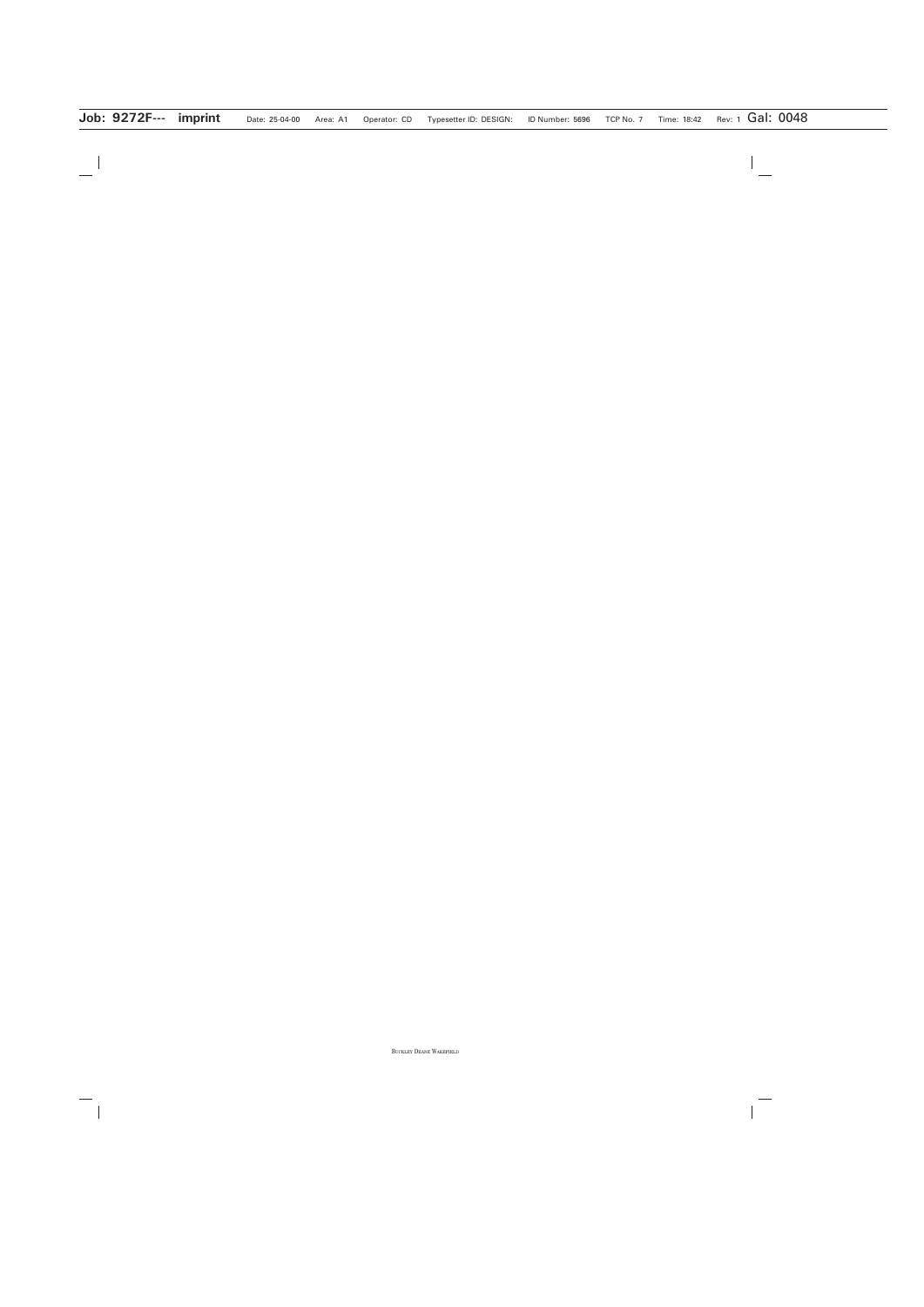Buckley Deane Wakefield